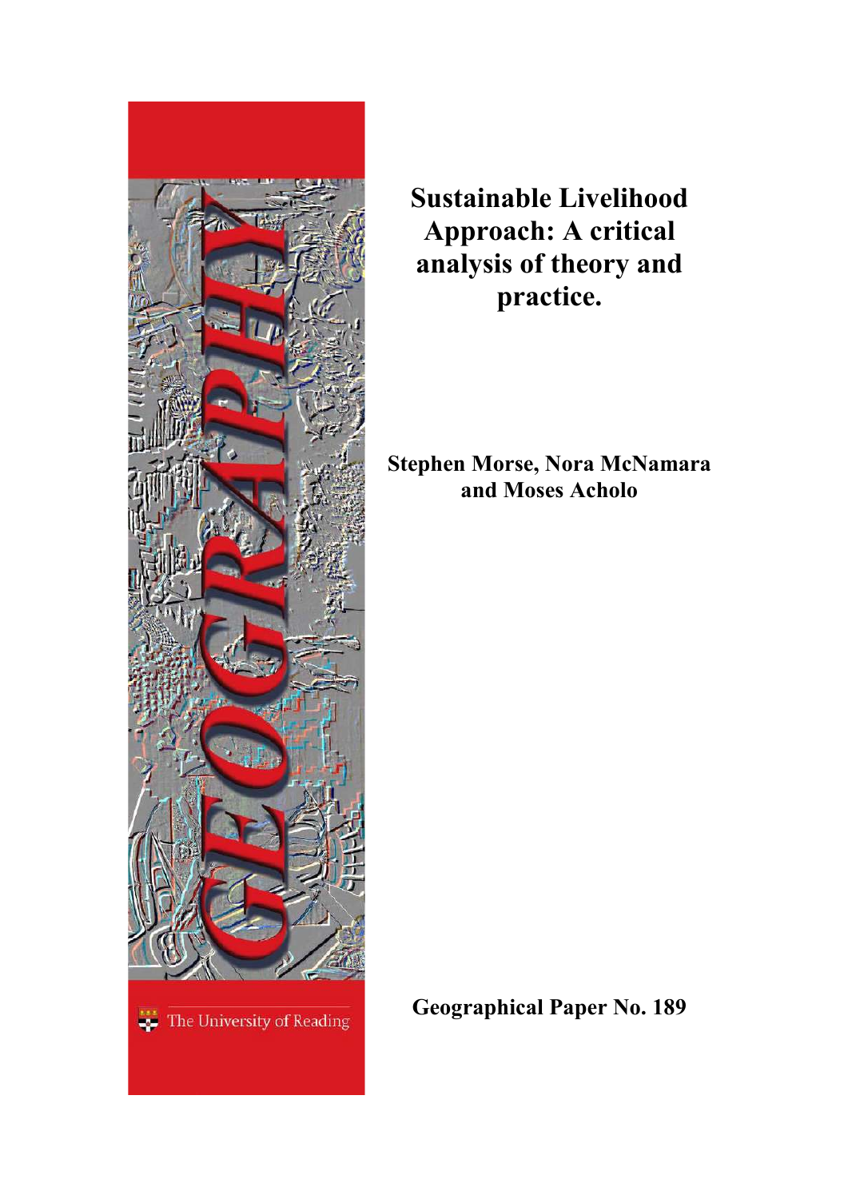# Sustainable Livelihood Approach: A critical analysis of theory and practice.

**Stephen Morse, Nora McNamara and Moses Acholo**

**Geographical Paper No. 189**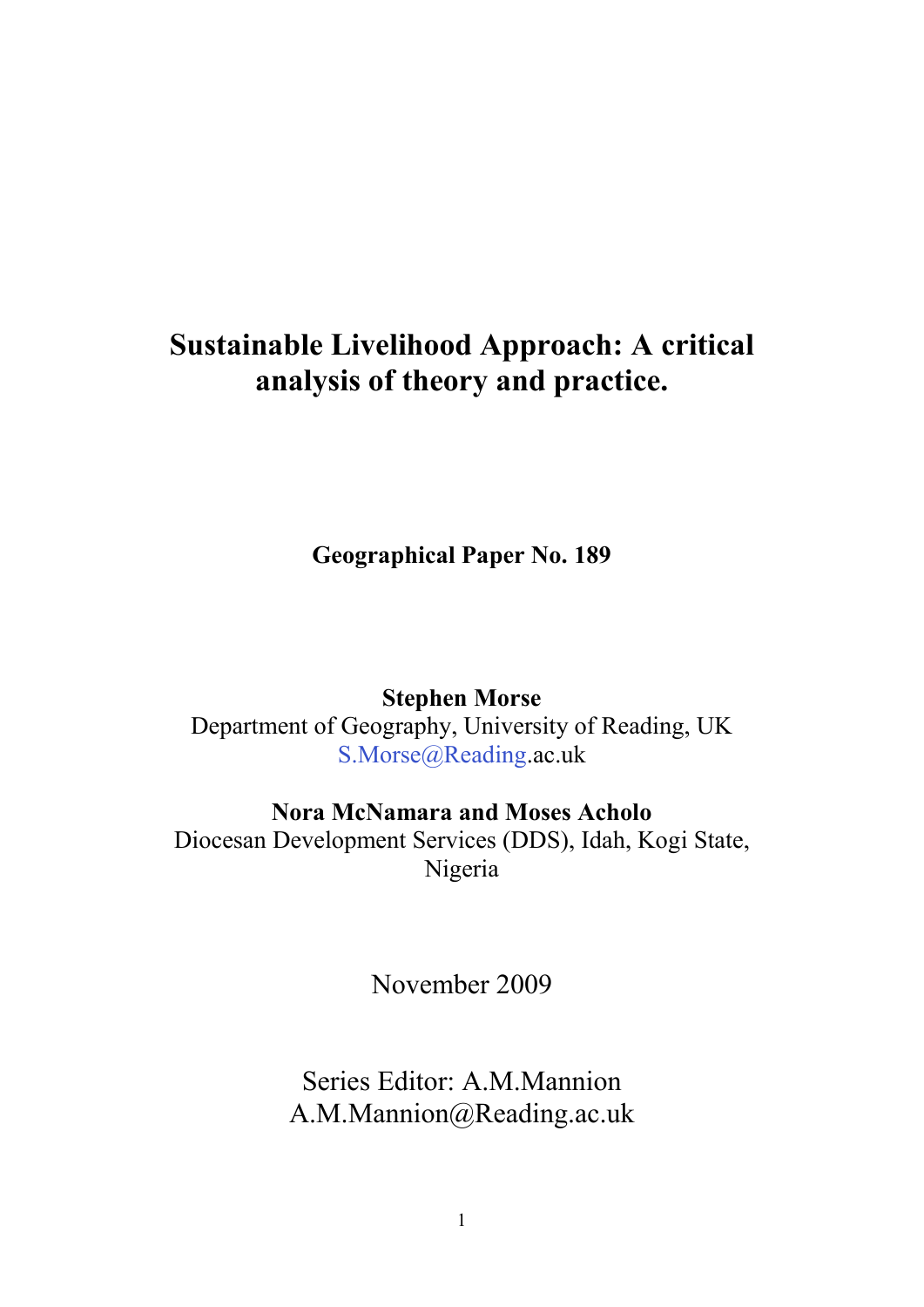# Sustainable Livelihood Approach: A critical analysis of theory and practice.

**Geographical Paper No. 189**

**Stephen Morse**
Department of Geography, University of Reading, UK
S.Morse@Reading.ac.uk

**Nora McNamara and Moses Acholo**
Diocesan Development Services (DDS), Idah, Kogi State, Nigeria

November 2009

Series Editor: A.M.Mannion
A.M.Mannion@Reading.ac.uk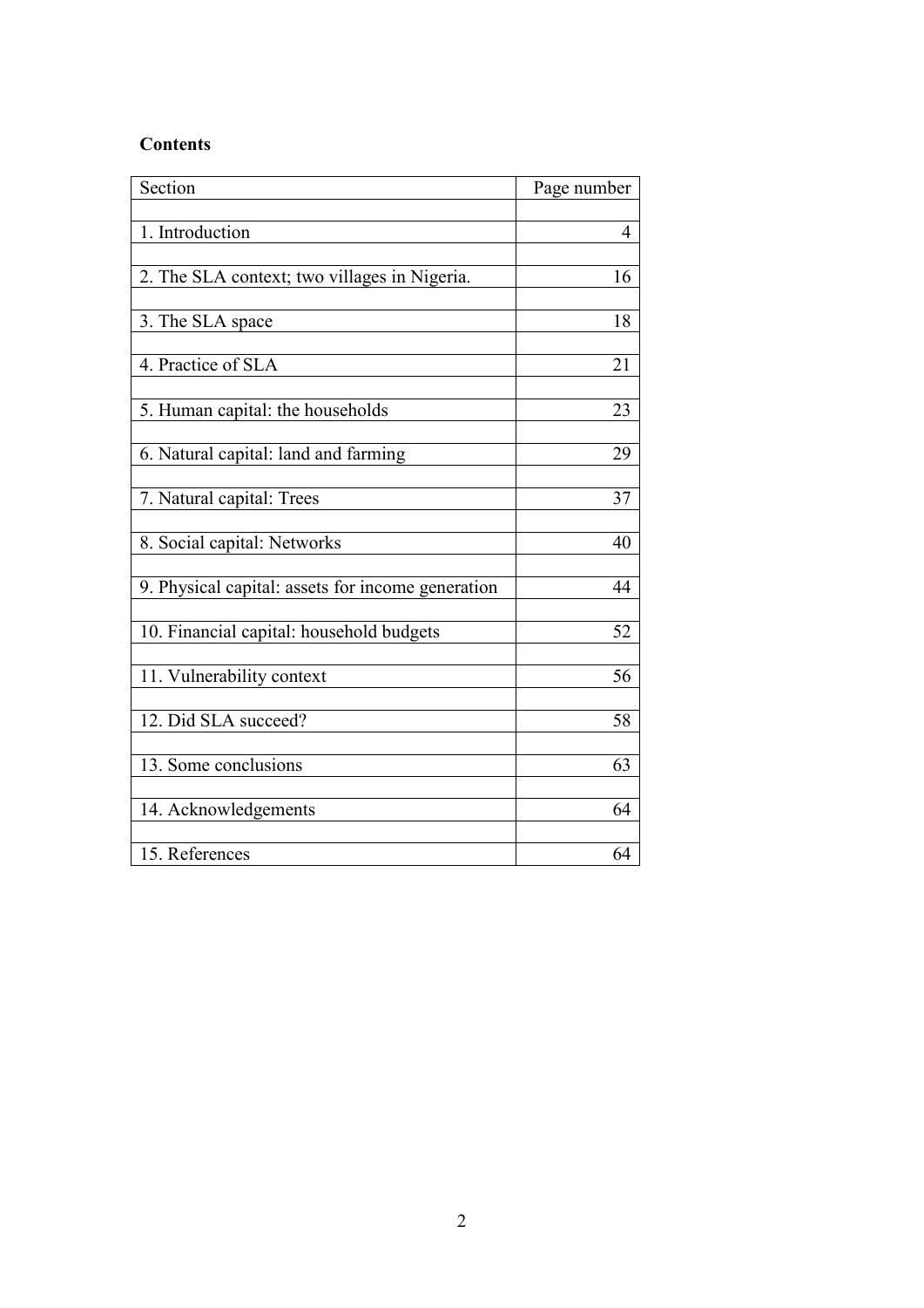**Contents**

| Section | Page number |
|---|---|
| | |
| 1. Introduction | 4 |
| | |
| 2. The SLA context; two villages in Nigeria. | 16 |
| | |
| 3. The SLA space | 18 |
| | |
| 4. Practice of SLA | 21 |
| | |
| 5. Human capital: the households | 23 |
| | |
| 6. Natural capital: land and farming | 29 |
| | |
| 7. Natural capital: Trees | 37 |
| | |
| 8. Social capital: Networks | 40 |
| | |
| 9. Physical capital: assets for income generation | 44 |
| | |
| 10. Financial capital: household budgets | 52 |
| | |
| 11. Vulnerability context | 56 |
| | |
| 12. Did SLA succeed? | 58 |
| | |
| 13. Some conclusions | 63 |
| | |
| 14. Acknowledgements | 64 |
| | |
| 15. References | 64 |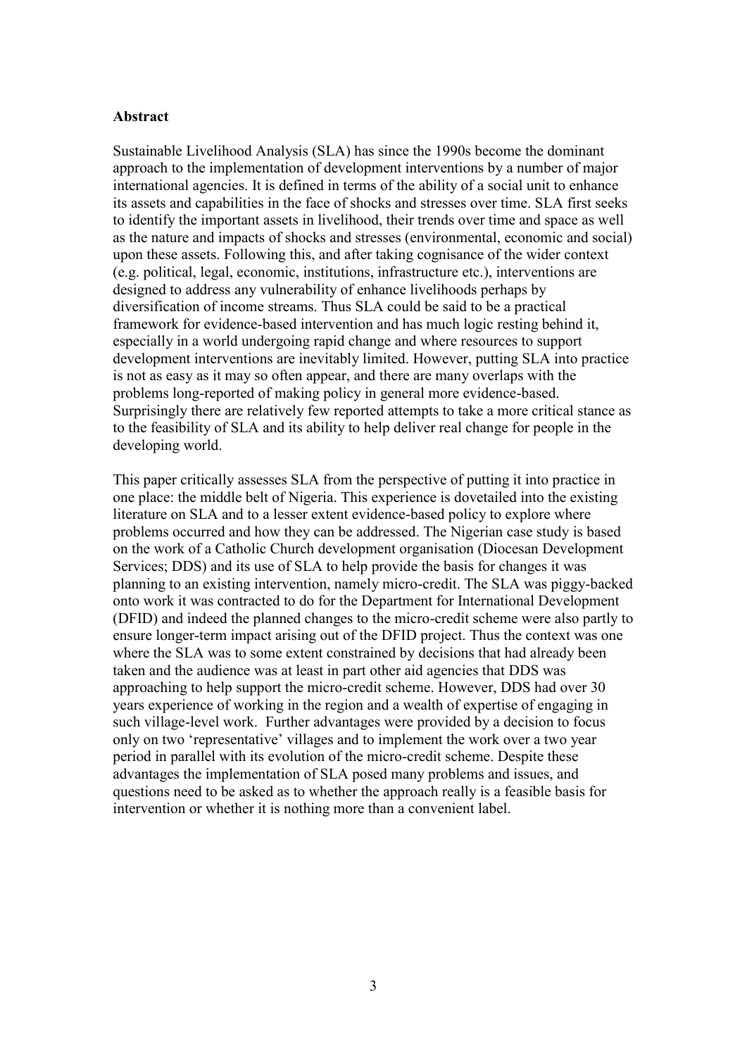**Abstract**

Sustainable Livelihood Analysis (SLA) has since the 1990s become the dominant approach to the implementation of development interventions by a number of major international agencies. It is defined in terms of the ability of a social unit to enhance its assets and capabilities in the face of shocks and stresses over time. SLA first seeks to identify the important assets in livelihood, their trends over time and space as well as the nature and impacts of shocks and stresses (environmental, economic and social) upon these assets. Following this, and after taking cognisance of the wider context (e.g. political, legal, economic, institutions, infrastructure etc.), interventions are designed to address any vulnerability of enhance livelihoods perhaps by diversification of income streams. Thus SLA could be said to be a practical framework for evidence-based intervention and has much logic resting behind it, especially in a world undergoing rapid change and where resources to support development interventions are inevitably limited. However, putting SLA into practice is not as easy as it may so often appear, and there are many overlaps with the problems long-reported of making policy in general more evidence-based. Surprisingly there are relatively few reported attempts to take a more critical stance as to the feasibility of SLA and its ability to help deliver real change for people in the developing world.

This paper critically assesses SLA from the perspective of putting it into practice in one place: the middle belt of Nigeria. This experience is dovetailed into the existing literature on SLA and to a lesser extent evidence-based policy to explore where problems occurred and how they can be addressed. The Nigerian case study is based on the work of a Catholic Church development organisation (Diocesan Development Services; DDS) and its use of SLA to help provide the basis for changes it was planning to an existing intervention, namely micro-credit. The SLA was piggy-backed onto work it was contracted to do for the Department for International Development (DFID) and indeed the planned changes to the micro-credit scheme were also partly to ensure longer-term impact arising out of the DFID project. Thus the context was one where the SLA was to some extent constrained by decisions that had already been taken and the audience was at least in part other aid agencies that DDS was approaching to help support the micro-credit scheme. However, DDS had over 30 years experience of working in the region and a wealth of expertise of engaging in such village-level work. Further advantages were provided by a decision to focus only on two 'representative' villages and to implement the work over a two year period in parallel with its evolution of the micro-credit scheme. Despite these advantages the implementation of SLA posed many problems and issues, and questions need to be asked as to whether the approach really is a feasible basis for intervention or whether it is nothing more than a convenient label.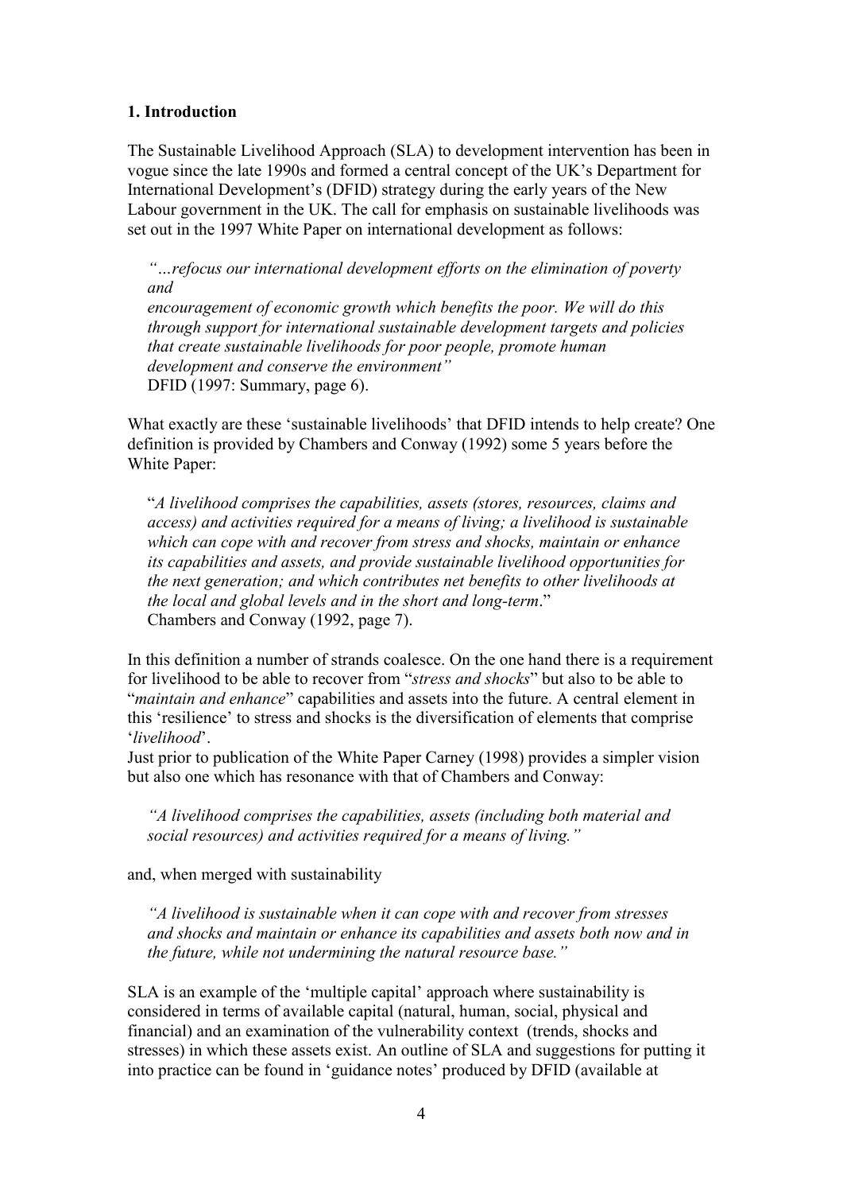**1. Introduction**

The Sustainable Livelihood Approach (SLA) to development intervention has been in vogue since the late 1990s and formed a central concept of the UK's Department for International Development's (DFID) strategy during the early years of the New Labour government in the UK. The call for emphasis on sustainable livelihoods was set out in the 1997 White Paper on international development as follows:

> *"…refocus our international development efforts on the elimination of poverty and*
> *encouragement of economic growth which benefits the poor. We will do this through support for international sustainable development targets and policies that create sustainable livelihoods for poor people, promote human development and conserve the environment"*
> DFID (1997: Summary, page 6).

What exactly are these 'sustainable livelihoods' that DFID intends to help create? One definition is provided by Chambers and Conway (1992) some 5 years before the White Paper:

> "*A livelihood comprises the capabilities, assets (stores, resources, claims and access) and activities required for a means of living; a livelihood is sustainable which can cope with and recover from stress and shocks, maintain or enhance its capabilities and assets, and provide sustainable livelihood opportunities for the next generation; and which contributes net benefits to other livelihoods at the local and global levels and in the short and long-term*."
> Chambers and Conway (1992, page 7).

In this definition a number of strands coalesce. On the one hand there is a requirement for livelihood to be able to recover from "*stress and shocks*" but also to be able to "*maintain and enhance*" capabilities and assets into the future. A central element in this 'resilience' to stress and shocks is the diversification of elements that comprise '*livelihood*'.
Just prior to publication of the White Paper Carney (1998) provides a simpler vision but also one which has resonance with that of Chambers and Conway:

> *"A livelihood comprises the capabilities, assets (including both material and social resources) and activities required for a means of living."*

and, when merged with sustainability

> *"A livelihood is sustainable when it can cope with and recover from stresses and shocks and maintain or enhance its capabilities and assets both now and in the future, while not undermining the natural resource base."*

SLA is an example of the 'multiple capital' approach where sustainability is considered in terms of available capital (natural, human, social, physical and financial) and an examination of the vulnerability context (trends, shocks and stresses) in which these assets exist. An outline of SLA and suggestions for putting it into practice can be found in 'guidance notes' produced by DFID (available at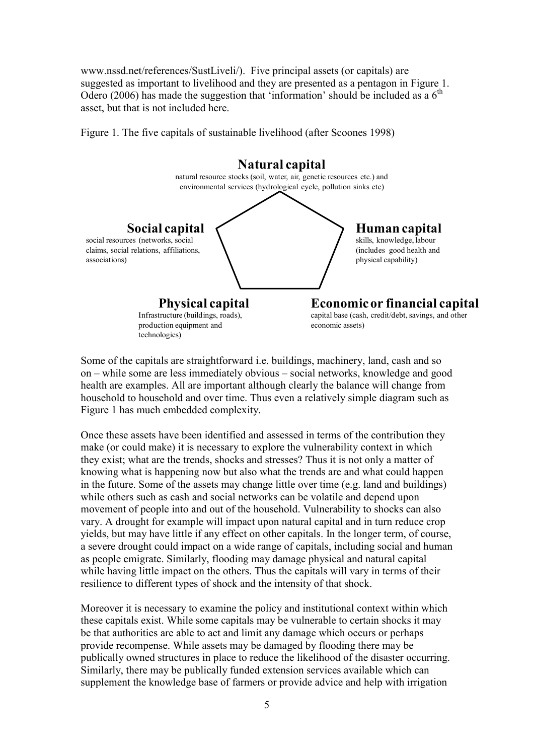www.nssd.net/references/SustLiveli/). Five principal assets (or capitals) are suggested as important to livelihood and they are presented as a pentagon in Figure 1. Odero (2006) has made the suggestion that 'information' should be included as a 6th asset, but that is not included here.

Figure 1. The five capitals of sustainable livelihood (after Scoones 1998)

**Natural capital**
natural resource stocks (soil, water, air, genetic resources etc.) and environmental services (hydrological cycle, pollution sinks etc)

**Social capital**
social resources (networks, social claims, social relations, affiliations, associations)

**Human capital**
skills, knowledge, labour (includes good health and physical capability)

**Physical capital**
Infrastructure (buildings, roads), production equipment and technologies)

**Economic or financial capital**
capital base (cash, credit/debt, savings, and other economic assets)

Some of the capitals are straightforward i.e. buildings, machinery, land, cash and so on – while some are less immediately obvious – social networks, knowledge and good health are examples. All are important although clearly the balance will change from household to household and over time. Thus even a relatively simple diagram such as Figure 1 has much embedded complexity.

Once these assets have been identified and assessed in terms of the contribution they make (or could make) it is necessary to explore the vulnerability context in which they exist; what are the trends, shocks and stresses? Thus it is not only a matter of knowing what is happening now but also what the trends are and what could happen in the future. Some of the assets may change little over time (e.g. land and buildings) while others such as cash and social networks can be volatile and depend upon movement of people into and out of the household. Vulnerability to shocks can also vary. A drought for example will impact upon natural capital and in turn reduce crop yields, but may have little if any effect on other capitals. In the longer term, of course, a severe drought could impact on a wide range of capitals, including social and human as people emigrate. Similarly, flooding may damage physical and natural capital while having little impact on the others. Thus the capitals will vary in terms of their resilience to different types of shock and the intensity of that shock.

Moreover it is necessary to examine the policy and institutional context within which these capitals exist. While some capitals may be vulnerable to certain shocks it may be that authorities are able to act and limit any damage which occurs or perhaps provide recompense. While assets may be damaged by flooding there may be publically owned structures in place to reduce the likelihood of the disaster occurring. Similarly, there may be publically funded extension services available which can supplement the knowledge base of farmers or provide advice and help with irrigation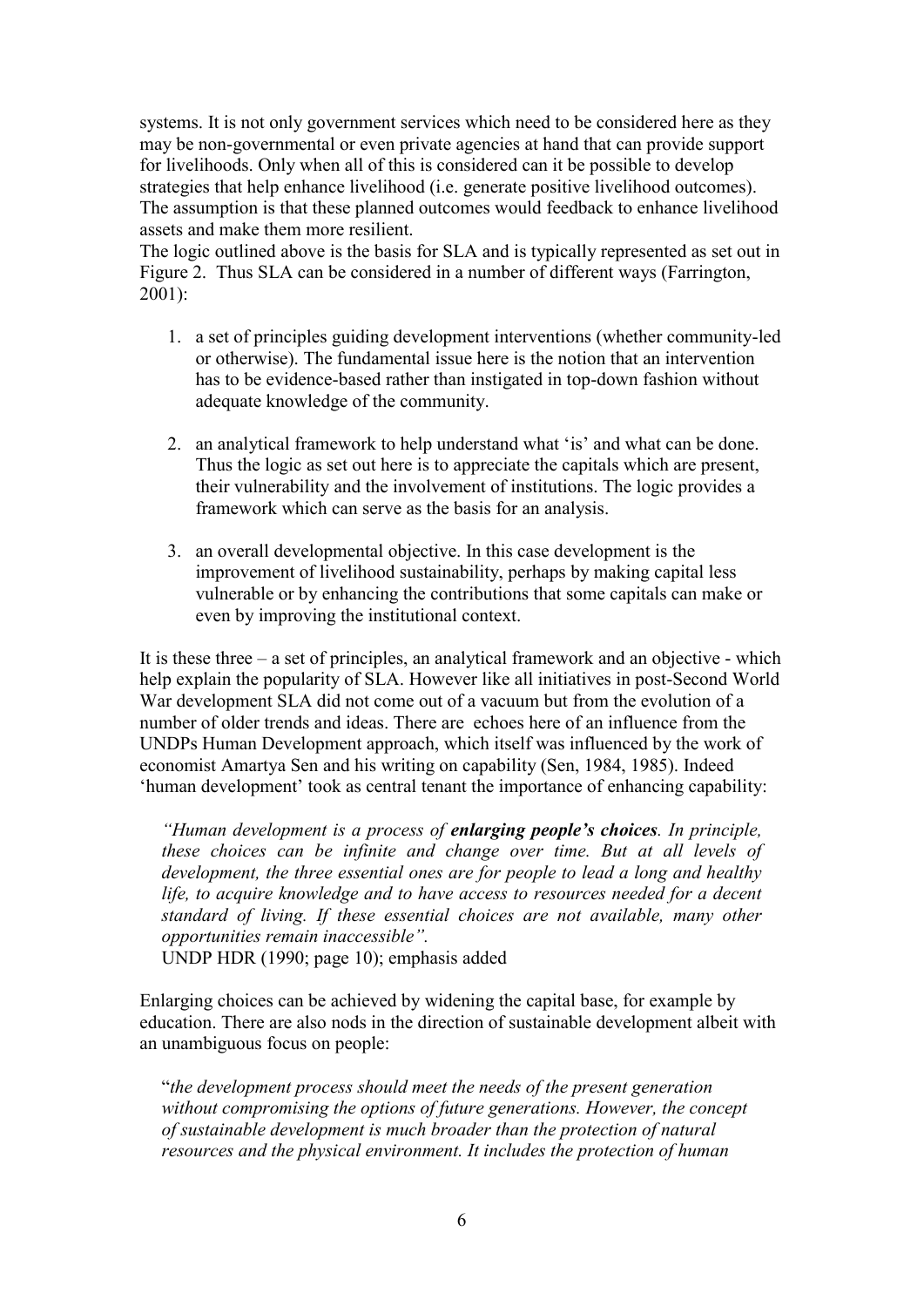systems. It is not only government services which need to be considered here as they may be non-governmental or even private agencies at hand that can provide support for livelihoods. Only when all of this is considered can it be possible to develop strategies that help enhance livelihood (i.e. generate positive livelihood outcomes). The assumption is that these planned outcomes would feedback to enhance livelihood assets and make them more resilient.

The logic outlined above is the basis for SLA and is typically represented as set out in Figure 2. Thus SLA can be considered in a number of different ways (Farrington, 2001):

1. a set of principles guiding development interventions (whether community-led or otherwise). The fundamental issue here is the notion that an intervention has to be evidence-based rather than instigated in top-down fashion without adequate knowledge of the community.

2. an analytical framework to help understand what 'is' and what can be done. Thus the logic as set out here is to appreciate the capitals which are present, their vulnerability and the involvement of institutions. The logic provides a framework which can serve as the basis for an analysis.

3. an overall developmental objective. In this case development is the improvement of livelihood sustainability, perhaps by making capital less vulnerable or by enhancing the contributions that some capitals can make or even by improving the institutional context.

It is these three – a set of principles, an analytical framework and an objective - which help explain the popularity of SLA. However like all initiatives in post-Second World War development SLA did not come out of a vacuum but from the evolution of a number of older trends and ideas. There are echoes here of an influence from the UNDPs Human Development approach, which itself was influenced by the work of economist Amartya Sen and his writing on capability (Sen, 1984, 1985). Indeed 'human development' took as central tenant the importance of enhancing capability:

> *"Human development is a process of **enlarging people's choices**. In principle, these choices can be infinite and change over time. But at all levels of development, the three essential ones are for people to lead a long and healthy life, to acquire knowledge and to have access to resources needed for a decent standard of living. If these essential choices are not available, many other opportunities remain inaccessible".*
>
> UNDP HDR (1990; page 10); emphasis added

Enlarging choices can be achieved by widening the capital base, for example by education. There are also nods in the direction of sustainable development albeit with an unambiguous focus on people:

> "*the development process should meet the needs of the present generation without compromising the options of future generations. However, the concept of sustainable development is much broader than the protection of natural resources and the physical environment. It includes the protection of human*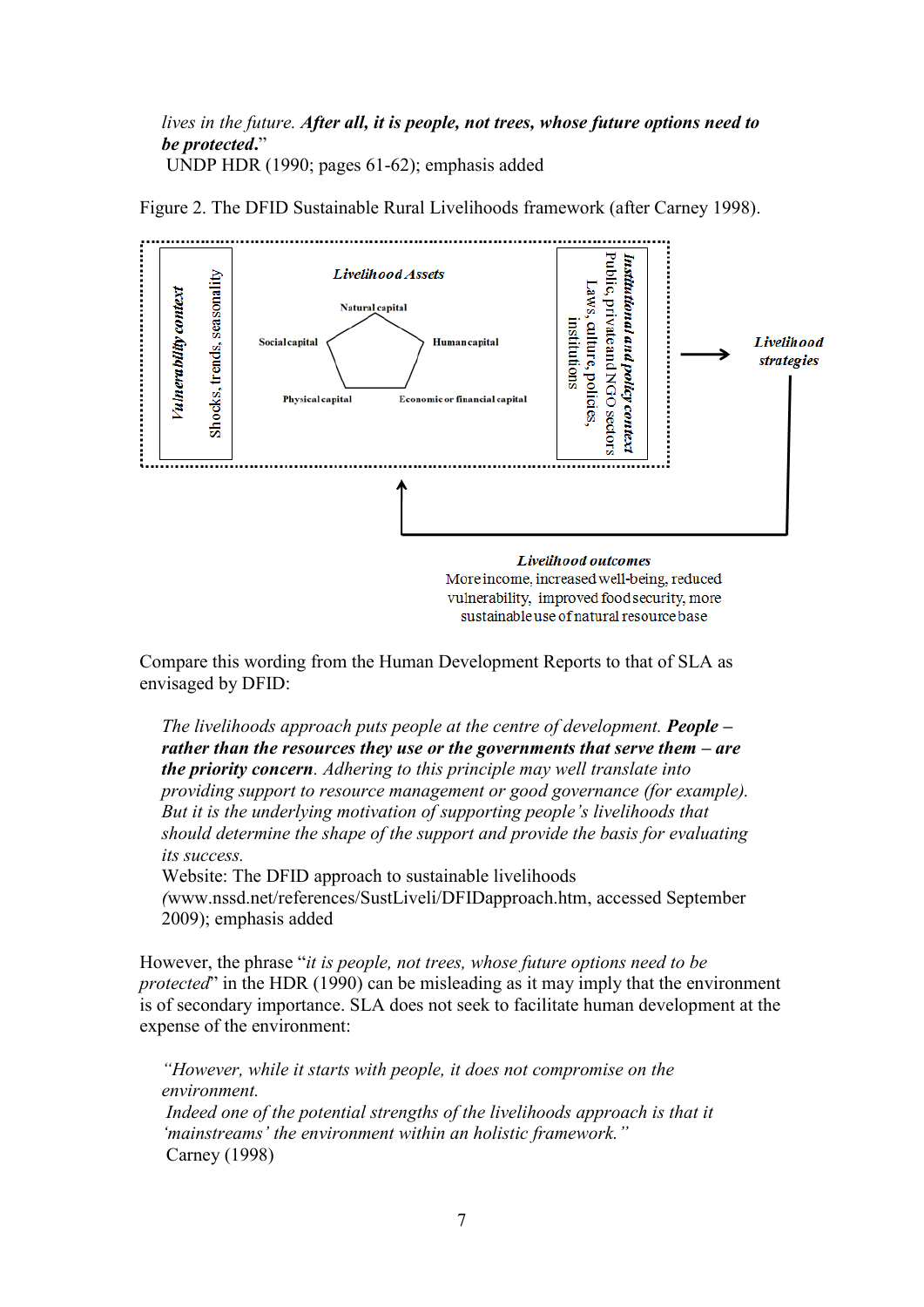*lives in the future.* ***After all, it is people, not trees, whose future options need to be protected***."
UNDP HDR (1990; pages 61-62); emphasis added

Figure 2. The DFID Sustainable Rural Livelihoods framework (after Carney 1998).

*Vulnerability context*
Shocks, trends, seasonality

*Livelihood Assets*
Natural capital
Social capital
Human capital
Physical capital
Economic or financial capital

*Institutional and policy context*
Public, private and NGO sectors
Laws, culture, policies, institutions

*Livelihood strategies*

*Livelihood outcomes*
More income, increased well-being, reduced vulnerability, improved food security, more sustainable use of natural resource base

Compare this wording from the Human Development Reports to that of SLA as envisaged by DFID:

> *The livelihoods approach puts people at the centre of development.* ***People – rather than the resources they use or the governments that serve them – are the priority concern***. *Adhering to this principle may well translate into providing support to resource management or good governance (for example). But it is the underlying motivation of supporting people's livelihoods that should determine the shape of the support and provide the basis for evaluating its success.*
> Website: The DFID approach to sustainable livelihoods (www.nssd.net/references/SustLiveli/DFIDapproach.htm, accessed September 2009); emphasis added

However, the phrase "*it is people, not trees, whose future options need to be protected*" in the HDR (1990) can be misleading as it may imply that the environment is of secondary importance. SLA does not seek to facilitate human development at the expense of the environment:

> *"However, while it starts with people, it does not compromise on the environment.*
> *Indeed one of the potential strengths of the livelihoods approach is that it 'mainstreams' the environment within an holistic framework."*
> Carney (1998)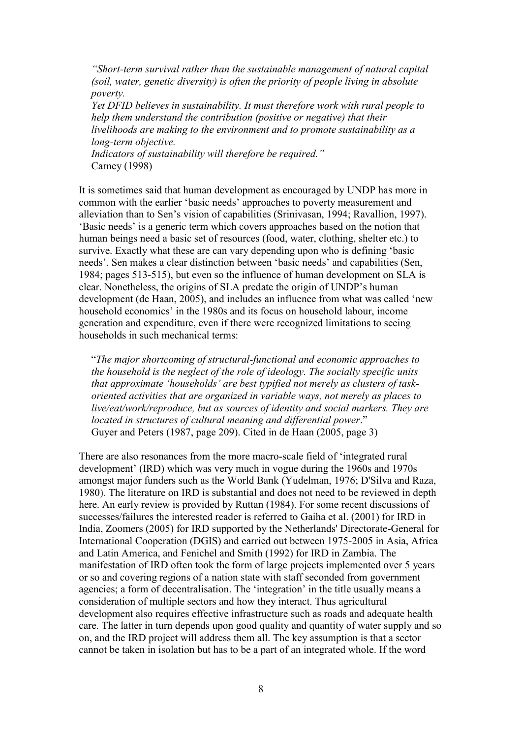> *"Short-term survival rather than the sustainable management of natural capital (soil, water, genetic diversity) is often the priority of people living in absolute poverty.*
> *Yet DFID believes in sustainability. It must therefore work with rural people to help them understand the contribution (positive or negative) that their livelihoods are making to the environment and to promote sustainability as a long-term objective.*
> *Indicators of sustainability will therefore be required."*
> Carney (1998)

It is sometimes said that human development as encouraged by UNDP has more in common with the earlier 'basic needs' approaches to poverty measurement and alleviation than to Sen's vision of capabilities (Srinivasan, 1994; Ravallion, 1997). 'Basic needs' is a generic term which covers approaches based on the notion that human beings need a basic set of resources (food, water, clothing, shelter etc.) to survive. Exactly what these are can vary depending upon who is defining 'basic needs'. Sen makes a clear distinction between 'basic needs' and capabilities (Sen, 1984; pages 513-515), but even so the influence of human development on SLA is clear. Nonetheless, the origins of SLA predate the origin of UNDP's human development (de Haan, 2005), and includes an influence from what was called 'new household economics' in the 1980s and its focus on household labour, income generation and expenditure, even if there were recognized limitations to seeing households in such mechanical terms:

> "*The major shortcoming of structural-functional and economic approaches to the household is the neglect of the role of ideology. The socially specific units that approximate 'households' are best typified not merely as clusters of task-oriented activities that are organized in variable ways, not merely as places to live/eat/work/reproduce, but as sources of identity and social markers. They are located in structures of cultural meaning and differential power*."
> Guyer and Peters (1987, page 209). Cited in de Haan (2005, page 3)

There are also resonances from the more macro-scale field of 'integrated rural development' (IRD) which was very much in vogue during the 1960s and 1970s amongst major funders such as the World Bank (Yudelman, 1976; D'Silva and Raza, 1980). The literature on IRD is substantial and does not need to be reviewed in depth here. An early review is provided by Ruttan (1984). For some recent discussions of successes/failures the interested reader is referred to Gaiha et al. (2001) for IRD in India, Zoomers (2005) for IRD supported by the Netherlands' Directorate-General for International Cooperation (DGIS) and carried out between 1975-2005 in Asia, Africa and Latin America, and Fenichel and Smith (1992) for IRD in Zambia. The manifestation of IRD often took the form of large projects implemented over 5 years or so and covering regions of a nation state with staff seconded from government agencies; a form of decentralisation. The 'integration' in the title usually means a consideration of multiple sectors and how they interact. Thus agricultural development also requires effective infrastructure such as roads and adequate health care. The latter in turn depends upon good quality and quantity of water supply and so on, and the IRD project will address them all. The key assumption is that a sector cannot be taken in isolation but has to be a part of an integrated whole. If the word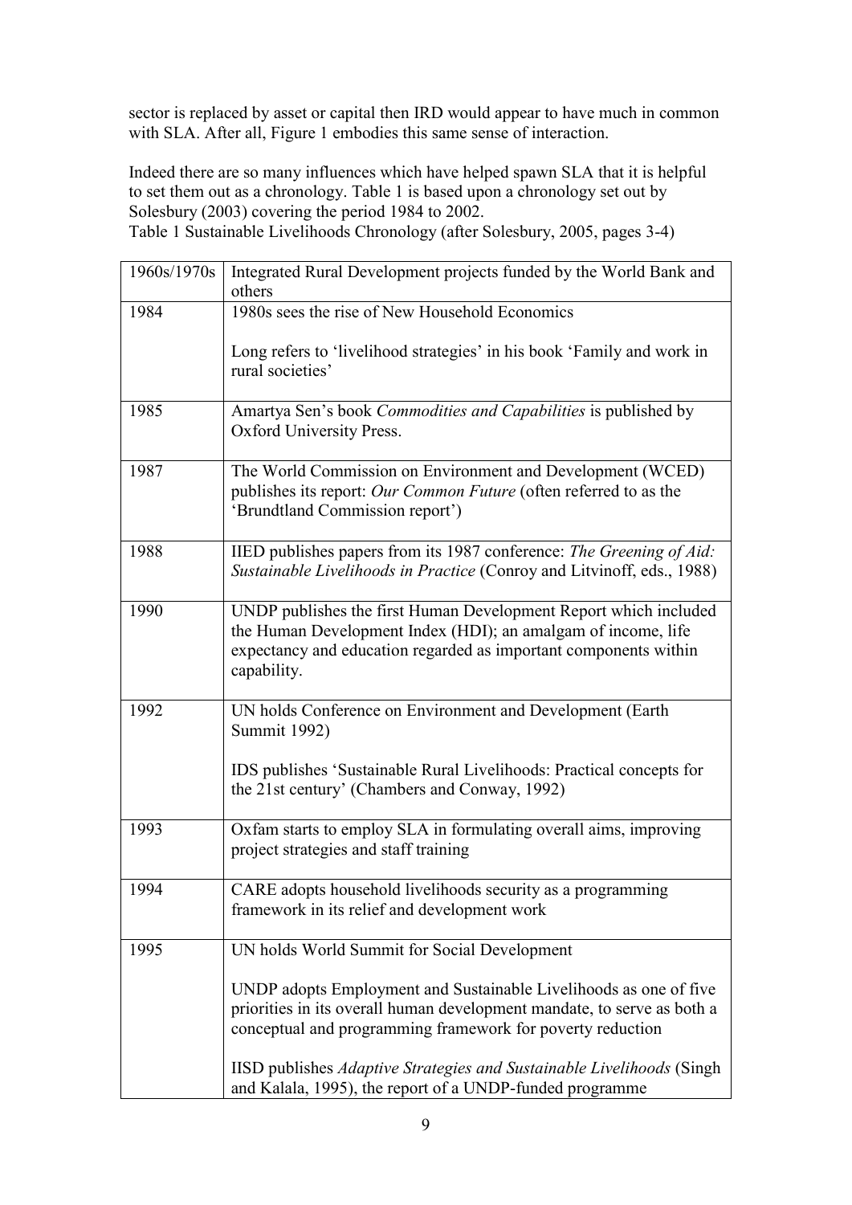sector is replaced by asset or capital then IRD would appear to have much in common with SLA. After all, Figure 1 embodies this same sense of interaction.

Indeed there are so many influences which have helped spawn SLA that it is helpful to set them out as a chronology. Table 1 is based upon a chronology set out by Solesbury (2003) covering the period 1984 to 2002.

Table 1 Sustainable Livelihoods Chronology (after Solesbury, 2005, pages 3-4)

| | |
|---|---|
| 1960s/1970s | Integrated Rural Development projects funded by the World Bank and others |
| 1984 | 1980s sees the rise of New Household Economics<br><br>Long refers to 'livelihood strategies' in his book 'Family and work in rural societies' |
| 1985 | Amartya Sen's book *Commodities and Capabilities* is published by Oxford University Press. |
| 1987 | The World Commission on Environment and Development (WCED) publishes its report: *Our Common Future* (often referred to as the 'Brundtland Commission report') |
| 1988 | IIED publishes papers from its 1987 conference: *The Greening of Aid: Sustainable Livelihoods in Practice* (Conroy and Litvinoff, eds., 1988) |
| 1990 | UNDP publishes the first Human Development Report which included the Human Development Index (HDI); an amalgam of income, life expectancy and education regarded as important components within capability. |
| 1992 | UN holds Conference on Environment and Development (Earth Summit 1992)<br><br>IDS publishes 'Sustainable Rural Livelihoods: Practical concepts for the 21st century' (Chambers and Conway, 1992) |
| 1993 | Oxfam starts to employ SLA in formulating overall aims, improving project strategies and staff training |
| 1994 | CARE adopts household livelihoods security as a programming framework in its relief and development work |
| 1995 | UN holds World Summit for Social Development<br><br>UNDP adopts Employment and Sustainable Livelihoods as one of five priorities in its overall human development mandate, to serve as both a conceptual and programming framework for poverty reduction<br><br>IISD publishes *Adaptive Strategies and Sustainable Livelihoods* (Singh and Kalala, 1995), the report of a UNDP-funded programme |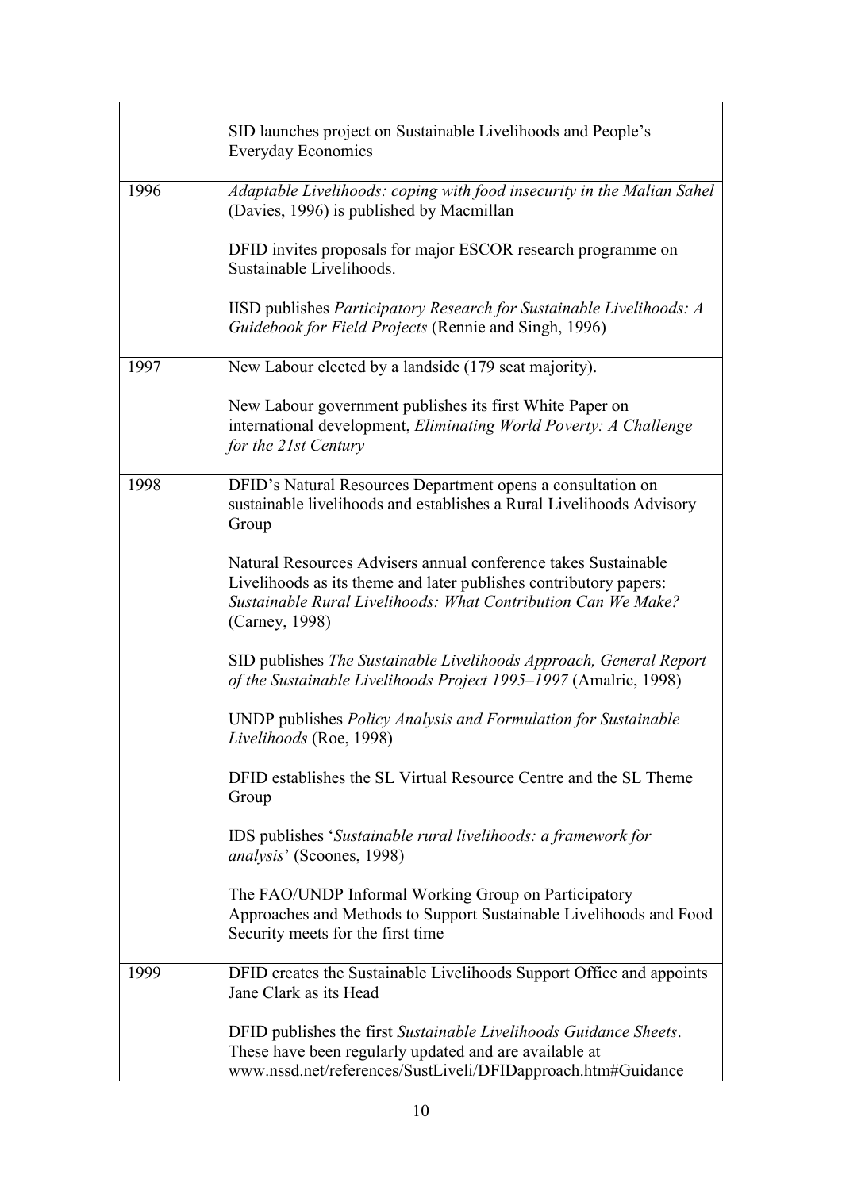| | |
|---|---|
| | SID launches project on Sustainable Livelihoods and People's Everyday Economics |
| 1996 | *Adaptable Livelihoods: coping with food insecurity in the Malian Sahel* (Davies, 1996) is published by Macmillan<br><br>DFID invites proposals for major ESCOR research programme on Sustainable Livelihoods.<br><br>IISD publishes *Participatory Research for Sustainable Livelihoods: A Guidebook for Field Projects* (Rennie and Singh, 1996) |
| 1997 | New Labour elected by a landside (179 seat majority).<br><br>New Labour government publishes its first White Paper on international development, *Eliminating World Poverty: A Challenge for the 21st Century* |
| 1998 | DFID's Natural Resources Department opens a consultation on sustainable livelihoods and establishes a Rural Livelihoods Advisory Group<br><br>Natural Resources Advisers annual conference takes Sustainable Livelihoods as its theme and later publishes contributory papers: *Sustainable Rural Livelihoods: What Contribution Can We Make?* (Carney, 1998)<br><br>SID publishes *The Sustainable Livelihoods Approach, General Report of the Sustainable Livelihoods Project 1995–1997* (Amalric, 1998)<br><br>UNDP publishes *Policy Analysis and Formulation for Sustainable Livelihoods* (Roe, 1998)<br><br>DFID establishes the SL Virtual Resource Centre and the SL Theme Group<br><br>IDS publishes '*Sustainable rural livelihoods: a framework for analysis*' (Scoones, 1998)<br><br>The FAO/UNDP Informal Working Group on Participatory Approaches and Methods to Support Sustainable Livelihoods and Food Security meets for the first time |
| 1999 | DFID creates the Sustainable Livelihoods Support Office and appoints Jane Clark as its Head<br><br>DFID publishes the first *Sustainable Livelihoods Guidance Sheets*. These have been regularly updated and are available at www.nssd.net/references/SustLiveli/DFIDapproach.htm#Guidance |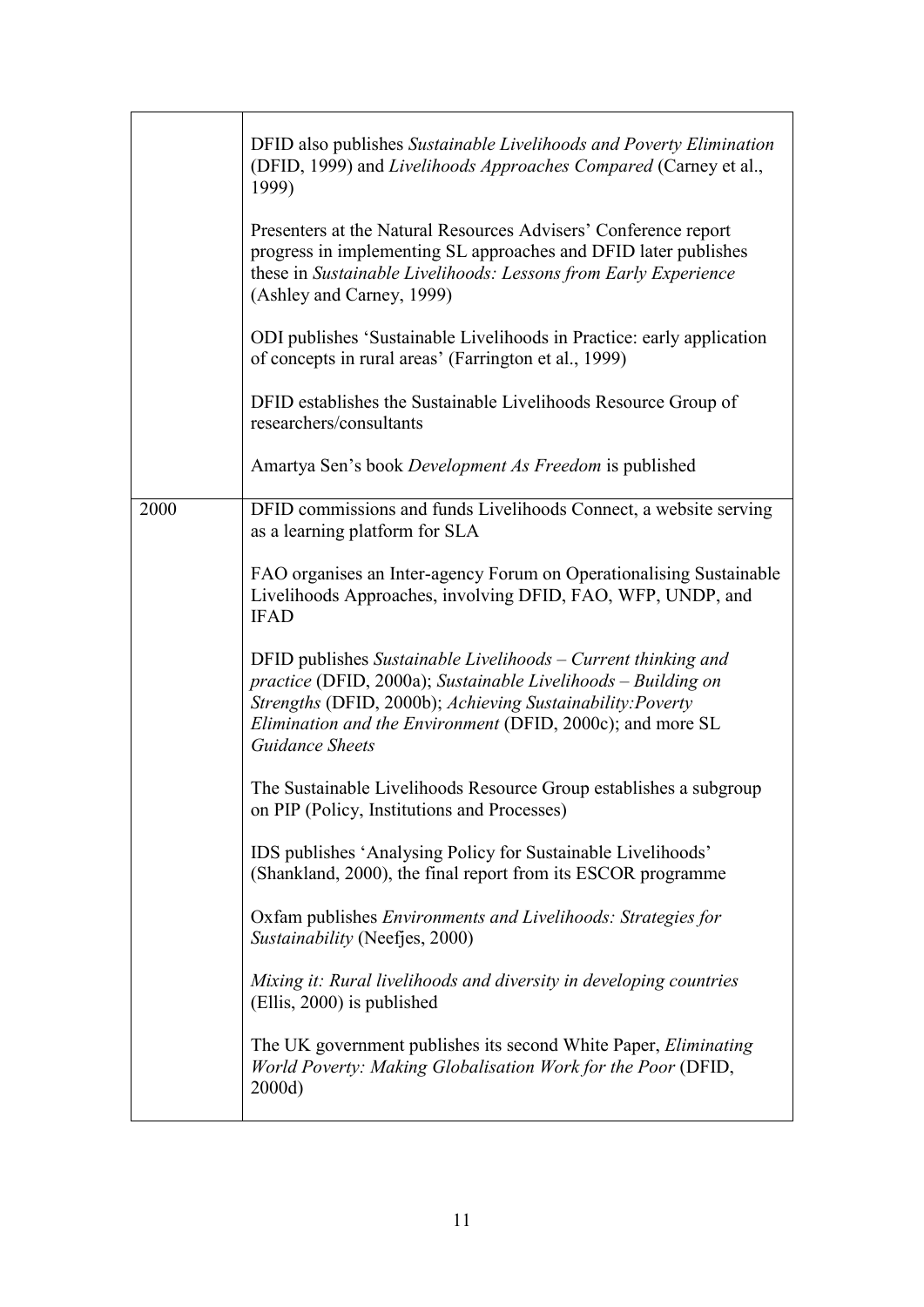| | |
|---|---|
| | DFID also publishes *Sustainable Livelihoods and Poverty Elimination* (DFID, 1999) and *Livelihoods Approaches Compared* (Carney et al., 1999)<br><br>Presenters at the Natural Resources Advisers' Conference report progress in implementing SL approaches and DFID later publishes these in *Sustainable Livelihoods: Lessons from Early Experience* (Ashley and Carney, 1999)<br><br>ODI publishes 'Sustainable Livelihoods in Practice: early application of concepts in rural areas' (Farrington et al., 1999)<br><br>DFID establishes the Sustainable Livelihoods Resource Group of researchers/consultants<br><br>Amartya Sen's book *Development As Freedom* is published |
| 2000 | DFID commissions and funds Livelihoods Connect, a website serving as a learning platform for SLA<br><br>FAO organises an Inter-agency Forum on Operationalising Sustainable Livelihoods Approaches, involving DFID, FAO, WFP, UNDP, and IFAD<br><br>DFID publishes *Sustainable Livelihoods – Current thinking and practice* (DFID, 2000a); *Sustainable Livelihoods – Building on Strengths* (DFID, 2000b); *Achieving Sustainability:Poverty Elimination and the Environment* (DFID, 2000c); and more SL *Guidance Sheets*<br><br>The Sustainable Livelihoods Resource Group establishes a subgroup on PIP (Policy, Institutions and Processes)<br><br>IDS publishes 'Analysing Policy for Sustainable Livelihoods' (Shankland, 2000), the final report from its ESCOR programme<br><br>Oxfam publishes *Environments and Livelihoods: Strategies for Sustainability* (Neefjes, 2000)<br><br>*Mixing it: Rural livelihoods and diversity in developing countries* (Ellis, 2000) is published<br><br>The UK government publishes its second White Paper, *Eliminating World Poverty: Making Globalisation Work for the Poor* (DFID, 2000d) |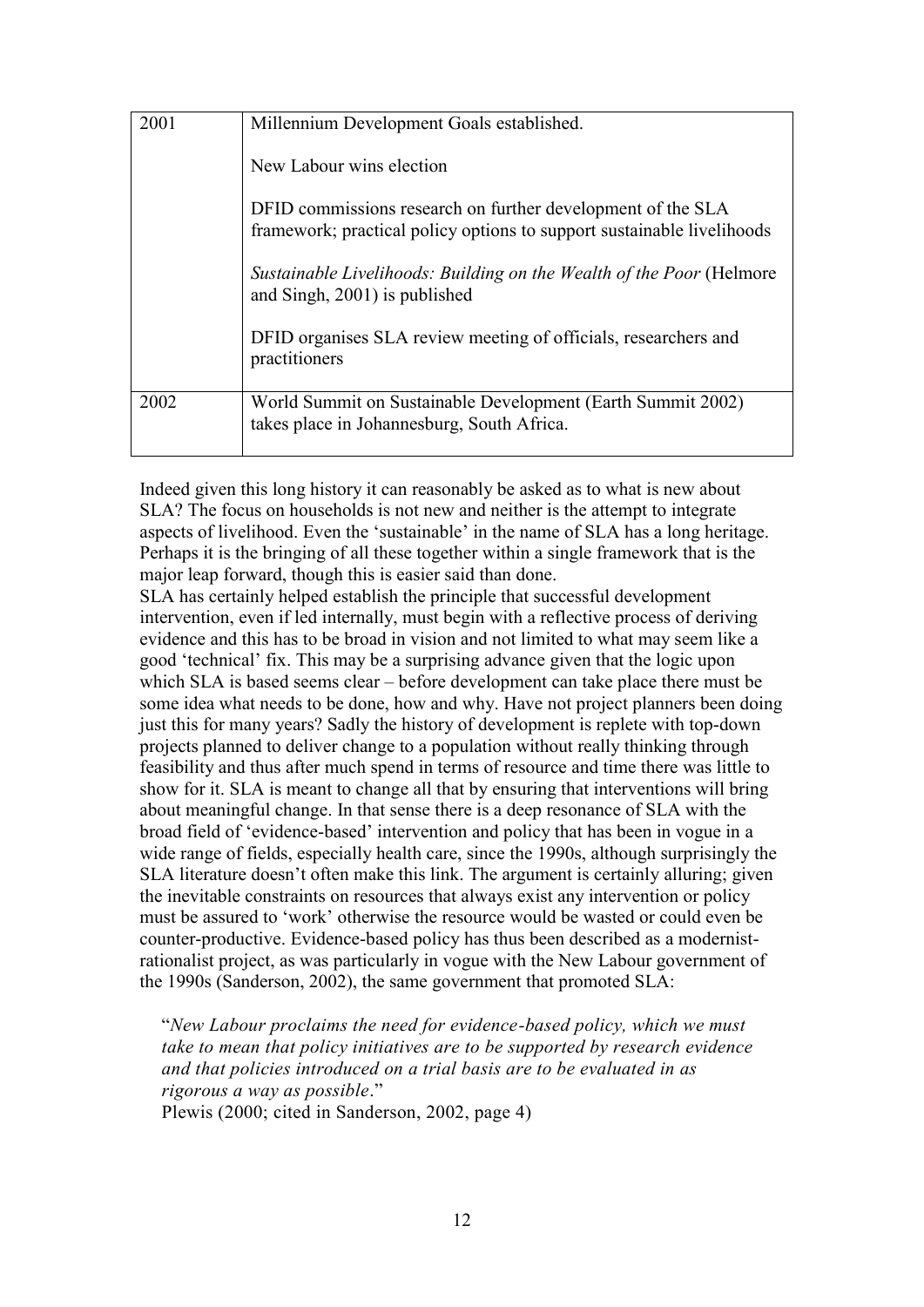| | |
|---|---|
| 2001 | Millennium Development Goals established.<br><br>New Labour wins election<br><br>DFID commissions research on further development of the SLA framework; practical policy options to support sustainable livelihoods<br><br>*Sustainable Livelihoods: Building on the Wealth of the Poor* (Helmore and Singh, 2001) is published<br><br>DFID organises SLA review meeting of officials, researchers and practitioners |
| 2002 | World Summit on Sustainable Development (Earth Summit 2002) takes place in Johannesburg, South Africa. |

Indeed given this long history it can reasonably be asked as to what is new about SLA? The focus on households is not new and neither is the attempt to integrate aspects of livelihood. Even the 'sustainable' in the name of SLA has a long heritage. Perhaps it is the bringing of all these together within a single framework that is the major leap forward, though this is easier said than done.

SLA has certainly helped establish the principle that successful development intervention, even if led internally, must begin with a reflective process of deriving evidence and this has to be broad in vision and not limited to what may seem like a good 'technical' fix. This may be a surprising advance given that the logic upon which SLA is based seems clear – before development can take place there must be some idea what needs to be done, how and why. Have not project planners been doing just this for many years? Sadly the history of development is replete with top-down projects planned to deliver change to a population without really thinking through feasibility and thus after much spend in terms of resource and time there was little to show for it. SLA is meant to change all that by ensuring that interventions will bring about meaningful change. In that sense there is a deep resonance of SLA with the broad field of 'evidence-based' intervention and policy that has been in vogue in a wide range of fields, especially health care, since the 1990s, although surprisingly the SLA literature doesn't often make this link. The argument is certainly alluring; given the inevitable constraints on resources that always exist any intervention or policy must be assured to 'work' otherwise the resource would be wasted or could even be counter-productive. Evidence-based policy has thus been described as a modernist-rationalist project, as was particularly in vogue with the New Labour government of the 1990s (Sanderson, 2002), the same government that promoted SLA:

> "*New Labour proclaims the need for evidence-based policy, which we must take to mean that policy initiatives are to be supported by research evidence and that policies introduced on a trial basis are to be evaluated in as rigorous a way as possible*."
> Plewis (2000; cited in Sanderson, 2002, page 4)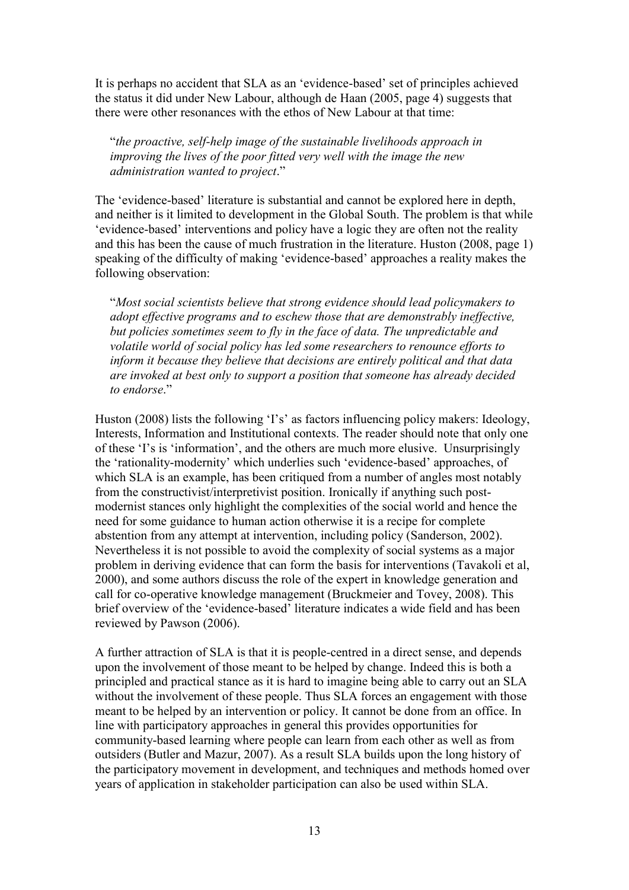It is perhaps no accident that SLA as an 'evidence-based' set of principles achieved the status it did under New Labour, although de Haan (2005, page 4) suggests that there were other resonances with the ethos of New Labour at that time:

> "*the proactive, self-help image of the sustainable livelihoods approach in improving the lives of the poor fitted very well with the image the new administration wanted to project*."

The 'evidence-based' literature is substantial and cannot be explored here in depth, and neither is it limited to development in the Global South. The problem is that while 'evidence-based' interventions and policy have a logic they are often not the reality and this has been the cause of much frustration in the literature. Huston (2008, page 1) speaking of the difficulty of making 'evidence-based' approaches a reality makes the following observation:

> "*Most social scientists believe that strong evidence should lead policymakers to adopt effective programs and to eschew those that are demonstrably ineffective, but policies sometimes seem to fly in the face of data. The unpredictable and volatile world of social policy has led some researchers to renounce efforts to inform it because they believe that decisions are entirely political and that data are invoked at best only to support a position that someone has already decided to endorse*."

Huston (2008) lists the following 'I's' as factors influencing policy makers: Ideology, Interests, Information and Institutional contexts. The reader should note that only one of these 'I's is 'information', and the others are much more elusive. Unsurprisingly the 'rationality-modernity' which underlies such 'evidence-based' approaches, of which SLA is an example, has been critiqued from a number of angles most notably from the constructivist/interpretivist position. Ironically if anything such post-modernist stances only highlight the complexities of the social world and hence the need for some guidance to human action otherwise it is a recipe for complete abstention from any attempt at intervention, including policy (Sanderson, 2002). Nevertheless it is not possible to avoid the complexity of social systems as a major problem in deriving evidence that can form the basis for interventions (Tavakoli et al, 2000), and some authors discuss the role of the expert in knowledge generation and call for co-operative knowledge management (Bruckmeier and Tovey, 2008). This brief overview of the 'evidence-based' literature indicates a wide field and has been reviewed by Pawson (2006).

A further attraction of SLA is that it is people-centred in a direct sense, and depends upon the involvement of those meant to be helped by change. Indeed this is both a principled and practical stance as it is hard to imagine being able to carry out an SLA without the involvement of these people. Thus SLA forces an engagement with those meant to be helped by an intervention or policy. It cannot be done from an office. In line with participatory approaches in general this provides opportunities for community-based learning where people can learn from each other as well as from outsiders (Butler and Mazur, 2007). As a result SLA builds upon the long history of the participatory movement in development, and techniques and methods homed over years of application in stakeholder participation can also be used within SLA.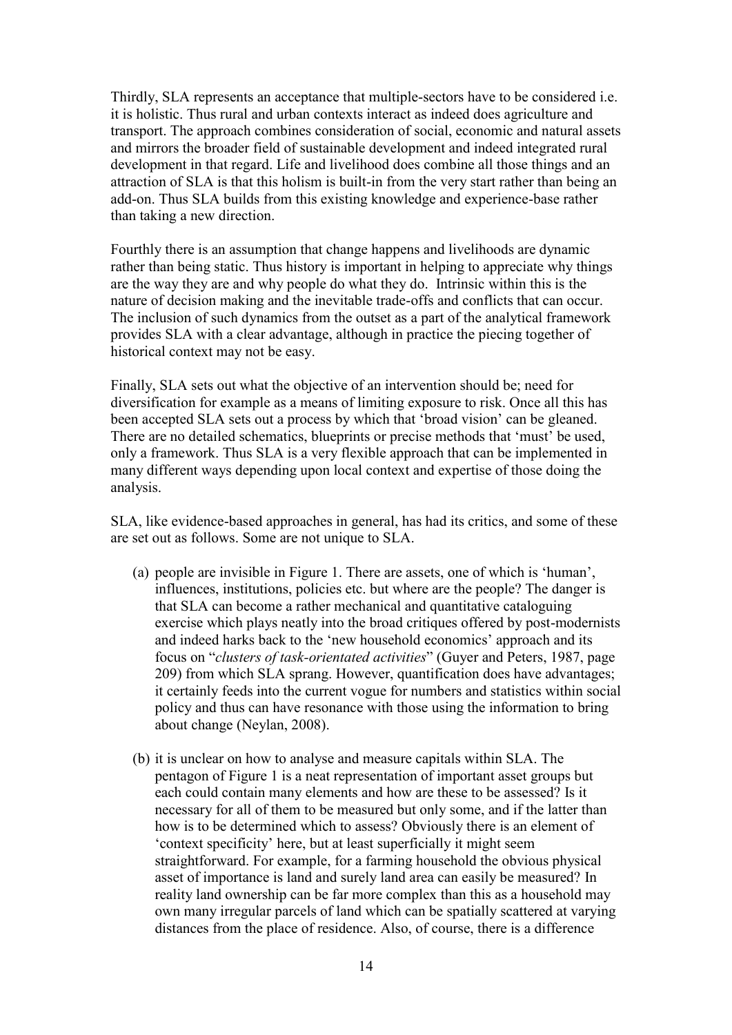Thirdly, SLA represents an acceptance that multiple-sectors have to be considered i.e. it is holistic. Thus rural and urban contexts interact as indeed does agriculture and transport. The approach combines consideration of social, economic and natural assets and mirrors the broader field of sustainable development and indeed integrated rural development in that regard. Life and livelihood does combine all those things and an attraction of SLA is that this holism is built-in from the very start rather than being an add-on. Thus SLA builds from this existing knowledge and experience-base rather than taking a new direction.

Fourthly there is an assumption that change happens and livelihoods are dynamic rather than being static. Thus history is important in helping to appreciate why things are the way they are and why people do what they do. Intrinsic within this is the nature of decision making and the inevitable trade-offs and conflicts that can occur. The inclusion of such dynamics from the outset as a part of the analytical framework provides SLA with a clear advantage, although in practice the piecing together of historical context may not be easy.

Finally, SLA sets out what the objective of an intervention should be; need for diversification for example as a means of limiting exposure to risk. Once all this has been accepted SLA sets out a process by which that 'broad vision' can be gleaned. There are no detailed schematics, blueprints or precise methods that 'must' be used, only a framework. Thus SLA is a very flexible approach that can be implemented in many different ways depending upon local context and expertise of those doing the analysis.

SLA, like evidence-based approaches in general, has had its critics, and some of these are set out as follows. Some are not unique to SLA.

(a) people are invisible in Figure 1. There are assets, one of which is 'human', influences, institutions, policies etc. but where are the people? The danger is that SLA can become a rather mechanical and quantitative cataloguing exercise which plays neatly into the broad critiques offered by post-modernists and indeed harks back to the 'new household economics' approach and its focus on "*clusters of task-orientated activities*" (Guyer and Peters, 1987, page 209) from which SLA sprang. However, quantification does have advantages; it certainly feeds into the current vogue for numbers and statistics within social policy and thus can have resonance with those using the information to bring about change (Neylan, 2008).

(b) it is unclear on how to analyse and measure capitals within SLA. The pentagon of Figure 1 is a neat representation of important asset groups but each could contain many elements and how are these to be assessed? Is it necessary for all of them to be measured but only some, and if the latter than how is to be determined which to assess? Obviously there is an element of 'context specificity' here, but at least superficially it might seem straightforward. For example, for a farming household the obvious physical asset of importance is land and surely land area can easily be measured? In reality land ownership can be far more complex than this as a household may own many irregular parcels of land which can be spatially scattered at varying distances from the place of residence. Also, of course, there is a difference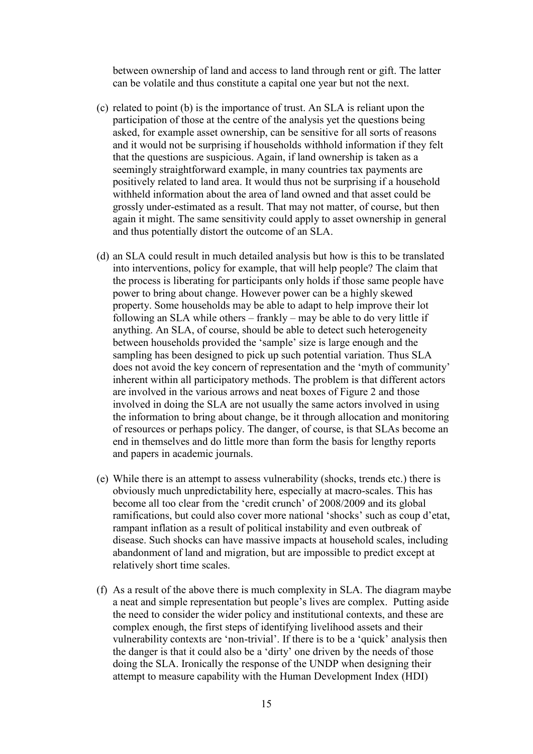between ownership of land and access to land through rent or gift. The latter can be volatile and thus constitute a capital one year but not the next.

(c) related to point (b) is the importance of trust. An SLA is reliant upon the participation of those at the centre of the analysis yet the questions being asked, for example asset ownership, can be sensitive for all sorts of reasons and it would not be surprising if households withhold information if they felt that the questions are suspicious. Again, if land ownership is taken as a seemingly straightforward example, in many countries tax payments are positively related to land area. It would thus not be surprising if a household withheld information about the area of land owned and that asset could be grossly under-estimated as a result. That may not matter, of course, but then again it might. The same sensitivity could apply to asset ownership in general and thus potentially distort the outcome of an SLA.

(d) an SLA could result in much detailed analysis but how is this to be translated into interventions, policy for example, that will help people? The claim that the process is liberating for participants only holds if those same people have power to bring about change. However power can be a highly skewed property. Some households may be able to adapt to help improve their lot following an SLA while others – frankly – may be able to do very little if anything. An SLA, of course, should be able to detect such heterogeneity between households provided the 'sample' size is large enough and the sampling has been designed to pick up such potential variation. Thus SLA does not avoid the key concern of representation and the 'myth of community' inherent within all participatory methods. The problem is that different actors are involved in the various arrows and neat boxes of Figure 2 and those involved in doing the SLA are not usually the same actors involved in using the information to bring about change, be it through allocation and monitoring of resources or perhaps policy. The danger, of course, is that SLAs become an end in themselves and do little more than form the basis for lengthy reports and papers in academic journals.

(e) While there is an attempt to assess vulnerability (shocks, trends etc.) there is obviously much unpredictability here, especially at macro-scales. This has become all too clear from the 'credit crunch' of 2008/2009 and its global ramifications, but could also cover more national 'shocks' such as coup d'etat, rampant inflation as a result of political instability and even outbreak of disease. Such shocks can have massive impacts at household scales, including abandonment of land and migration, but are impossible to predict except at relatively short time scales.

(f) As a result of the above there is much complexity in SLA. The diagram maybe a neat and simple representation but people's lives are complex. Putting aside the need to consider the wider policy and institutional contexts, and these are complex enough, the first steps of identifying livelihood assets and their vulnerability contexts are 'non-trivial'. If there is to be a 'quick' analysis then the danger is that it could also be a 'dirty' one driven by the needs of those doing the SLA. Ironically the response of the UNDP when designing their attempt to measure capability with the Human Development Index (HDI)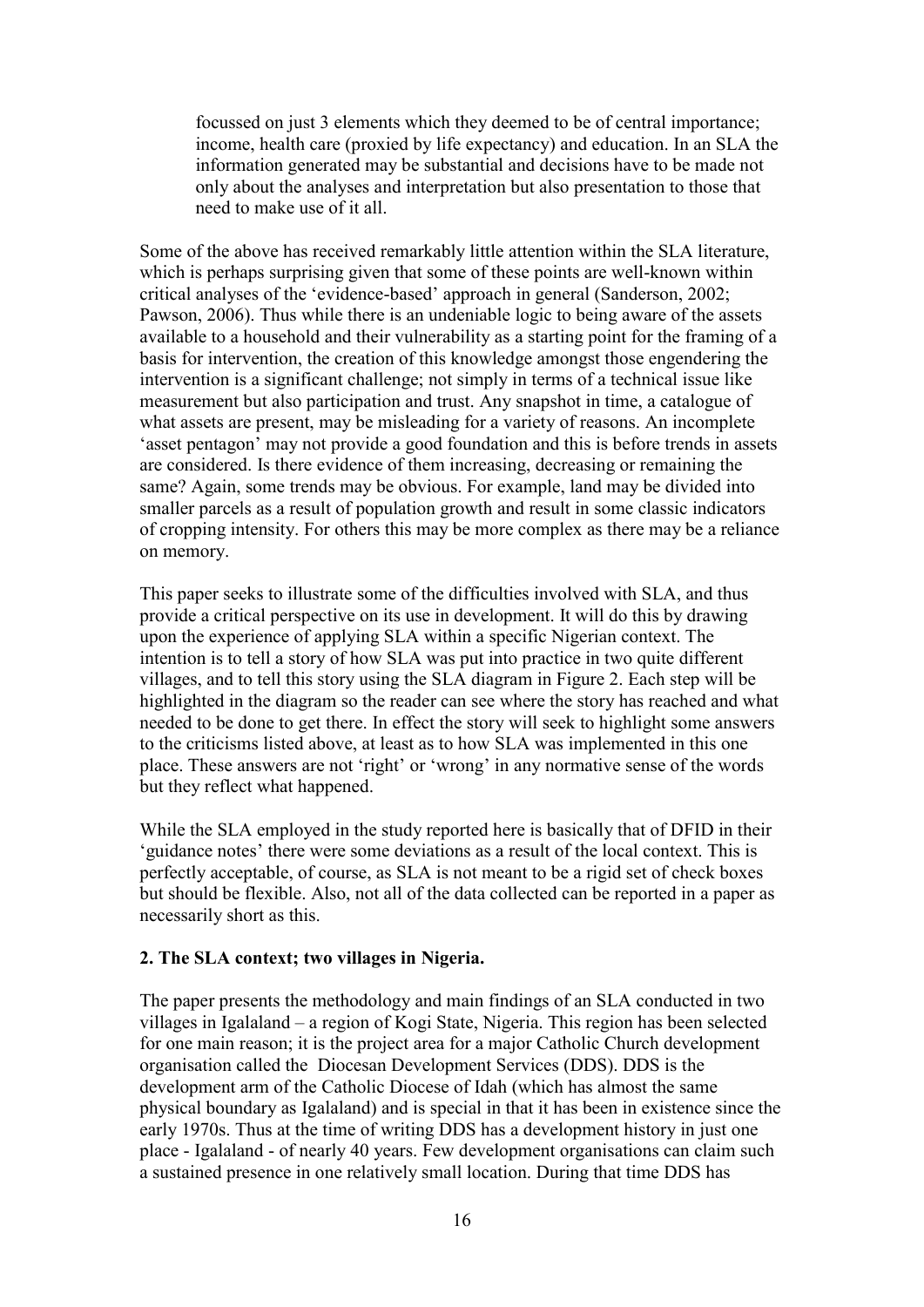focussed on just 3 elements which they deemed to be of central importance; income, health care (proxied by life expectancy) and education. In an SLA the information generated may be substantial and decisions have to be made not only about the analyses and interpretation but also presentation to those that need to make use of it all.

Some of the above has received remarkably little attention within the SLA literature, which is perhaps surprising given that some of these points are well-known within critical analyses of the 'evidence-based' approach in general (Sanderson, 2002; Pawson, 2006). Thus while there is an undeniable logic to being aware of the assets available to a household and their vulnerability as a starting point for the framing of a basis for intervention, the creation of this knowledge amongst those engendering the intervention is a significant challenge; not simply in terms of a technical issue like measurement but also participation and trust. Any snapshot in time, a catalogue of what assets are present, may be misleading for a variety of reasons. An incomplete 'asset pentagon' may not provide a good foundation and this is before trends in assets are considered. Is there evidence of them increasing, decreasing or remaining the same? Again, some trends may be obvious. For example, land may be divided into smaller parcels as a result of population growth and result in some classic indicators of cropping intensity. For others this may be more complex as there may be a reliance on memory.

This paper seeks to illustrate some of the difficulties involved with SLA, and thus provide a critical perspective on its use in development. It will do this by drawing upon the experience of applying SLA within a specific Nigerian context. The intention is to tell a story of how SLA was put into practice in two quite different villages, and to tell this story using the SLA diagram in Figure 2. Each step will be highlighted in the diagram so the reader can see where the story has reached and what needed to be done to get there. In effect the story will seek to highlight some answers to the criticisms listed above, at least as to how SLA was implemented in this one place. These answers are not 'right' or 'wrong' in any normative sense of the words but they reflect what happened.

While the SLA employed in the study reported here is basically that of DFID in their 'guidance notes' there were some deviations as a result of the local context. This is perfectly acceptable, of course, as SLA is not meant to be a rigid set of check boxes but should be flexible. Also, not all of the data collected can be reported in a paper as necessarily short as this.

## 2. The SLA context; two villages in Nigeria.

The paper presents the methodology and main findings of an SLA conducted in two villages in Igalaland – a region of Kogi State, Nigeria. This region has been selected for one main reason; it is the project area for a major Catholic Church development organisation called the Diocesan Development Services (DDS). DDS is the development arm of the Catholic Diocese of Idah (which has almost the same physical boundary as Igalaland) and is special in that it has been in existence since the early 1970s. Thus at the time of writing DDS has a development history in just one place - Igalaland - of nearly 40 years. Few development organisations can claim such a sustained presence in one relatively small location. During that time DDS has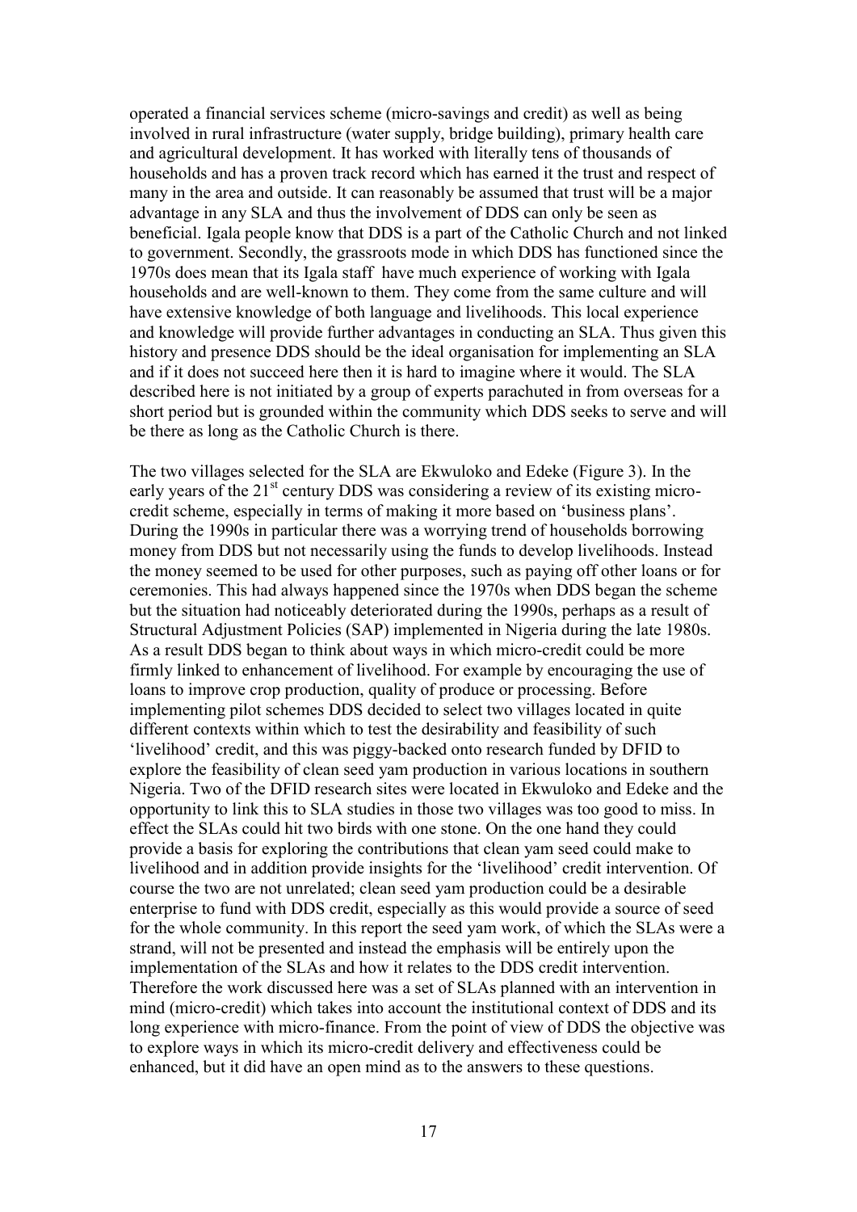operated a financial services scheme (micro-savings and credit) as well as being involved in rural infrastructure (water supply, bridge building), primary health care and agricultural development. It has worked with literally tens of thousands of households and has a proven track record which has earned it the trust and respect of many in the area and outside. It can reasonably be assumed that trust will be a major advantage in any SLA and thus the involvement of DDS can only be seen as beneficial. Igala people know that DDS is a part of the Catholic Church and not linked to government. Secondly, the grassroots mode in which DDS has functioned since the 1970s does mean that its Igala staff have much experience of working with Igala households and are well-known to them. They come from the same culture and will have extensive knowledge of both language and livelihoods. This local experience and knowledge will provide further advantages in conducting an SLA. Thus given this history and presence DDS should be the ideal organisation for implementing an SLA and if it does not succeed here then it is hard to imagine where it would. The SLA described here is not initiated by a group of experts parachuted in from overseas for a short period but is grounded within the community which DDS seeks to serve and will be there as long as the Catholic Church is there.

The two villages selected for the SLA are Ekwuloko and Edeke (Figure 3). In the early years of the 21st century DDS was considering a review of its existing micro-credit scheme, especially in terms of making it more based on 'business plans'. During the 1990s in particular there was a worrying trend of households borrowing money from DDS but not necessarily using the funds to develop livelihoods. Instead the money seemed to be used for other purposes, such as paying off other loans or for ceremonies. This had always happened since the 1970s when DDS began the scheme but the situation had noticeably deteriorated during the 1990s, perhaps as a result of Structural Adjustment Policies (SAP) implemented in Nigeria during the late 1980s. As a result DDS began to think about ways in which micro-credit could be more firmly linked to enhancement of livelihood. For example by encouraging the use of loans to improve crop production, quality of produce or processing. Before implementing pilot schemes DDS decided to select two villages located in quite different contexts within which to test the desirability and feasibility of such 'livelihood' credit, and this was piggy-backed onto research funded by DFID to explore the feasibility of clean seed yam production in various locations in southern Nigeria. Two of the DFID research sites were located in Ekwuloko and Edeke and the opportunity to link this to SLA studies in those two villages was too good to miss. In effect the SLAs could hit two birds with one stone. On the one hand they could provide a basis for exploring the contributions that clean yam seed could make to livelihood and in addition provide insights for the 'livelihood' credit intervention. Of course the two are not unrelated; clean seed yam production could be a desirable enterprise to fund with DDS credit, especially as this would provide a source of seed for the whole community. In this report the seed yam work, of which the SLAs were a strand, will not be presented and instead the emphasis will be entirely upon the implementation of the SLAs and how it relates to the DDS credit intervention. Therefore the work discussed here was a set of SLAs planned with an intervention in mind (micro-credit) which takes into account the institutional context of DDS and its long experience with micro-finance. From the point of view of DDS the objective was to explore ways in which its micro-credit delivery and effectiveness could be enhanced, but it did have an open mind as to the answers to these questions.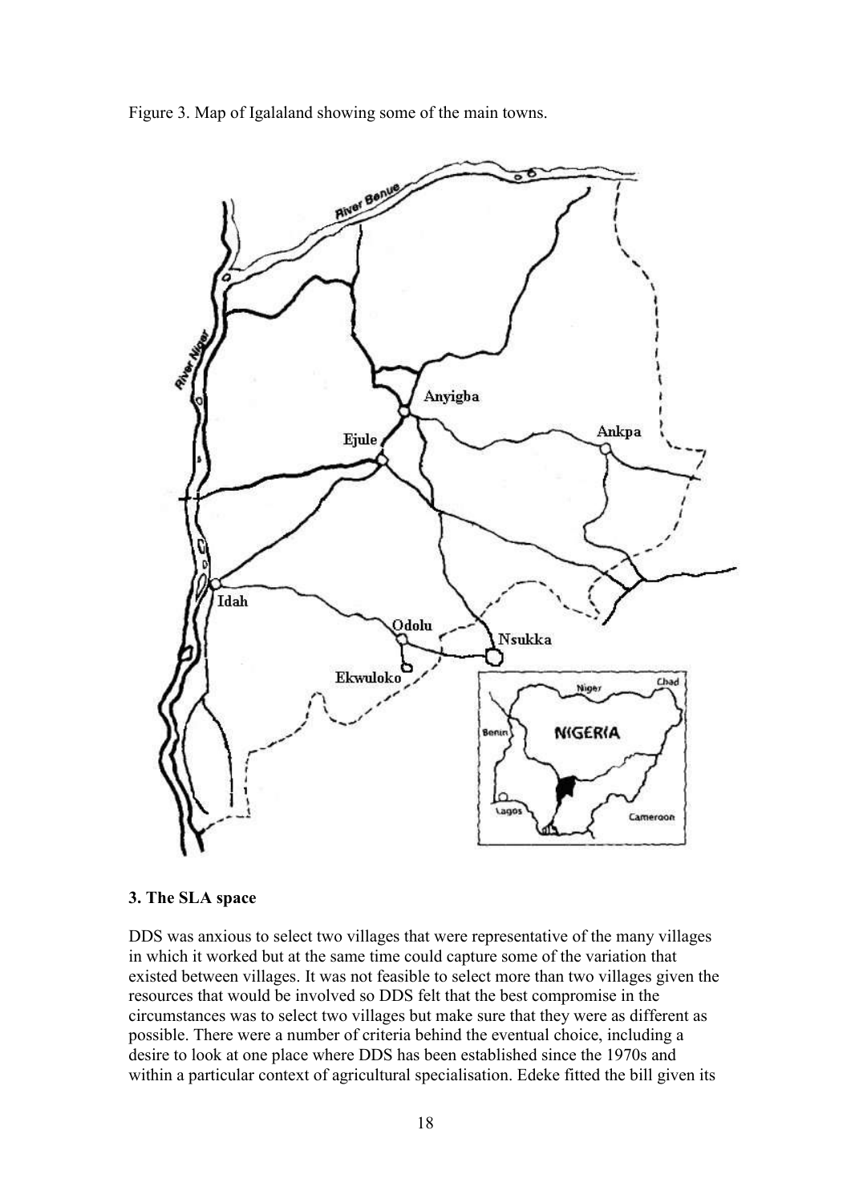Figure 3. Map of Igalaland showing some of the main towns.

### 3. The SLA space

DDS was anxious to select two villages that were representative of the many villages in which it worked but at the same time could capture some of the variation that existed between villages. It was not feasible to select more than two villages given the resources that would be involved so DDS felt that the best compromise in the circumstances was to select two villages but make sure that they were as different as possible. There were a number of criteria behind the eventual choice, including a desire to look at one place where DDS has been established since the 1970s and within a particular context of agricultural specialisation. Edeke fitted the bill given its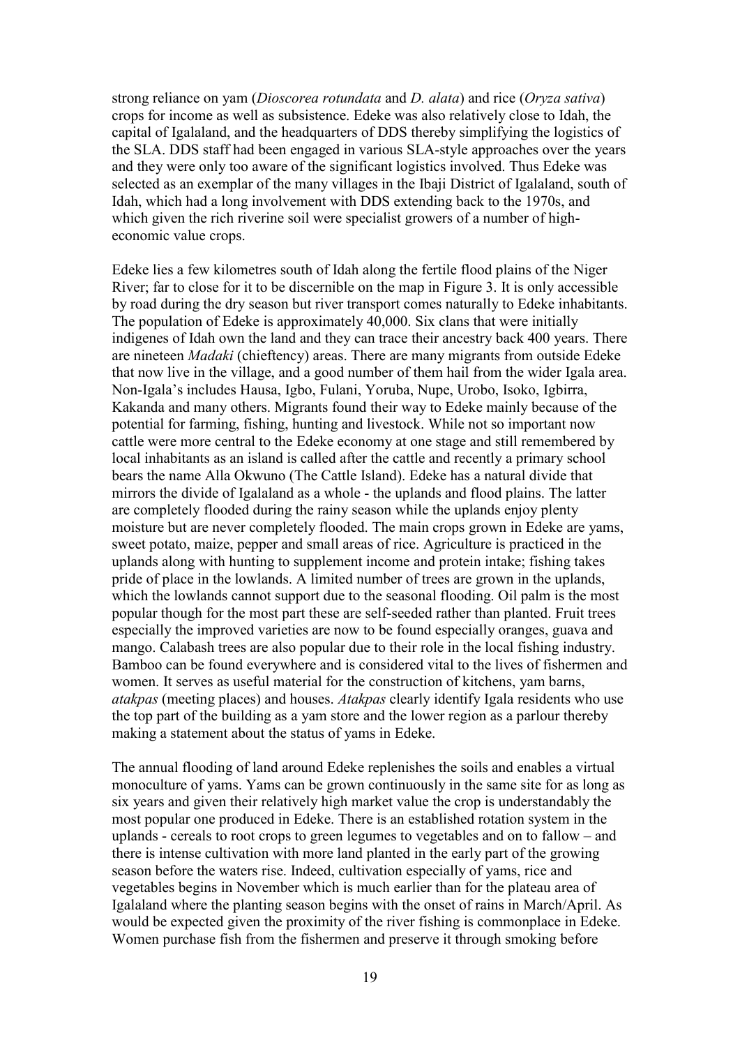strong reliance on yam (*Dioscorea rotundata* and *D. alata*) and rice (*Oryza sativa*) crops for income as well as subsistence. Edeke was also relatively close to Idah, the capital of Igalaland, and the headquarters of DDS thereby simplifying the logistics of the SLA. DDS staff had been engaged in various SLA-style approaches over the years and they were only too aware of the significant logistics involved. Thus Edeke was selected as an exemplar of the many villages in the Ibaji District of Igalaland, south of Idah, which had a long involvement with DDS extending back to the 1970s, and which given the rich riverine soil were specialist growers of a number of high-economic value crops.

Edeke lies a few kilometres south of Idah along the fertile flood plains of the Niger River; far to close for it to be discernible on the map in Figure 3. It is only accessible by road during the dry season but river transport comes naturally to Edeke inhabitants. The population of Edeke is approximately 40,000. Six clans that were initially indigenes of Idah own the land and they can trace their ancestry back 400 years. There are nineteen *Madaki* (chieftency) areas. There are many migrants from outside Edeke that now live in the village, and a good number of them hail from the wider Igala area. Non-Igala's includes Hausa, Igbo, Fulani, Yoruba, Nupe, Urobo, Isoko, Igbirra, Kakanda and many others. Migrants found their way to Edeke mainly because of the potential for farming, fishing, hunting and livestock. While not so important now cattle were more central to the Edeke economy at one stage and still remembered by local inhabitants as an island is called after the cattle and recently a primary school bears the name Alla Okwuno (The Cattle Island). Edeke has a natural divide that mirrors the divide of Igalaland as a whole - the uplands and flood plains. The latter are completely flooded during the rainy season while the uplands enjoy plenty moisture but are never completely flooded. The main crops grown in Edeke are yams, sweet potato, maize, pepper and small areas of rice. Agriculture is practiced in the uplands along with hunting to supplement income and protein intake; fishing takes pride of place in the lowlands. A limited number of trees are grown in the uplands, which the lowlands cannot support due to the seasonal flooding. Oil palm is the most popular though for the most part these are self-seeded rather than planted. Fruit trees especially the improved varieties are now to be found especially oranges, guava and mango. Calabash trees are also popular due to their role in the local fishing industry. Bamboo can be found everywhere and is considered vital to the lives of fishermen and women. It serves as useful material for the construction of kitchens, yam barns, *atakpas* (meeting places) and houses. *Atakpas* clearly identify Igala residents who use the top part of the building as a yam store and the lower region as a parlour thereby making a statement about the status of yams in Edeke.

The annual flooding of land around Edeke replenishes the soils and enables a virtual monoculture of yams. Yams can be grown continuously in the same site for as long as six years and given their relatively high market value the crop is understandably the most popular one produced in Edeke. There is an established rotation system in the uplands - cereals to root crops to green legumes to vegetables and on to fallow – and there is intense cultivation with more land planted in the early part of the growing season before the waters rise. Indeed, cultivation especially of yams, rice and vegetables begins in November which is much earlier than for the plateau area of Igalaland where the planting season begins with the onset of rains in March/April. As would be expected given the proximity of the river fishing is commonplace in Edeke. Women purchase fish from the fishermen and preserve it through smoking before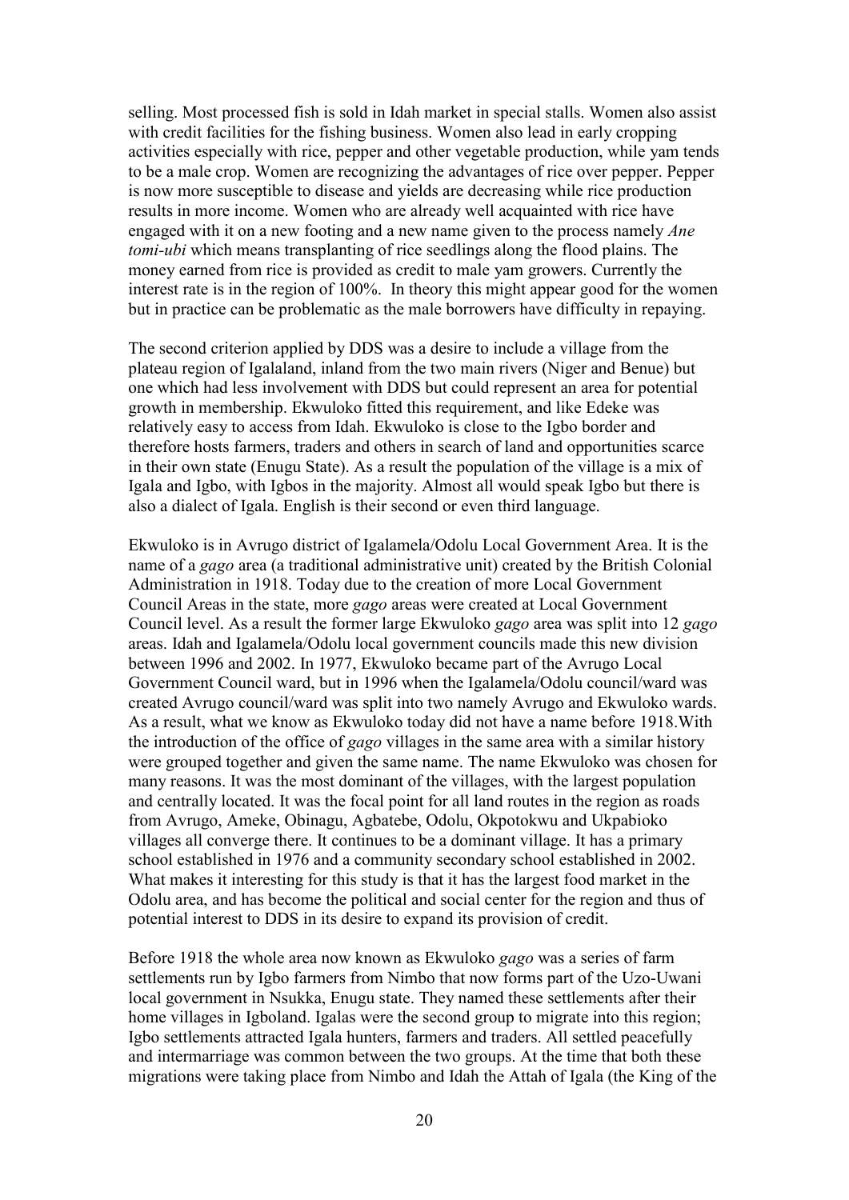selling. Most processed fish is sold in Idah market in special stalls. Women also assist with credit facilities for the fishing business. Women also lead in early cropping activities especially with rice, pepper and other vegetable production, while yam tends to be a male crop. Women are recognizing the advantages of rice over pepper. Pepper is now more susceptible to disease and yields are decreasing while rice production results in more income. Women who are already well acquainted with rice have engaged with it on a new footing and a new name given to the process namely *Ane tomi-ubi* which means transplanting of rice seedlings along the flood plains. The money earned from rice is provided as credit to male yam growers. Currently the interest rate is in the region of 100%. In theory this might appear good for the women but in practice can be problematic as the male borrowers have difficulty in repaying.

The second criterion applied by DDS was a desire to include a village from the plateau region of Igalaland, inland from the two main rivers (Niger and Benue) but one which had less involvement with DDS but could represent an area for potential growth in membership. Ekwuloko fitted this requirement, and like Edeke was relatively easy to access from Idah. Ekwuloko is close to the Igbo border and therefore hosts farmers, traders and others in search of land and opportunities scarce in their own state (Enugu State). As a result the population of the village is a mix of Igala and Igbo, with Igbos in the majority. Almost all would speak Igbo but there is also a dialect of Igala. English is their second or even third language.

Ekwuloko is in Avrugo district of Igalamela/Odolu Local Government Area. It is the name of a *gago* area (a traditional administrative unit) created by the British Colonial Administration in 1918. Today due to the creation of more Local Government Council Areas in the state, more *gago* areas were created at Local Government Council level. As a result the former large Ekwuloko *gago* area was split into 12 *gago* areas. Idah and Igalamela/Odolu local government councils made this new division between 1996 and 2002. In 1977, Ekwuloko became part of the Avrugo Local Government Council ward, but in 1996 when the Igalamela/Odolu council/ward was created Avrugo council/ward was split into two namely Avrugo and Ekwuloko wards. As a result, what we know as Ekwuloko today did not have a name before 1918.With the introduction of the office of *gago* villages in the same area with a similar history were grouped together and given the same name. The name Ekwuloko was chosen for many reasons. It was the most dominant of the villages, with the largest population and centrally located. It was the focal point for all land routes in the region as roads from Avrugo, Ameke, Obinagu, Agbatebe, Odolu, Okpotokwu and Ukpabioko villages all converge there. It continues to be a dominant village. It has a primary school established in 1976 and a community secondary school established in 2002. What makes it interesting for this study is that it has the largest food market in the Odolu area, and has become the political and social center for the region and thus of potential interest to DDS in its desire to expand its provision of credit.

Before 1918 the whole area now known as Ekwuloko *gago* was a series of farm settlements run by Igbo farmers from Nimbo that now forms part of the Uzo-Uwani local government in Nsukka, Enugu state. They named these settlements after their home villages in Igboland. Igalas were the second group to migrate into this region; Igbo settlements attracted Igala hunters, farmers and traders. All settled peacefully and intermarriage was common between the two groups. At the time that both these migrations were taking place from Nimbo and Idah the Attah of Igala (the King of the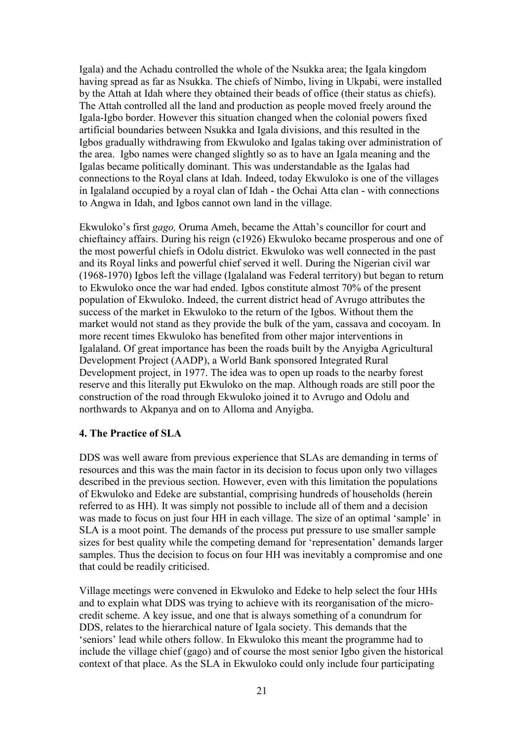Igala) and the Achadu controlled the whole of the Nsukka area; the Igala kingdom having spread as far as Nsukka. The chiefs of Nimbo, living in Ukpabi, were installed by the Attah at Idah where they obtained their beads of office (their status as chiefs). The Attah controlled all the land and production as people moved freely around the Igala-Igbo border. However this situation changed when the colonial powers fixed artificial boundaries between Nsukka and Igala divisions, and this resulted in the Igbos gradually withdrawing from Ekwuloko and Igalas taking over administration of the area. Igbo names were changed slightly so as to have an Igala meaning and the Igalas became politically dominant. This was understandable as the Igalas had connections to the Royal clans at Idah. Indeed, today Ekwuloko is one of the villages in Igalaland occupied by a royal clan of Idah - the Ochai Atta clan - with connections to Angwa in Idah, and Igbos cannot own land in the village.

Ekwuloko's first *gago,* Oruma Ameh, became the Attah's councillor for court and chieftaincy affairs. During his reign (c1926) Ekwuloko became prosperous and one of the most powerful chiefs in Odolu district. Ekwuloko was well connected in the past and its Royal links and powerful chief served it well. During the Nigerian civil war (1968-1970) Igbos left the village (Igalaland was Federal territory) but began to return to Ekwuloko once the war had ended. Igbos constitute almost 70% of the present population of Ekwuloko. Indeed, the current district head of Avrugo attributes the success of the market in Ekwuloko to the return of the Igbos. Without them the market would not stand as they provide the bulk of the yam, cassava and cocoyam. In more recent times Ekwuloko has benefited from other major interventions in Igalaland. Of great importance has been the roads built by the Anyigba Agricultural Development Project (AADP), a World Bank sponsored Integrated Rural Development project, in 1977. The idea was to open up roads to the nearby forest reserve and this literally put Ekwuloko on the map. Although roads are still poor the construction of the road through Ekwuloko joined it to Avrugo and Odolu and northwards to Akpanya and on to Alloma and Anyigba.

## 4. The Practice of SLA

DDS was well aware from previous experience that SLAs are demanding in terms of resources and this was the main factor in its decision to focus upon only two villages described in the previous section. However, even with this limitation the populations of Ekwuloko and Edeke are substantial, comprising hundreds of households (herein referred to as HH). It was simply not possible to include all of them and a decision was made to focus on just four HH in each village. The size of an optimal 'sample' in SLA is a moot point. The demands of the process put pressure to use smaller sample sizes for best quality while the competing demand for 'representation' demands larger samples. Thus the decision to focus on four HH was inevitably a compromise and one that could be readily criticised.

Village meetings were convened in Ekwuloko and Edeke to help select the four HHs and to explain what DDS was trying to achieve with its reorganisation of the micro-credit scheme. A key issue, and one that is always something of a conundrum for DDS, relates to the hierarchical nature of Igala society. This demands that the 'seniors' lead while others follow. In Ekwuloko this meant the programme had to include the village chief (gago) and of course the most senior Igbo given the historical context of that place. As the SLA in Ekwuloko could only include four participating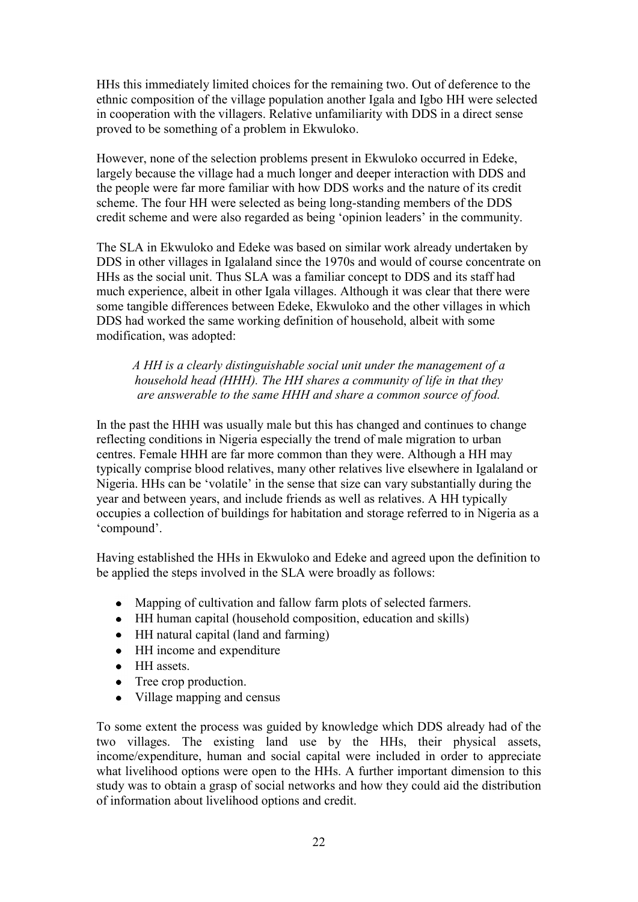HHs this immediately limited choices for the remaining two. Out of deference to the ethnic composition of the village population another Igala and Igbo HH were selected in cooperation with the villagers. Relative unfamiliarity with DDS in a direct sense proved to be something of a problem in Ekwuloko.

However, none of the selection problems present in Ekwuloko occurred in Edeke, largely because the village had a much longer and deeper interaction with DDS and the people were far more familiar with how DDS works and the nature of its credit scheme. The four HH were selected as being long-standing members of the DDS credit scheme and were also regarded as being 'opinion leaders' in the community.

The SLA in Ekwuloko and Edeke was based on similar work already undertaken by DDS in other villages in Igalaland since the 1970s and would of course concentrate on HHs as the social unit. Thus SLA was a familiar concept to DDS and its staff had much experience, albeit in other Igala villages. Although it was clear that there were some tangible differences between Edeke, Ekwuloko and the other villages in which DDS had worked the same working definition of household, albeit with some modification, was adopted:

> *A HH is a clearly distinguishable social unit under the management of a household head (HHH). The HH shares a community of life in that they are answerable to the same HHH and share a common source of food.*

In the past the HHH was usually male but this has changed and continues to change reflecting conditions in Nigeria especially the trend of male migration to urban centres. Female HHH are far more common than they were. Although a HH may typically comprise blood relatives, many other relatives live elsewhere in Igalaland or Nigeria. HHs can be 'volatile' in the sense that size can vary substantially during the year and between years, and include friends as well as relatives. A HH typically occupies a collection of buildings for habitation and storage referred to in Nigeria as a 'compound'.

Having established the HHs in Ekwuloko and Edeke and agreed upon the definition to be applied the steps involved in the SLA were broadly as follows:

- Mapping of cultivation and fallow farm plots of selected farmers.
- HH human capital (household composition, education and skills)
- HH natural capital (land and farming)
- HH income and expenditure
- HH assets.
- Tree crop production.
- Village mapping and census

To some extent the process was guided by knowledge which DDS already had of the two villages. The existing land use by the HHs, their physical assets, income/expenditure, human and social capital were included in order to appreciate what livelihood options were open to the HHs. A further important dimension to this study was to obtain a grasp of social networks and how they could aid the distribution of information about livelihood options and credit.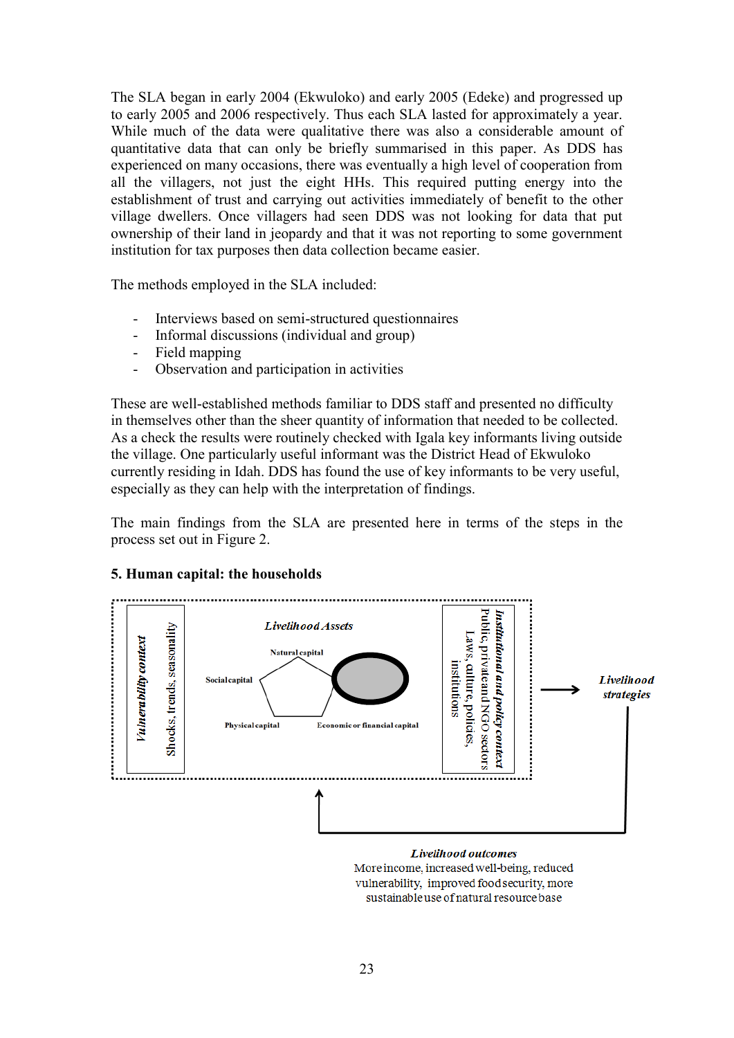The SLA began in early 2004 (Ekwuloko) and early 2005 (Edeke) and progressed up to early 2005 and 2006 respectively. Thus each SLA lasted for approximately a year. While much of the data were qualitative there was also a considerable amount of quantitative data that can only be briefly summarised in this paper. As DDS has experienced on many occasions, there was eventually a high level of cooperation from all the villagers, not just the eight HHs. This required putting energy into the establishment of trust and carrying out activities immediately of benefit to the other village dwellers. Once villagers had seen DDS was not looking for data that put ownership of their land in jeopardy and that it was not reporting to some government institution for tax purposes then data collection became easier.

The methods employed in the SLA included:

- Interviews based on semi-structured questionnaires
- Informal discussions (individual and group)
- Field mapping
- Observation and participation in activities

These are well-established methods familiar to DDS staff and presented no difficulty in themselves other than the sheer quantity of information that needed to be collected. As a check the results were routinely checked with Igala key informants living outside the village. One particularly useful informant was the District Head of Ekwuloko currently residing in Idah. DDS has found the use of key informants to be very useful, especially as they can help with the interpretation of findings.

The main findings from the SLA are presented here in terms of the steps in the process set out in Figure 2.

## 5. Human capital: the households

*Vulnerability context*

Shocks, trends, seasonality

*Livelihood Assets*

Natural capital

Social capital

Physical capital

Economic or financial capital

*Institutional and policy context*

Public, private and NGO sectors

Laws, culture, policies, institutions

*Livelihood strategies*

*Livelihood outcomes*

More income, increased well-being, reduced vulnerability, improved food security, more sustainable use of natural resource base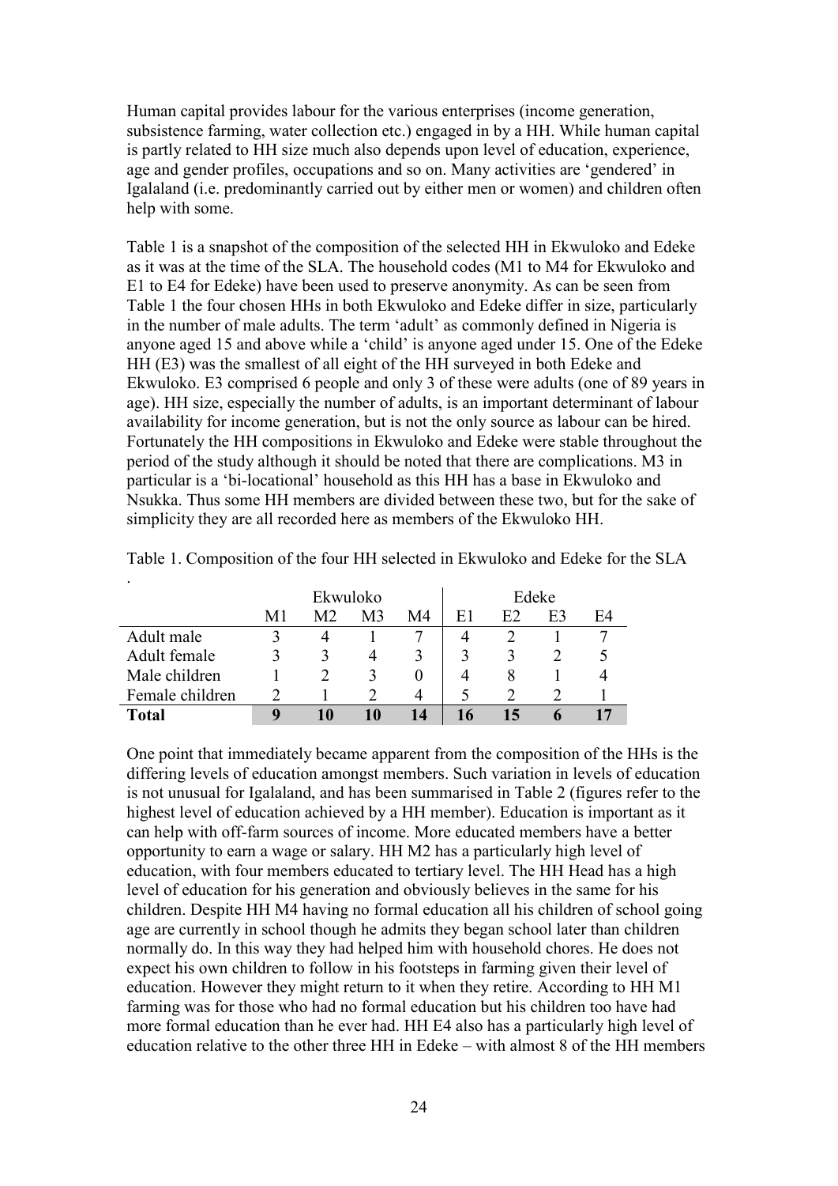Human capital provides labour for the various enterprises (income generation, subsistence farming, water collection etc.) engaged in by a HH. While human capital is partly related to HH size much also depends upon level of education, experience, age and gender profiles, occupations and so on. Many activities are 'gendered' in Igalaland (i.e. predominantly carried out by either men or women) and children often help with some.

Table 1 is a snapshot of the composition of the selected HH in Ekwuloko and Edeke as it was at the time of the SLA. The household codes (M1 to M4 for Ekwuloko and E1 to E4 for Edeke) have been used to preserve anonymity. As can be seen from Table 1 the four chosen HHs in both Ekwuloko and Edeke differ in size, particularly in the number of male adults. The term 'adult' as commonly defined in Nigeria is anyone aged 15 and above while a 'child' is anyone aged under 15. One of the Edeke HH (E3) was the smallest of all eight of the HH surveyed in both Edeke and Ekwuloko. E3 comprised 6 people and only 3 of these were adults (one of 89 years in age). HH size, especially the number of adults, is an important determinant of labour availability for income generation, but is not the only source as labour can be hired. Fortunately the HH compositions in Ekwuloko and Edeke were stable throughout the period of the study although it should be noted that there are complications. M3 in particular is a 'bi-locational' household as this HH has a base in Ekwuloko and Nsukka. Thus some HH members are divided between these two, but for the sake of simplicity they are all recorded here as members of the Ekwuloko HH.

Table 1. Composition of the four HH selected in Ekwuloko and Edeke for the SLA

|  | Ekwuloko | | | | Edeke | | | |
|---|---|---|---|---|---|---|---|---|
|  | M1 | M2 | M3 | M4 | E1 | E2 | E3 | E4 |
| Adult male | 3 | 4 | 1 | 7 | 4 | 2 | 1 | 7 |
| Adult female | 3 | 3 | 4 | 3 | 3 | 3 | 2 | 5 |
| Male children | 1 | 2 | 3 | 0 | 4 | 8 | 1 | 4 |
| Female children | 2 | 1 | 2 | 4 | 5 | 2 | 2 | 1 |
| **Total** | **9** | **10** | **10** | **14** | **16** | **15** | **6** | **17** |

One point that immediately became apparent from the composition of the HHs is the differing levels of education amongst members. Such variation in levels of education is not unusual for Igalaland, and has been summarised in Table 2 (figures refer to the highest level of education achieved by a HH member). Education is important as it can help with off-farm sources of income. More educated members have a better opportunity to earn a wage or salary. HH M2 has a particularly high level of education, with four members educated to tertiary level. The HH Head has a high level of education for his generation and obviously believes in the same for his children. Despite HH M4 having no formal education all his children of school going age are currently in school though he admits they began school later than children normally do. In this way they had helped him with household chores. He does not expect his own children to follow in his footsteps in farming given their level of education. However they might return to it when they retire. According to HH M1 farming was for those who had no formal education but his children too have had more formal education than he ever had. HH E4 also has a particularly high level of education relative to the other three HH in Edeke – with almost 8 of the HH members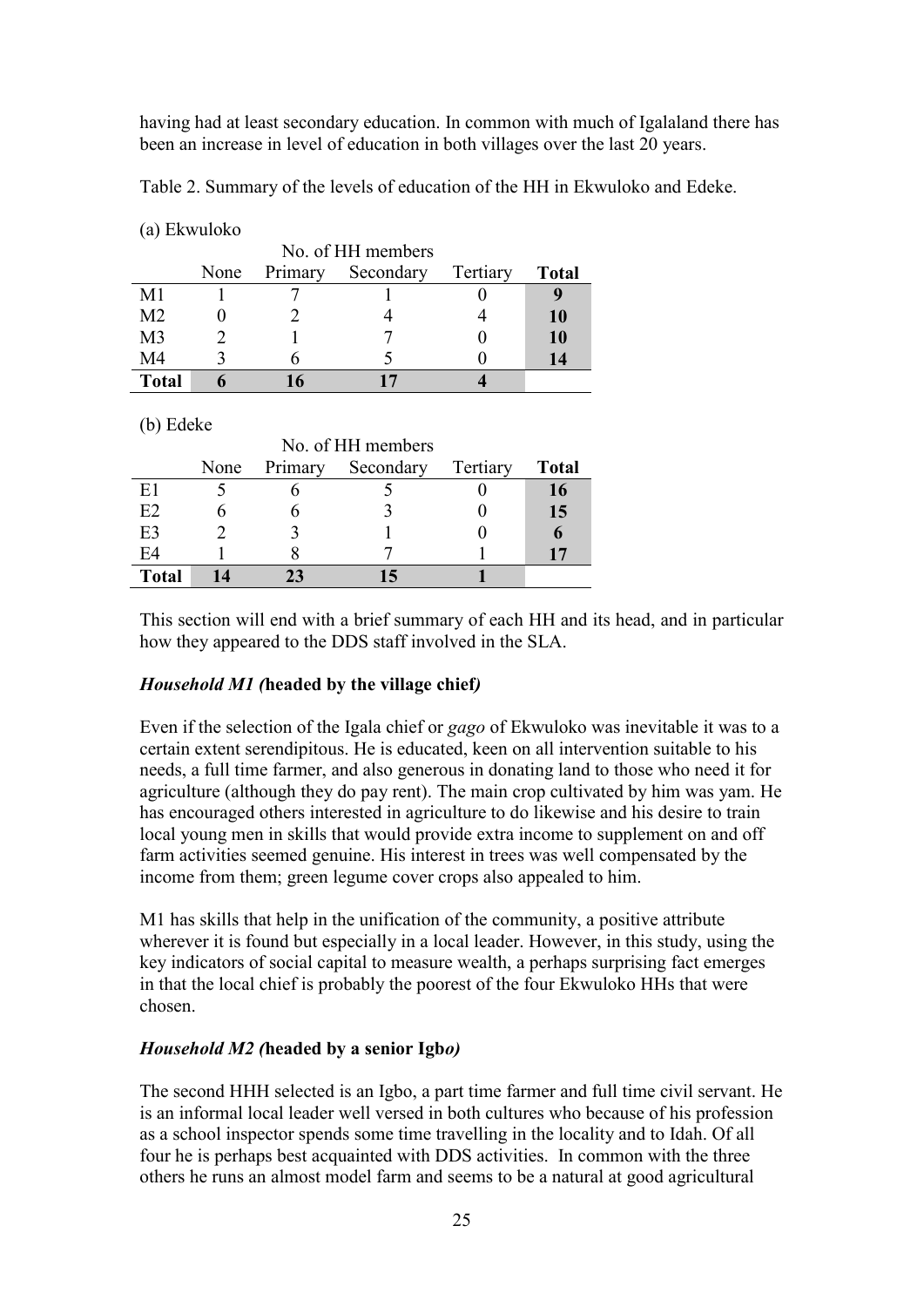having had at least secondary education. In common with much of Igalaland there has been an increase in level of education in both villages over the last 20 years.

Table 2. Summary of the levels of education of the HH in Ekwuloko and Edeke.

(a) Ekwuloko

| | No. of HH members | | | | |
|---|---|---|---|---|---|
| | None | Primary | Secondary | Tertiary | **Total** |
| M1 | 1 | 7 | 1 | 0 | **9** |
| M2 | 0 | 2 | 4 | 4 | **10** |
| M3 | 2 | 1 | 7 | 0 | **10** |
| M4 | 3 | 6 | 5 | 0 | **14** |
| **Total** | **6** | **16** | **17** | **4** | |

(b) Edeke

| | No. of HH members | | | | |
|---|---|---|---|---|---|
| | None | Primary | Secondary | Tertiary | **Total** |
| E1 | 5 | 6 | 5 | 0 | **16** |
| E2 | 6 | 6 | 3 | 0 | **15** |
| E3 | 2 | 3 | 1 | 0 | **6** |
| E4 | 1 | 8 | 7 | 1 | **17** |
| **Total** | **14** | **23** | **15** | **1** | |

This section will end with a brief summary of each HH and its head, and in particular how they appeared to the DDS staff involved in the SLA.

### *Household M1 (***headed by the village chief***)*

Even if the selection of the Igala chief or *gago* of Ekwuloko was inevitable it was to a certain extent serendipitous. He is educated, keen on all intervention suitable to his needs, a full time farmer, and also generous in donating land to those who need it for agriculture (although they do pay rent). The main crop cultivated by him was yam. He has encouraged others interested in agriculture to do likewise and his desire to train local young men in skills that would provide extra income to supplement on and off farm activities seemed genuine. His interest in trees was well compensated by the income from them; green legume cover crops also appealed to him.

M1 has skills that help in the unification of the community, a positive attribute wherever it is found but especially in a local leader. However, in this study, using the key indicators of social capital to measure wealth, a perhaps surprising fact emerges in that the local chief is probably the poorest of the four Ekwuloko HHs that were chosen.

### *Household M2 (***headed by a senior Igbo***)*

The second HHH selected is an Igbo, a part time farmer and full time civil servant. He is an informal local leader well versed in both cultures who because of his profession as a school inspector spends some time travelling in the locality and to Idah. Of all four he is perhaps best acquainted with DDS activities. In common with the three others he runs an almost model farm and seems to be a natural at good agricultural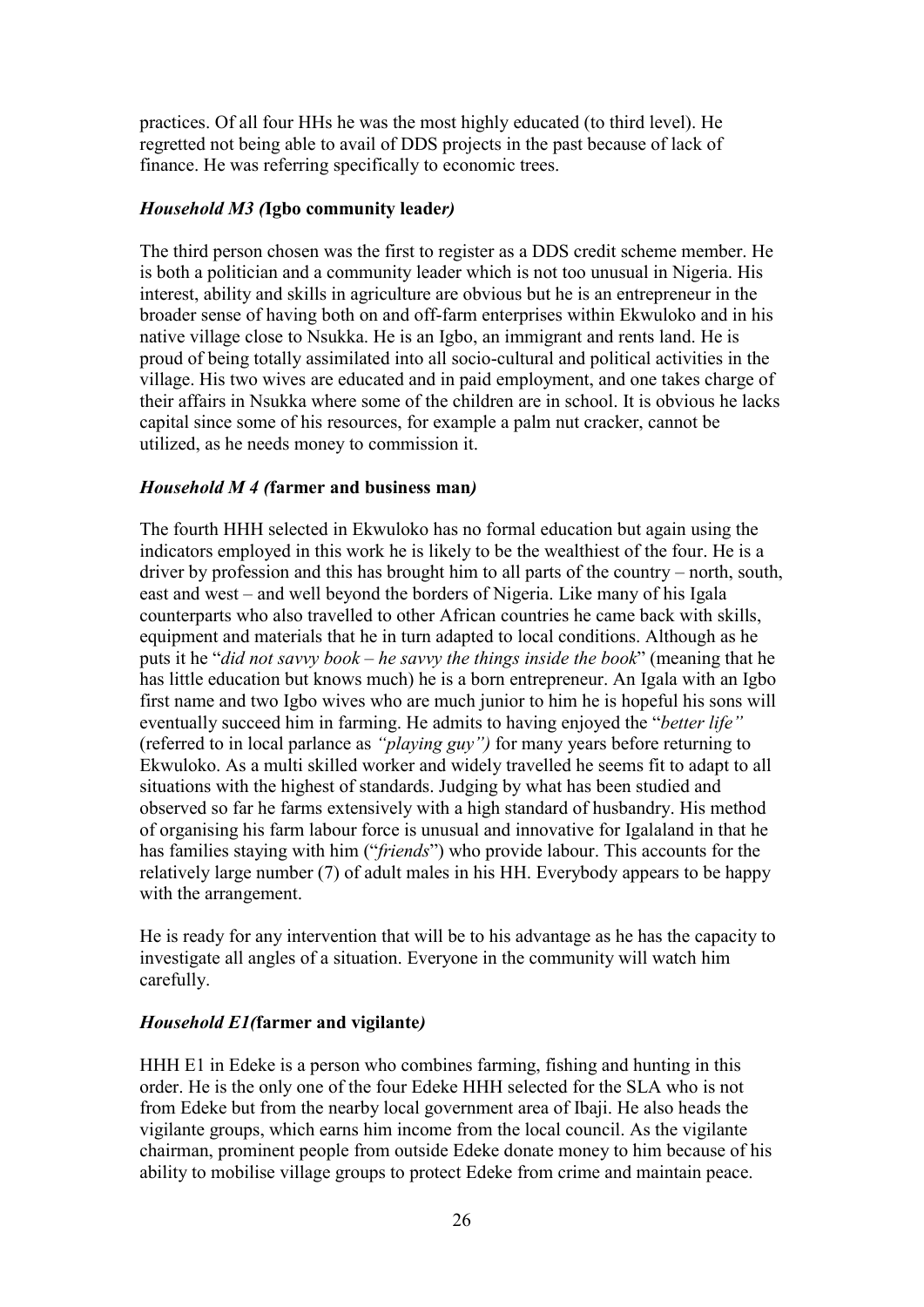practices. Of all four HHs he was the most highly educated (to third level). He regretted not being able to avail of DDS projects in the past because of lack of finance. He was referring specifically to economic trees.

### *Household M3 (***Igbo community leader***)*

The third person chosen was the first to register as a DDS credit scheme member. He is both a politician and a community leader which is not too unusual in Nigeria. His interest, ability and skills in agriculture are obvious but he is an entrepreneur in the broader sense of having both on and off-farm enterprises within Ekwuloko and in his native village close to Nsukka. He is an Igbo, an immigrant and rents land. He is proud of being totally assimilated into all socio-cultural and political activities in the village. His two wives are educated and in paid employment, and one takes charge of their affairs in Nsukka where some of the children are in school. It is obvious he lacks capital since some of his resources, for example a palm nut cracker, cannot be utilized, as he needs money to commission it.

### *Household M 4 (***farmer and business man***)*

The fourth HHH selected in Ekwuloko has no formal education but again using the indicators employed in this work he is likely to be the wealthiest of the four. He is a driver by profession and this has brought him to all parts of the country – north, south, east and west – and well beyond the borders of Nigeria. Like many of his Igala counterparts who also travelled to other African countries he came back with skills, equipment and materials that he in turn adapted to local conditions. Although as he puts it he "*did not savvy book – he savvy the things inside the book*" (meaning that he has little education but knows much) he is a born entrepreneur. An Igala with an Igbo first name and two Igbo wives who are much junior to him he is hopeful his sons will eventually succeed him in farming. He admits to having enjoyed the "*better life"* (referred to in local parlance as *"playing guy")* for many years before returning to Ekwuloko. As a multi skilled worker and widely travelled he seems fit to adapt to all situations with the highest of standards. Judging by what has been studied and observed so far he farms extensively with a high standard of husbandry. His method of organising his farm labour force is unusual and innovative for Igalaland in that he has families staying with him ("*friends*") who provide labour. This accounts for the relatively large number (7) of adult males in his HH. Everybody appears to be happy with the arrangement.

He is ready for any intervention that will be to his advantage as he has the capacity to investigate all angles of a situation. Everyone in the community will watch him carefully.

### *Household E1(***farmer and vigilante***)*

HHH E1 in Edeke is a person who combines farming, fishing and hunting in this order. He is the only one of the four Edeke HHH selected for the SLA who is not from Edeke but from the nearby local government area of Ibaji. He also heads the vigilante groups, which earns him income from the local council. As the vigilante chairman, prominent people from outside Edeke donate money to him because of his ability to mobilise village groups to protect Edeke from crime and maintain peace.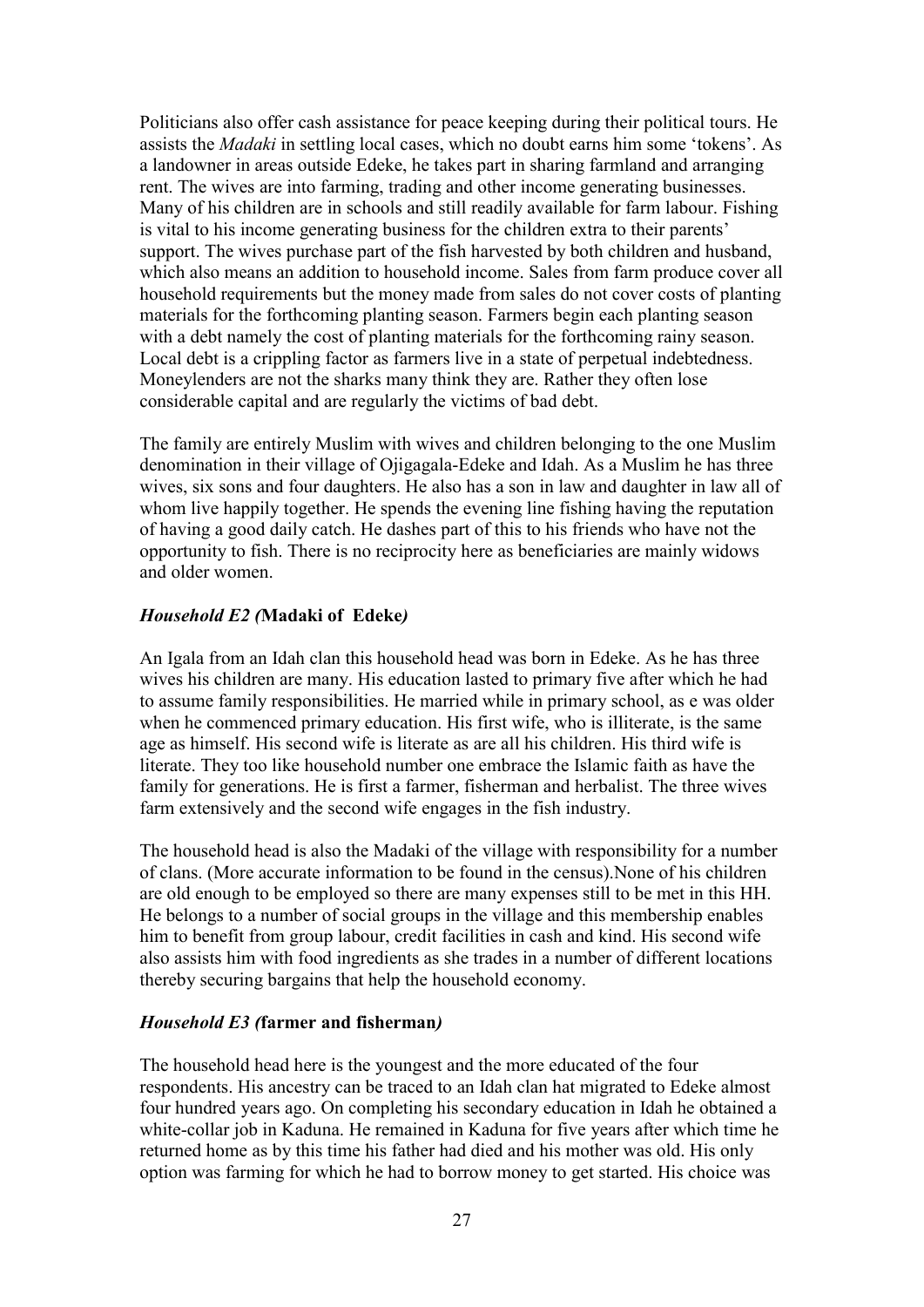Politicians also offer cash assistance for peace keeping during their political tours. He assists the *Madaki* in settling local cases, which no doubt earns him some 'tokens'. As a landowner in areas outside Edeke, he takes part in sharing farmland and arranging rent. The wives are into farming, trading and other income generating businesses. Many of his children are in schools and still readily available for farm labour. Fishing is vital to his income generating business for the children extra to their parents' support. The wives purchase part of the fish harvested by both children and husband, which also means an addition to household income. Sales from farm produce cover all household requirements but the money made from sales do not cover costs of planting materials for the forthcoming planting season. Farmers begin each planting season with a debt namely the cost of planting materials for the forthcoming rainy season. Local debt is a crippling factor as farmers live in a state of perpetual indebtedness. Moneylenders are not the sharks many think they are. Rather they often lose considerable capital and are regularly the victims of bad debt.

The family are entirely Muslim with wives and children belonging to the one Muslim denomination in their village of Ojigagala-Edeke and Idah. As a Muslim he has three wives, six sons and four daughters. He also has a son in law and daughter in law all of whom live happily together. He spends the evening line fishing having the reputation of having a good daily catch. He dashes part of this to his friends who have not the opportunity to fish. There is no reciprocity here as beneficiaries are mainly widows and older women.

### *Household E2 (**Madaki of Edeke**)*

An Igala from an Idah clan this household head was born in Edeke. As he has three wives his children are many. His education lasted to primary five after which he had to assume family responsibilities. He married while in primary school, as e was older when he commenced primary education. His first wife, who is illiterate, is the same age as himself. His second wife is literate as are all his children. His third wife is literate. They too like household number one embrace the Islamic faith as have the family for generations. He is first a farmer, fisherman and herbalist. The three wives farm extensively and the second wife engages in the fish industry.

The household head is also the Madaki of the village with responsibility for a number of clans. (More accurate information to be found in the census).None of his children are old enough to be employed so there are many expenses still to be met in this HH. He belongs to a number of social groups in the village and this membership enables him to benefit from group labour, credit facilities in cash and kind. His second wife also assists him with food ingredients as she trades in a number of different locations thereby securing bargains that help the household economy.

### *Household E3 (**farmer and fisherman**)*

The household head here is the youngest and the more educated of the four respondents. His ancestry can be traced to an Idah clan hat migrated to Edeke almost four hundred years ago. On completing his secondary education in Idah he obtained a white-collar job in Kaduna. He remained in Kaduna for five years after which time he returned home as by this time his father had died and his mother was old. His only option was farming for which he had to borrow money to get started. His choice was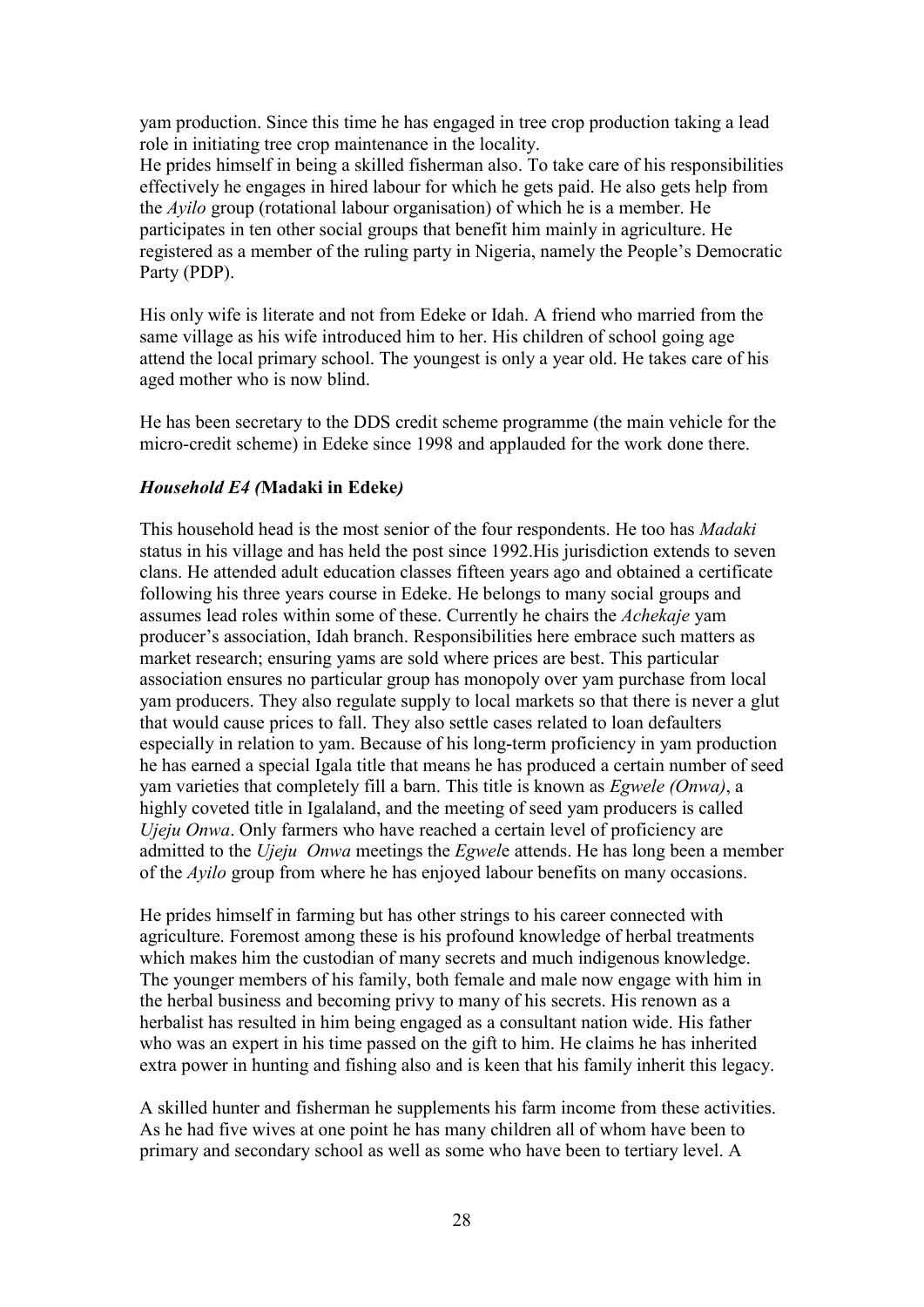yam production. Since this time he has engaged in tree crop production taking a lead role in initiating tree crop maintenance in the locality.
He prides himself in being a skilled fisherman also. To take care of his responsibilities effectively he engages in hired labour for which he gets paid. He also gets help from the *Ayilo* group (rotational labour organisation) of which he is a member. He participates in ten other social groups that benefit him mainly in agriculture. He registered as a member of the ruling party in Nigeria, namely the People's Democratic Party (PDP).

His only wife is literate and not from Edeke or Idah. A friend who married from the same village as his wife introduced him to her. His children of school going age attend the local primary school. The youngest is only a year old. He takes care of his aged mother who is now blind.

He has been secretary to the DDS credit scheme programme (the main vehicle for the micro-credit scheme) in Edeke since 1998 and applauded for the work done there.

### *Household E4 (***Madaki in Edeke***)*

This household head is the most senior of the four respondents. He too has *Madaki* status in his village and has held the post since 1992.His jurisdiction extends to seven clans. He attended adult education classes fifteen years ago and obtained a certificate following his three years course in Edeke. He belongs to many social groups and assumes lead roles within some of these. Currently he chairs the *Achekaje* yam producer's association, Idah branch. Responsibilities here embrace such matters as market research; ensuring yams are sold where prices are best. This particular association ensures no particular group has monopoly over yam purchase from local yam producers. They also regulate supply to local markets so that there is never a glut that would cause prices to fall. They also settle cases related to loan defaulters especially in relation to yam. Because of his long-term proficiency in yam production he has earned a special Igala title that means he has produced a certain number of seed yam varieties that completely fill a barn. This title is known as *Egwele (Onwa)*, a highly coveted title in Igalaland, and the meeting of seed yam producers is called *Ujeju Onwa*. Only farmers who have reached a certain level of proficiency are admitted to the *Ujeju Onwa* meetings the *Egwel*e attends. He has long been a member of the *Ayilo* group from where he has enjoyed labour benefits on many occasions.

He prides himself in farming but has other strings to his career connected with agriculture. Foremost among these is his profound knowledge of herbal treatments which makes him the custodian of many secrets and much indigenous knowledge. The younger members of his family, both female and male now engage with him in the herbal business and becoming privy to many of his secrets. His renown as a herbalist has resulted in him being engaged as a consultant nation wide. His father who was an expert in his time passed on the gift to him. He claims he has inherited extra power in hunting and fishing also and is keen that his family inherit this legacy.

A skilled hunter and fisherman he supplements his farm income from these activities. As he had five wives at one point he has many children all of whom have been to primary and secondary school as well as some who have been to tertiary level. A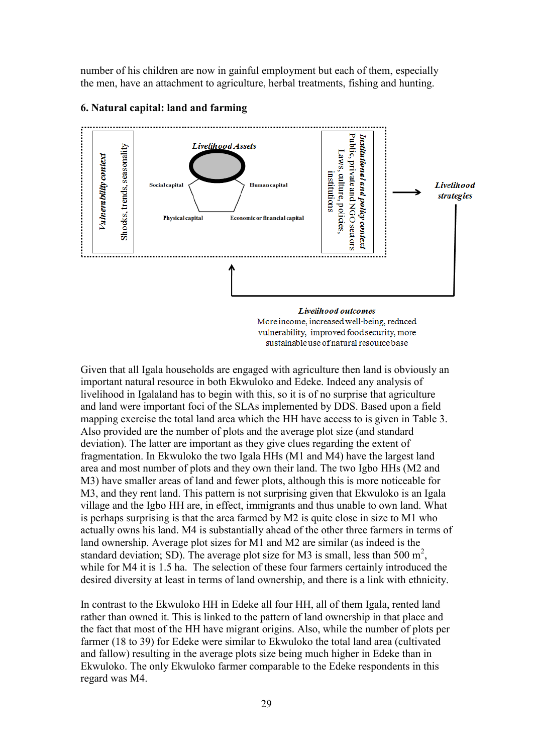number of his children are now in gainful employment but each of them, especially the men, have an attachment to agriculture, herbal treatments, fishing and hunting.

### 6. Natural capital: land and farming

*Vulnerability context*
Shocks, trends, seasonality

*Livelihood Assets*
Social capital
Human capital
Physical capital
Economic or financial capital

*Institutional and policy context*
Public, private and NGO sectors
Laws, culture, policies, institutions

*Livelihood strategies*

*Livelihood outcomes*
More income, increased well-being, reduced vulnerability, improved food security, more sustainable use of natural resource base

Given that all Igala households are engaged with agriculture then land is obviously an important natural resource in both Ekwuloko and Edeke. Indeed any analysis of livelihood in Igalaland has to begin with this, so it is of no surprise that agriculture and land were important foci of the SLAs implemented by DDS. Based upon a field mapping exercise the total land area which the HH have access to is given in Table 3. Also provided are the number of plots and the average plot size (and standard deviation). The latter are important as they give clues regarding the extent of fragmentation. In Ekwuloko the two Igala HHs (M1 and M4) have the largest land area and most number of plots and they own their land. The two Igbo HHs (M2 and M3) have smaller areas of land and fewer plots, although this is more noticeable for M3, and they rent land. This pattern is not surprising given that Ekwuloko is an Igala village and the Igbo HH are, in effect, immigrants and thus unable to own land. What is perhaps surprising is that the area farmed by M2 is quite close in size to M1 who actually owns his land. M4 is substantially ahead of the other three farmers in terms of land ownership. Average plot sizes for M1 and M2 are similar (as indeed is the standard deviation; SD). The average plot size for M3 is small, less than 500 $m^2$, while for M4 it is 1.5 ha. The selection of these four farmers certainly introduced the desired diversity at least in terms of land ownership, and there is a link with ethnicity.

In contrast to the Ekwuloko HH in Edeke all four HH, all of them Igala, rented land rather than owned it. This is linked to the pattern of land ownership in that place and the fact that most of the HH have migrant origins. Also, while the number of plots per farmer (18 to 39) for Edeke were similar to Ekwuloko the total land area (cultivated and fallow) resulting in the average plots size being much higher in Edeke than in Ekwuloko. The only Ekwuloko farmer comparable to the Edeke respondents in this regard was M4.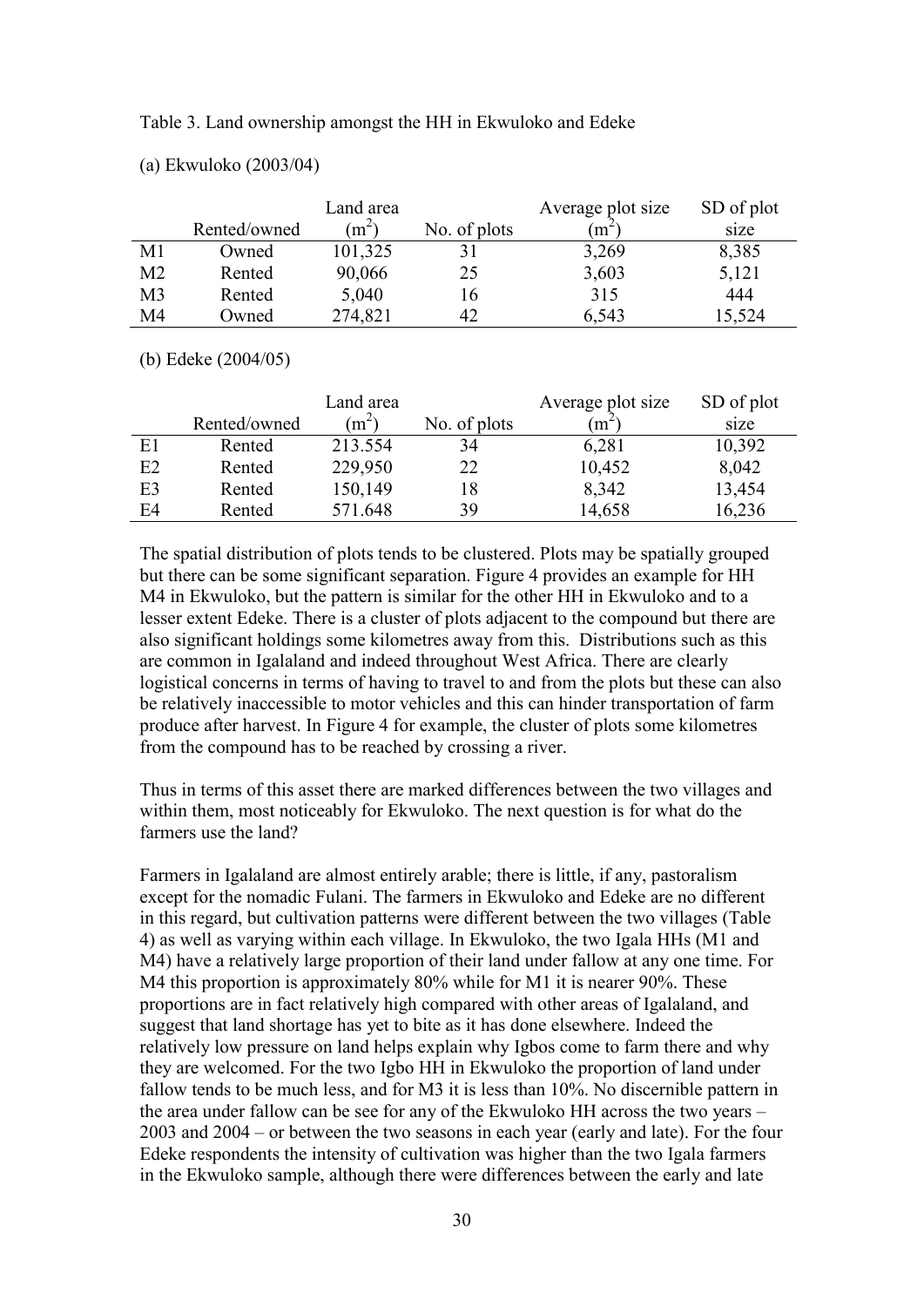Table 3. Land ownership amongst the HH in Ekwuloko and Edeke

(a) Ekwuloko (2003/04)

| | Rented/owned | Land area ($m^2$) | No. of plots | Average plot size ($m^2$) | SD of plot size |
|---|---|---|---|---|---|
| M1 | Owned | 101,325 | 31 | 3,269 | 8,385 |
| M2 | Rented | 90,066 | 25 | 3,603 | 5,121 |
| M3 | Rented | 5,040 | 16 | 315 | 444 |
| M4 | Owned | 274,821 | 42 | 6,543 | 15,524 |

(b) Edeke (2004/05)

| | Rented/owned | Land area ($m^2$) | No. of plots | Average plot size ($m^2$) | SD of plot size |
|---|---|---|---|---|---|
| E1 | Rented | 213.554 | 34 | 6,281 | 10,392 |
| E2 | Rented | 229,950 | 22 | 10,452 | 8,042 |
| E3 | Rented | 150,149 | 18 | 8,342 | 13,454 |
| E4 | Rented | 571.648 | 39 | 14,658 | 16,236 |

The spatial distribution of plots tends to be clustered. Plots may be spatially grouped but there can be some significant separation. Figure 4 provides an example for HH M4 in Ekwuloko, but the pattern is similar for the other HH in Ekwuloko and to a lesser extent Edeke. There is a cluster of plots adjacent to the compound but there are also significant holdings some kilometres away from this. Distributions such as this are common in Igalaland and indeed throughout West Africa. There are clearly logistical concerns in terms of having to travel to and from the plots but these can also be relatively inaccessible to motor vehicles and this can hinder transportation of farm produce after harvest. In Figure 4 for example, the cluster of plots some kilometres from the compound has to be reached by crossing a river.

Thus in terms of this asset there are marked differences between the two villages and within them, most noticeably for Ekwuloko. The next question is for what do the farmers use the land?

Farmers in Igalaland are almost entirely arable; there is little, if any, pastoralism except for the nomadic Fulani. The farmers in Ekwuloko and Edeke are no different in this regard, but cultivation patterns were different between the two villages (Table 4) as well as varying within each village. In Ekwuloko, the two Igala HHs (M1 and M4) have a relatively large proportion of their land under fallow at any one time. For M4 this proportion is approximately 80% while for M1 it is nearer 90%. These proportions are in fact relatively high compared with other areas of Igalaland, and suggest that land shortage has yet to bite as it has done elsewhere. Indeed the relatively low pressure on land helps explain why Igbos come to farm there and why they are welcomed. For the two Igbo HH in Ekwuloko the proportion of land under fallow tends to be much less, and for M3 it is less than 10%. No discernible pattern in the area under fallow can be see for any of the Ekwuloko HH across the two years – 2003 and 2004 – or between the two seasons in each year (early and late). For the four Edeke respondents the intensity of cultivation was higher than the two Igala farmers in the Ekwuloko sample, although there were differences between the early and late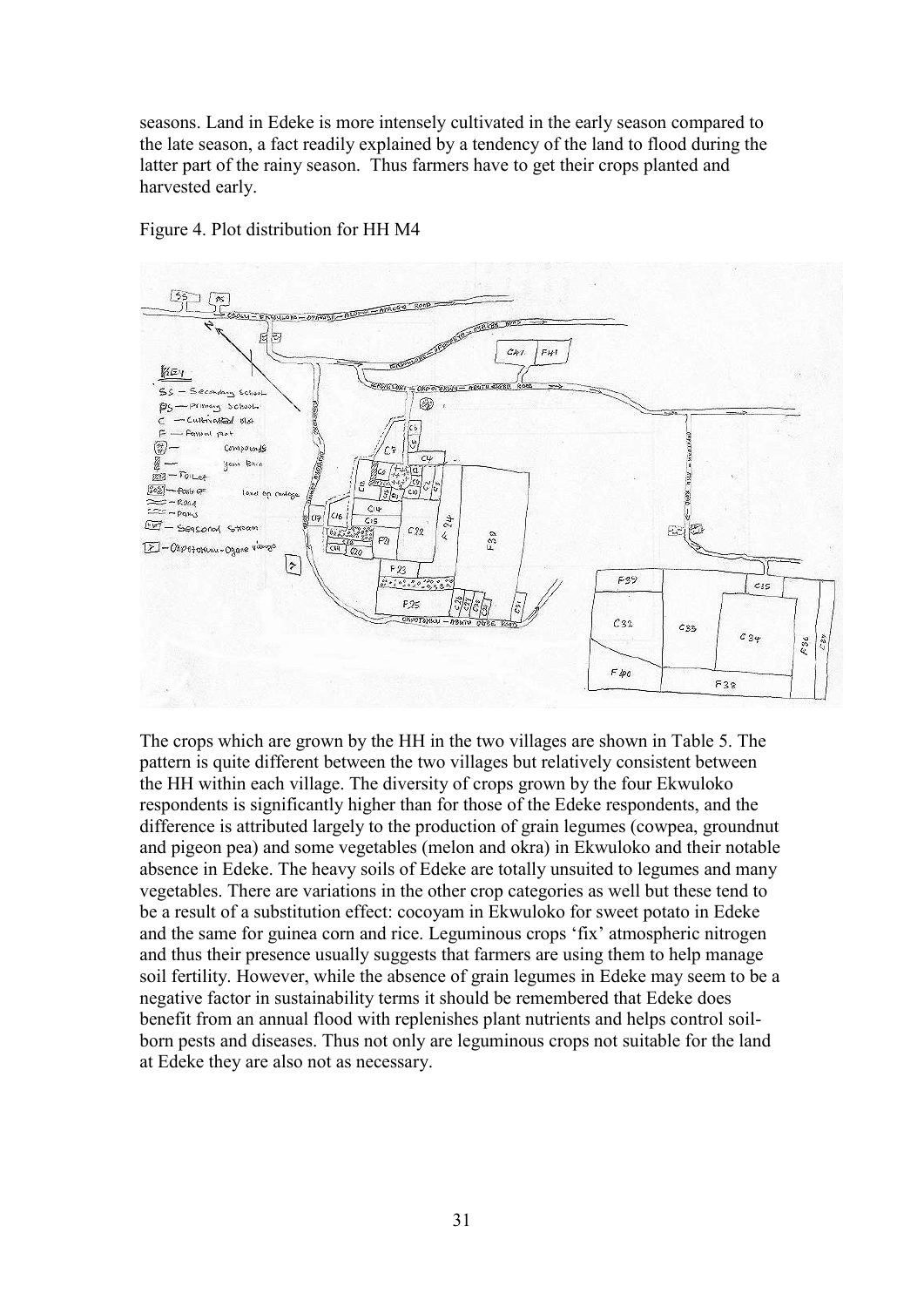seasons. Land in Edeke is more intensely cultivated in the early season compared to the late season, a fact readily explained by a tendency of the land to flood during the latter part of the rainy season. Thus farmers have to get their crops planted and harvested early.

Figure 4. Plot distribution for HH M4

The crops which are grown by the HH in the two villages are shown in Table 5. The pattern is quite different between the two villages but relatively consistent between the HH within each village. The diversity of crops grown by the four Ekwuloko respondents is significantly higher than for those of the Edeke respondents, and the difference is attributed largely to the production of grain legumes (cowpea, groundnut and pigeon pea) and some vegetables (melon and okra) in Ekwuloko and their notable absence in Edeke. The heavy soils of Edeke are totally unsuited to legumes and many vegetables. There are variations in the other crop categories as well but these tend to be a result of a substitution effect: cocoyam in Ekwuloko for sweet potato in Edeke and the same for guinea corn and rice. Leguminous crops 'fix' atmospheric nitrogen and thus their presence usually suggests that farmers are using them to help manage soil fertility. However, while the absence of grain legumes in Edeke may seem to be a negative factor in sustainability terms it should be remembered that Edeke does benefit from an annual flood with replenishes plant nutrients and helps control soil-born pests and diseases. Thus not only are leguminous crops not suitable for the land at Edeke they are also not as necessary.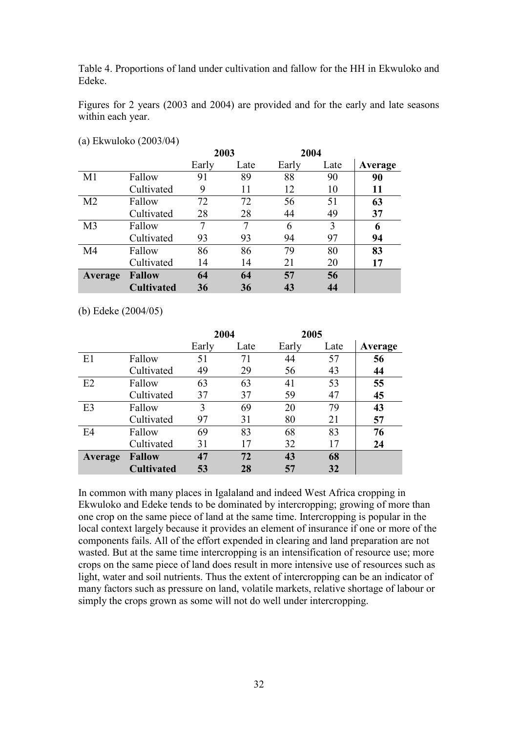Table 4. Proportions of land under cultivation and fallow for the HH in Ekwuloko and Edeke.

Figures for 2 years (2003 and 2004) are provided and for the early and late seasons within each year.

(a) Ekwuloko (2003/04)

| | | 2003 | | 2004 | | |
|---|---|---|---|---|---|---|
| | | Early | Late | Early | Late | **Average** |
| M1 | Fallow | 91 | 89 | 88 | 90 | **90** |
| | Cultivated | 9 | 11 | 12 | 10 | **11** |
| M2 | Fallow | 72 | 72 | 56 | 51 | **63** |
| | Cultivated | 28 | 28 | 44 | 49 | **37** |
| M3 | Fallow | 7 | 7 | 6 | 3 | **6** |
| | Cultivated | 93 | 93 | 94 | 97 | **94** |
| M4 | Fallow | 86 | 86 | 79 | 80 | **83** |
| | Cultivated | 14 | 14 | 21 | 20 | **17** |
| **Average** | **Fallow** | **64** | **64** | **57** | **56** | |
| | **Cultivated** | **36** | **36** | **43** | **44** | |

(b) Edeke (2004/05)

| | | 2004 | | 2005 | | |
|---|---|---|---|---|---|---|
| | | Early | Late | Early | Late | **Average** |
| E1 | Fallow | 51 | 71 | 44 | 57 | **56** |
| | Cultivated | 49 | 29 | 56 | 43 | **44** |
| E2 | Fallow | 63 | 63 | 41 | 53 | **55** |
| | Cultivated | 37 | 37 | 59 | 47 | **45** |
| E3 | Fallow | 3 | 69 | 20 | 79 | **43** |
| | Cultivated | 97 | 31 | 80 | 21 | **57** |
| E4 | Fallow | 69 | 83 | 68 | 83 | **76** |
| | Cultivated | 31 | 17 | 32 | 17 | **24** |
| **Average** | **Fallow** | **47** | **72** | **43** | **68** | |
| | **Cultivated** | **53** | **28** | **57** | **32** | |

In common with many places in Igalaland and indeed West Africa cropping in Ekwuloko and Edeke tends to be dominated by intercropping; growing of more than one crop on the same piece of land at the same time. Intercropping is popular in the local context largely because it provides an element of insurance if one or more of the components fails. All of the effort expended in clearing and land preparation are not wasted. But at the same time intercropping is an intensification of resource use; more crops on the same piece of land does result in more intensive use of resources such as light, water and soil nutrients. Thus the extent of intercropping can be an indicator of many factors such as pressure on land, volatile markets, relative shortage of labour or simply the crops grown as some will not do well under intercropping.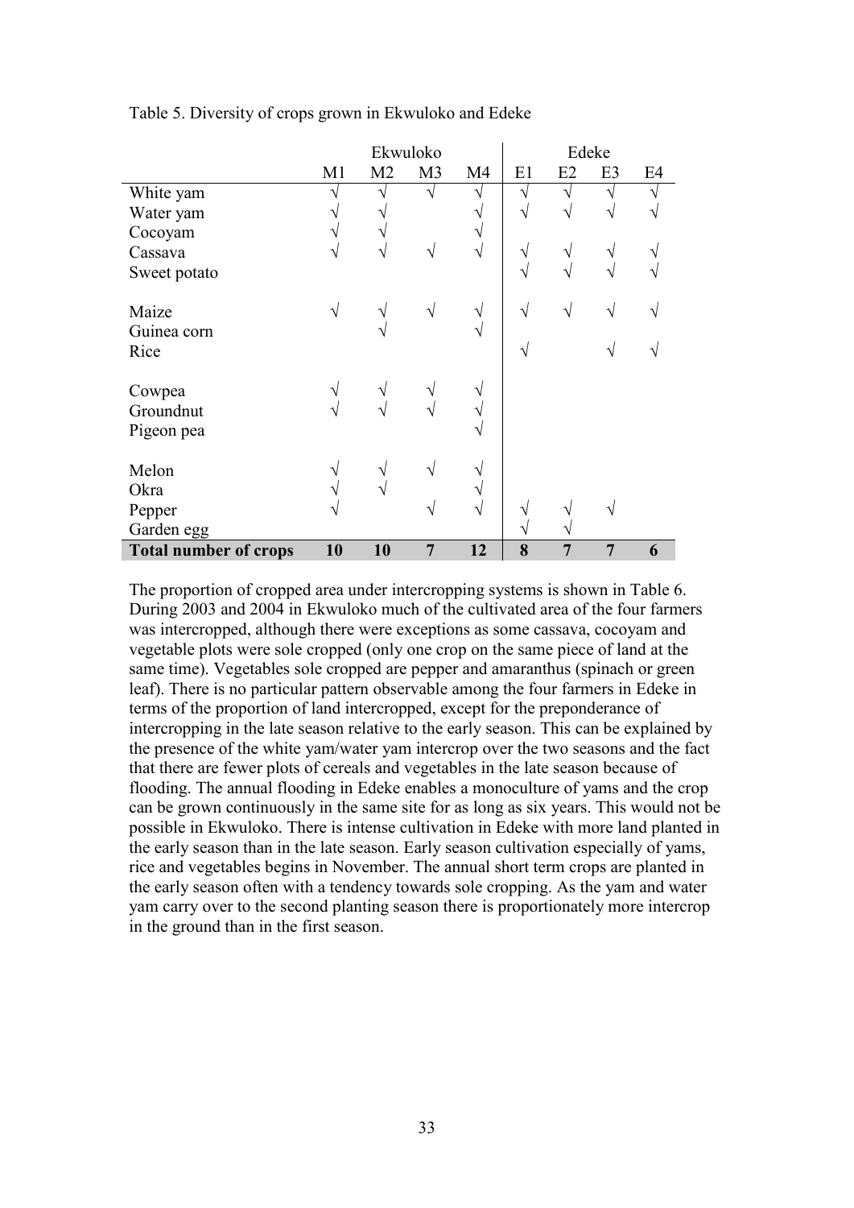Table 5. Diversity of crops grown in Ekwuloko and Edeke

| | Ekwuloko | | | | Edeke | | | |
|---|---|---|---|---|---|---|---|---|
| | M1 | M2 | M3 | M4 | E1 | E2 | E3 | E4 |
| White yam | √ | √ | √ | √ | √ | √ | √ | √ |
| Water yam | √ | √ | | √ | √ | √ | √ | √ |
| Cocoyam | √ | √ | | √ | | | | |
| Cassava | √ | √ | √ | √ | √ | √ | √ | √ |
| Sweet potato | | | | | √ | √ | √ | √ |
| Maize | √ | √ | √ | √ | √ | √ | √ | √ |
| Guinea corn | | √ | | √ | | | | |
| Rice | | | | | √ | | √ | √ |
| Cowpea | √ | √ | √ | √ | | | | |
| Groundnut | √ | √ | √ | √ | | | | |
| Pigeon pea | | | | √ | | | | |
| Melon | √ | √ | √ | √ | | | | |
| Okra | √ | √ | | √ | | | | |
| Pepper | √ | | √ | √ | √ | √ | √ | |
| Garden egg | | | | | √ | √ | | |
| **Total number of crops** | **10** | **10** | **7** | **12** | **8** | **7** | **7** | **6** |

The proportion of cropped area under intercropping systems is shown in Table 6. During 2003 and 2004 in Ekwuloko much of the cultivated area of the four farmers was intercropped, although there were exceptions as some cassava, cocoyam and vegetable plots were sole cropped (only one crop on the same piece of land at the same time). Vegetables sole cropped are pepper and amaranthus (spinach or green leaf). There is no particular pattern observable among the four farmers in Edeke in terms of the proportion of land intercropped, except for the preponderance of intercropping in the late season relative to the early season. This can be explained by the presence of the white yam/water yam intercrop over the two seasons and the fact that there are fewer plots of cereals and vegetables in the late season because of flooding. The annual flooding in Edeke enables a monoculture of yams and the crop can be grown continuously in the same site for as long as six years. This would not be possible in Ekwuloko. There is intense cultivation in Edeke with more land planted in the early season than in the late season. Early season cultivation especially of yams, rice and vegetables begins in November. The annual short term crops are planted in the early season often with a tendency towards sole cropping. As the yam and water yam carry over to the second planting season there is proportionately more intercrop in the ground than in the first season.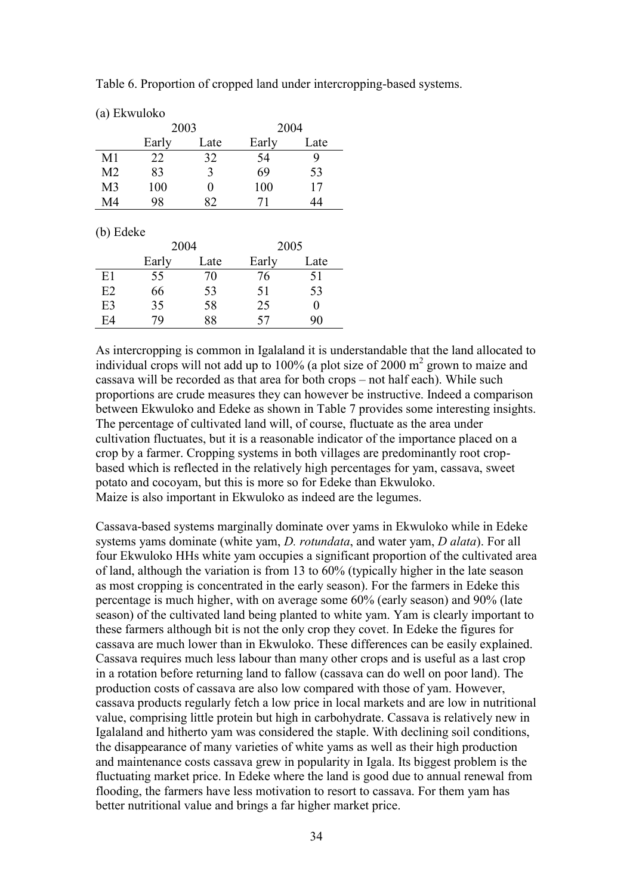Table 6. Proportion of cropped land under intercropping-based systems.

(a) Ekwuloko

| | 2003 | | 2004 | |
|---|---|---|---|---|
| | Early | Late | Early | Late |
| M1 | 22 | 32 | 54 | 9 |
| M2 | 83 | 3 | 69 | 53 |
| M3 | 100 | 0 | 100 | 17 |
| M4 | 98 | 82 | 71 | 44 |

(b) Edeke

| | 2004 | | 2005 | |
|---|---|---|---|---|
| | Early | Late | Early | Late |
| E1 | 55 | 70 | 76 | 51 |
| E2 | 66 | 53 | 51 | 53 |
| E3 | 35 | 58 | 25 | 0 |
| E4 | 79 | 88 | 57 | 90 |

As intercropping is common in Igalaland it is understandable that the land allocated to individual crops will not add up to 100% (a plot size of 2000 $m^2$ grown to maize and cassava will be recorded as that area for both crops – not half each). While such proportions are crude measures they can however be instructive. Indeed a comparison between Ekwuloko and Edeke as shown in Table 7 provides some interesting insights. The percentage of cultivated land will, of course, fluctuate as the area under cultivation fluctuates, but it is a reasonable indicator of the importance placed on a crop by a farmer. Cropping systems in both villages are predominantly root crop-based which is reflected in the relatively high percentages for yam, cassava, sweet potato and cocoyam, but this is more so for Edeke than Ekwuloko.
Maize is also important in Ekwuloko as indeed are the legumes.

Cassava-based systems marginally dominate over yams in Ekwuloko while in Edeke systems yams dominate (white yam, *D. rotundata*, and water yam, *D alata*). For all four Ekwuloko HHs white yam occupies a significant proportion of the cultivated area of land, although the variation is from 13 to 60% (typically higher in the late season as most cropping is concentrated in the early season). For the farmers in Edeke this percentage is much higher, with on average some 60% (early season) and 90% (late season) of the cultivated land being planted to white yam. Yam is clearly important to these farmers although bit is not the only crop they covet. In Edeke the figures for cassava are much lower than in Ekwuloko. These differences can be easily explained. Cassava requires much less labour than many other crops and is useful as a last crop in a rotation before returning land to fallow (cassava can do well on poor land). The production costs of cassava are also low compared with those of yam. However, cassava products regularly fetch a low price in local markets and are low in nutritional value, comprising little protein but high in carbohydrate. Cassava is relatively new in Igalaland and hitherto yam was considered the staple. With declining soil conditions, the disappearance of many varieties of white yams as well as their high production and maintenance costs cassava grew in popularity in Igala. Its biggest problem is the fluctuating market price. In Edeke where the land is good due to annual renewal from flooding, the farmers have less motivation to resort to cassava. For them yam has better nutritional value and brings a far higher market price.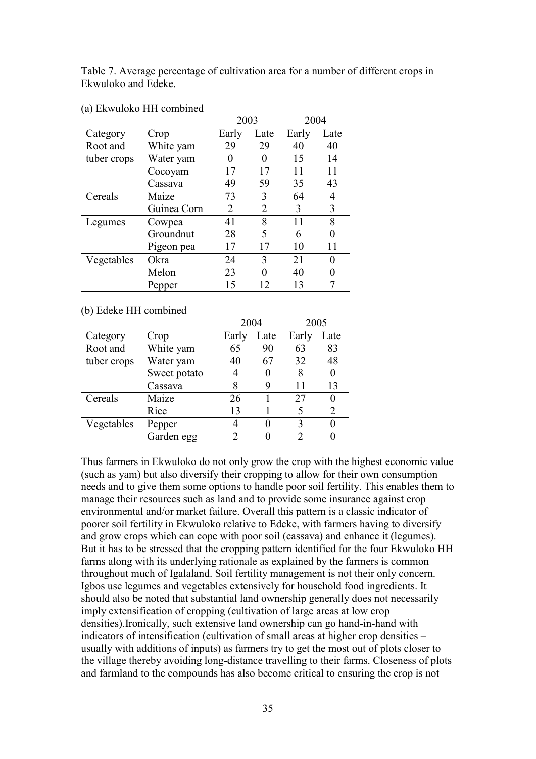Table 7. Average percentage of cultivation area for a number of different crops in Ekwuloko and Edeke.

(a) Ekwuloko HH combined

| Category | Crop | 2003 | | 2004 | |
|---|---|---|---|---|---|
| | | Early | Late | Early | Late |
| Root and tuber crops | White yam | 29 | 29 | 40 | 40 |
| | Water yam | 0 | 0 | 15 | 14 |
| | Cocoyam | 17 | 17 | 11 | 11 |
| | Cassava | 49 | 59 | 35 | 43 |
| Cereals | Maize | 73 | 3 | 64 | 4 |
| | Guinea Corn | 2 | 2 | 3 | 3 |
| Legumes | Cowpea | 41 | 8 | 11 | 8 |
| | Groundnut | 28 | 5 | 6 | 0 |
| | Pigeon pea | 17 | 17 | 10 | 11 |
| Vegetables | Okra | 24 | 3 | 21 | 0 |
| | Melon | 23 | 0 | 40 | 0 |
| | Pepper | 15 | 12 | 13 | 7 |

(b) Edeke HH combined

| Category | Crop | 2004 | | 2005 | |
|---|---|---|---|---|---|
| | | Early | Late | Early | Late |
| Root and tuber crops | White yam | 65 | 90 | 63 | 83 |
| | Water yam | 40 | 67 | 32 | 48 |
| | Sweet potato | 4 | 0 | 8 | 0 |
| | Cassava | 8 | 9 | 11 | 13 |
| Cereals | Maize | 26 | 1 | 27 | 0 |
| | Rice | 13 | 1 | 5 | 2 |
| Vegetables | Pepper | 4 | 0 | 3 | 0 |
| | Garden egg | 2 | 0 | 2 | 0 |

Thus farmers in Ekwuloko do not only grow the crop with the highest economic value (such as yam) but also diversify their cropping to allow for their own consumption needs and to give them some options to handle poor soil fertility. This enables them to manage their resources such as land and to provide some insurance against crop environmental and/or market failure. Overall this pattern is a classic indicator of poorer soil fertility in Ekwuloko relative to Edeke, with farmers having to diversify and grow crops which can cope with poor soil (cassava) and enhance it (legumes). But it has to be stressed that the cropping pattern identified for the four Ekwuloko HH farms along with its underlying rationale as explained by the farmers is common throughout much of Igalaland. Soil fertility management is not their only concern. Igbos use legumes and vegetables extensively for household food ingredients. It should also be noted that substantial land ownership generally does not necessarily imply extensification of cropping (cultivation of large areas at low crop densities).Ironically, such extensive land ownership can go hand-in-hand with indicators of intensification (cultivation of small areas at higher crop densities – usually with additions of inputs) as farmers try to get the most out of plots closer to the village thereby avoiding long-distance travelling to their farms. Closeness of plots and farmland to the compounds has also become critical to ensuring the crop is not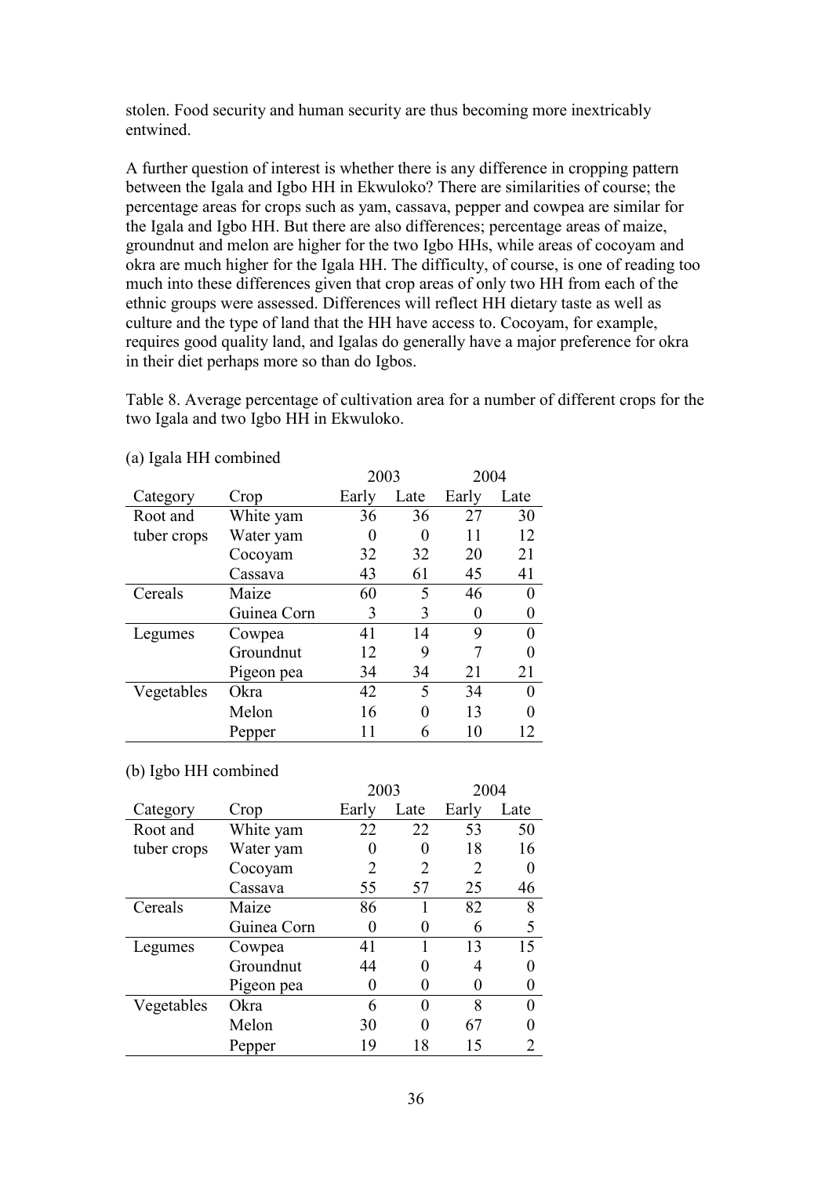stolen. Food security and human security are thus becoming more inextricably entwined.

A further question of interest is whether there is any difference in cropping pattern between the Igala and Igbo HH in Ekwuloko? There are similarities of course; the percentage areas for crops such as yam, cassava, pepper and cowpea are similar for the Igala and Igbo HH. But there are also differences; percentage areas of maize, groundnut and melon are higher for the two Igbo HHs, while areas of cocoyam and okra are much higher for the Igala HH. The difficulty, of course, is one of reading too much into these differences given that crop areas of only two HH from each of the ethnic groups were assessed. Differences will reflect HH dietary taste as well as culture and the type of land that the HH have access to. Cocoyam, for example, requires good quality land, and Igalas do generally have a major preference for okra in their diet perhaps more so than do Igbos.

Table 8. Average percentage of cultivation area for a number of different crops for the two Igala and two Igbo HH in Ekwuloko.

(a) Igala HH combined

| | | 2003 | | 2004 | |
|---|---|---|---|---|---|
| Category | Crop | Early | Late | Early | Late |
| Root and tuber crops | White yam | 36 | 36 | 27 | 30 |
| | Water yam | 0 | 0 | 11 | 12 |
| | Cocoyam | 32 | 32 | 20 | 21 |
| | Cassava | 43 | 61 | 45 | 41 |
| Cereals | Maize | 60 | 5 | 46 | 0 |
| | Guinea Corn | 3 | 3 | 0 | 0 |
| Legumes | Cowpea | 41 | 14 | 9 | 0 |
| | Groundnut | 12 | 9 | 7 | 0 |
| | Pigeon pea | 34 | 34 | 21 | 21 |
| Vegetables | Okra | 42 | 5 | 34 | 0 |
| | Melon | 16 | 0 | 13 | 0 |
| | Pepper | 11 | 6 | 10 | 12 |

(b) Igbo HH combined

| | | 2003 | | 2004 | |
|---|---|---|---|---|---|
| Category | Crop | Early | Late | Early | Late |
| Root and tuber crops | White yam | 22 | 22 | 53 | 50 |
| | Water yam | 0 | 0 | 18 | 16 |
| | Cocoyam | 2 | 2 | 2 | 0 |
| | Cassava | 55 | 57 | 25 | 46 |
| Cereals | Maize | 86 | 1 | 82 | 8 |
| | Guinea Corn | 0 | 0 | 6 | 5 |
| Legumes | Cowpea | 41 | 1 | 13 | 15 |
| | Groundnut | 44 | 0 | 4 | 0 |
| | Pigeon pea | 0 | 0 | 0 | 0 |
| Vegetables | Okra | 6 | 0 | 8 | 0 |
| | Melon | 30 | 0 | 67 | 0 |
| | Pepper | 19 | 18 | 15 | 2 |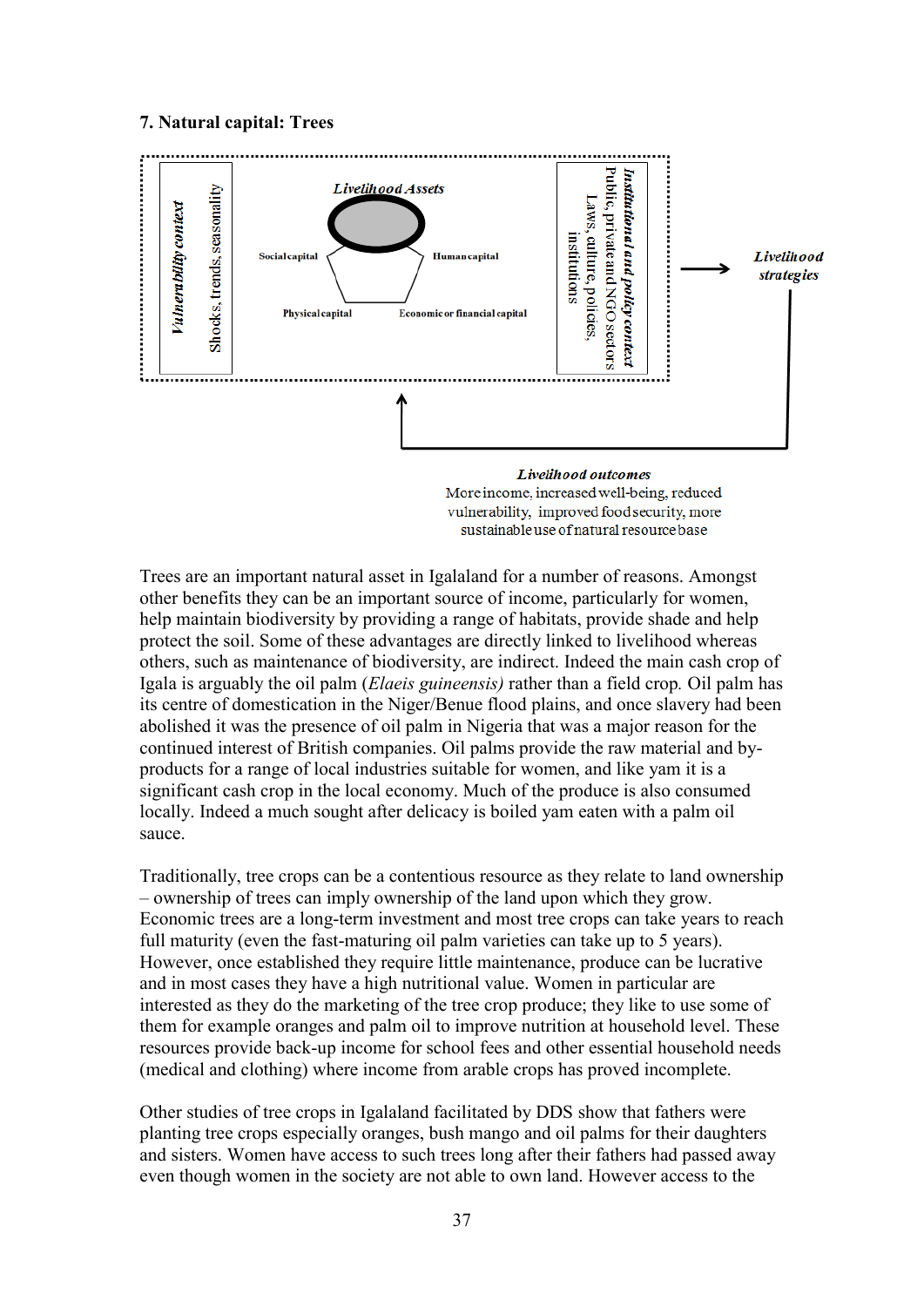### 7. Natural capital: Trees

*Vulnerability context*

Shocks, trends, seasonality

*Livelihood Assets*

Social capital

Human capital

Physical capital

Economic or financial capital

*Institutional and policy context*

Public, private and NGO sectors

Laws, culture, policies, institutions

*Livelihood strategies*

*Livelihood outcomes*

More income, increased well-being, reduced vulnerability, improved food security, more sustainable use of natural resource base

Trees are an important natural asset in Igalaland for a number of reasons. Amongst other benefits they can be an important source of income, particularly for women, help maintain biodiversity by providing a range of habitats, provide shade and help protect the soil. Some of these advantages are directly linked to livelihood whereas others, such as maintenance of biodiversity, are indirect. Indeed the main cash crop of Igala is arguably the oil palm (*Elaeis guineensis)* rather than a field crop. Oil palm has its centre of domestication in the Niger/Benue flood plains, and once slavery had been abolished it was the presence of oil palm in Nigeria that was a major reason for the continued interest of British companies. Oil palms provide the raw material and by-products for a range of local industries suitable for women, and like yam it is a significant cash crop in the local economy. Much of the produce is also consumed locally. Indeed a much sought after delicacy is boiled yam eaten with a palm oil sauce.

Traditionally, tree crops can be a contentious resource as they relate to land ownership – ownership of trees can imply ownership of the land upon which they grow. Economic trees are a long-term investment and most tree crops can take years to reach full maturity (even the fast-maturing oil palm varieties can take up to 5 years). However, once established they require little maintenance, produce can be lucrative and in most cases they have a high nutritional value. Women in particular are interested as they do the marketing of the tree crop produce; they like to use some of them for example oranges and palm oil to improve nutrition at household level. These resources provide back-up income for school fees and other essential household needs (medical and clothing) where income from arable crops has proved incomplete.

Other studies of tree crops in Igalaland facilitated by DDS show that fathers were planting tree crops especially oranges, bush mango and oil palms for their daughters and sisters. Women have access to such trees long after their fathers had passed away even though women in the society are not able to own land. However access to the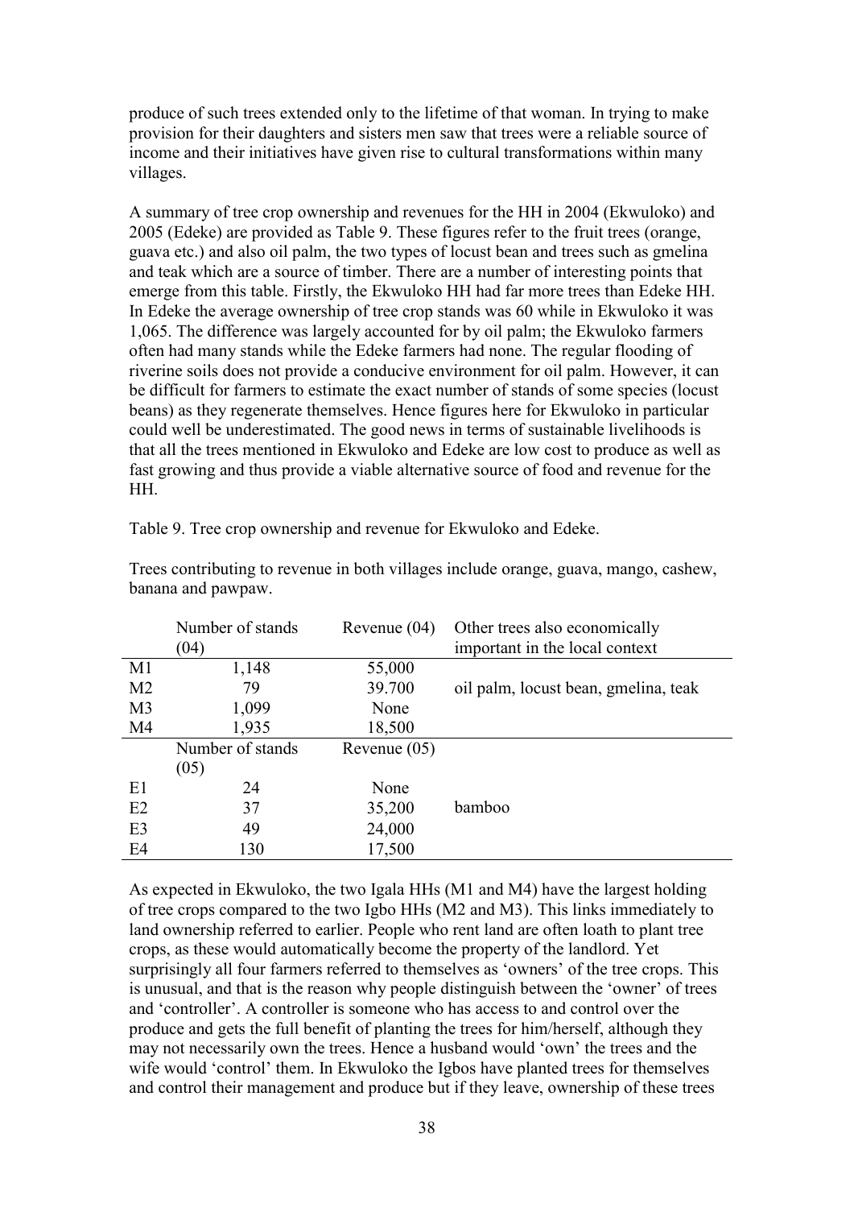produce of such trees extended only to the lifetime of that woman. In trying to make provision for their daughters and sisters men saw that trees were a reliable source of income and their initiatives have given rise to cultural transformations within many villages.

A summary of tree crop ownership and revenues for the HH in 2004 (Ekwuloko) and 2005 (Edeke) are provided as Table 9. These figures refer to the fruit trees (orange, guava etc.) and also oil palm, the two types of locust bean and trees such as gmelina and teak which are a source of timber. There are a number of interesting points that emerge from this table. Firstly, the Ekwuloko HH had far more trees than Edeke HH. In Edeke the average ownership of tree crop stands was 60 while in Ekwuloko it was 1,065. The difference was largely accounted for by oil palm; the Ekwuloko farmers often had many stands while the Edeke farmers had none. The regular flooding of riverine soils does not provide a conducive environment for oil palm. However, it can be difficult for farmers to estimate the exact number of stands of some species (locust beans) as they regenerate themselves. Hence figures here for Ekwuloko in particular could well be underestimated. The good news in terms of sustainable livelihoods is that all the trees mentioned in Ekwuloko and Edeke are low cost to produce as well as fast growing and thus provide a viable alternative source of food and revenue for the HH.

Table 9. Tree crop ownership and revenue for Ekwuloko and Edeke.

Trees contributing to revenue in both villages include orange, guava, mango, cashew, banana and pawpaw.

| | Number of stands (04) | Revenue (04) | Other trees also economically important in the local context |
|---|---|---|---|
| M1 | 1,148 | 55,000 | |
| M2 | 79 | 39.700 | oil palm, locust bean, gmelina, teak |
| M3 | 1,099 | None | |
| M4 | 1,935 | 18,500 | |
| | Number of stands (05) | Revenue (05) | |
| E1 | 24 | None | |
| E2 | 37 | 35,200 | bamboo |
| E3 | 49 | 24,000 | |
| E4 | 130 | 17,500 | |

As expected in Ekwuloko, the two Igala HHs (M1 and M4) have the largest holding of tree crops compared to the two Igbo HHs (M2 and M3). This links immediately to land ownership referred to earlier. People who rent land are often loath to plant tree crops, as these would automatically become the property of the landlord. Yet surprisingly all four farmers referred to themselves as 'owners' of the tree crops. This is unusual, and that is the reason why people distinguish between the 'owner' of trees and 'controller'. A controller is someone who has access to and control over the produce and gets the full benefit of planting the trees for him/herself, although they may not necessarily own the trees. Hence a husband would 'own' the trees and the wife would 'control' them. In Ekwuloko the Igbos have planted trees for themselves and control their management and produce but if they leave, ownership of these trees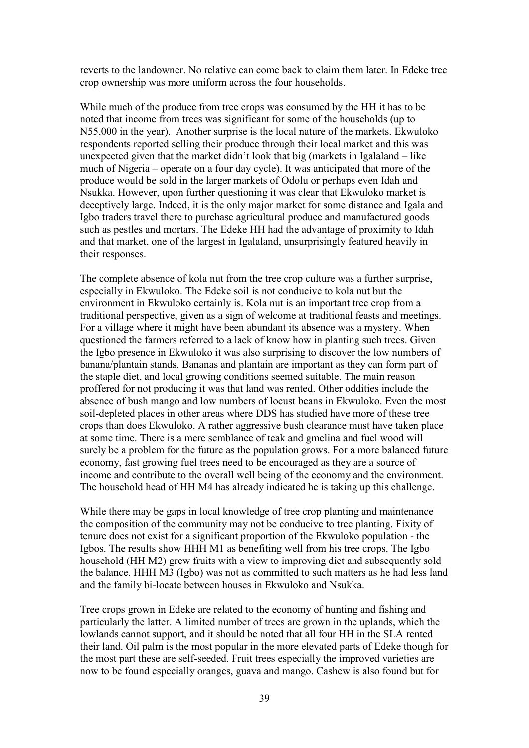reverts to the landowner. No relative can come back to claim them later. In Edeke tree crop ownership was more uniform across the four households.

While much of the produce from tree crops was consumed by the HH it has to be noted that income from trees was significant for some of the households (up to N55,000 in the year). Another surprise is the local nature of the markets. Ekwuloko respondents reported selling their produce through their local market and this was unexpected given that the market didn't look that big (markets in Igalaland – like much of Nigeria – operate on a four day cycle). It was anticipated that more of the produce would be sold in the larger markets of Odolu or perhaps even Idah and Nsukka. However, upon further questioning it was clear that Ekwuloko market is deceptively large. Indeed, it is the only major market for some distance and Igala and Igbo traders travel there to purchase agricultural produce and manufactured goods such as pestles and mortars. The Edeke HH had the advantage of proximity to Idah and that market, one of the largest in Igalaland, unsurprisingly featured heavily in their responses.

The complete absence of kola nut from the tree crop culture was a further surprise, especially in Ekwuloko. The Edeke soil is not conducive to kola nut but the environment in Ekwuloko certainly is. Kola nut is an important tree crop from a traditional perspective, given as a sign of welcome at traditional feasts and meetings. For a village where it might have been abundant its absence was a mystery. When questioned the farmers referred to a lack of know how in planting such trees. Given the Igbo presence in Ekwuloko it was also surprising to discover the low numbers of banana/plantain stands. Bananas and plantain are important as they can form part of the staple diet, and local growing conditions seemed suitable. The main reason proffered for not producing it was that land was rented. Other oddities include the absence of bush mango and low numbers of locust beans in Ekwuloko. Even the most soil-depleted places in other areas where DDS has studied have more of these tree crops than does Ekwuloko. A rather aggressive bush clearance must have taken place at some time. There is a mere semblance of teak and gmelina and fuel wood will surely be a problem for the future as the population grows. For a more balanced future economy, fast growing fuel trees need to be encouraged as they are a source of income and contribute to the overall well being of the economy and the environment. The household head of HH M4 has already indicated he is taking up this challenge.

While there may be gaps in local knowledge of tree crop planting and maintenance the composition of the community may not be conducive to tree planting. Fixity of tenure does not exist for a significant proportion of the Ekwuloko population - the Igbos. The results show HHH M1 as benefiting well from his tree crops. The Igbo household (HH M2) grew fruits with a view to improving diet and subsequently sold the balance. HHH M3 (Igbo) was not as committed to such matters as he had less land and the family bi-locate between houses in Ekwuloko and Nsukka.

Tree crops grown in Edeke are related to the economy of hunting and fishing and particularly the latter. A limited number of trees are grown in the uplands, which the lowlands cannot support, and it should be noted that all four HH in the SLA rented their land. Oil palm is the most popular in the more elevated parts of Edeke though for the most part these are self-seeded. Fruit trees especially the improved varieties are now to be found especially oranges, guava and mango. Cashew is also found but for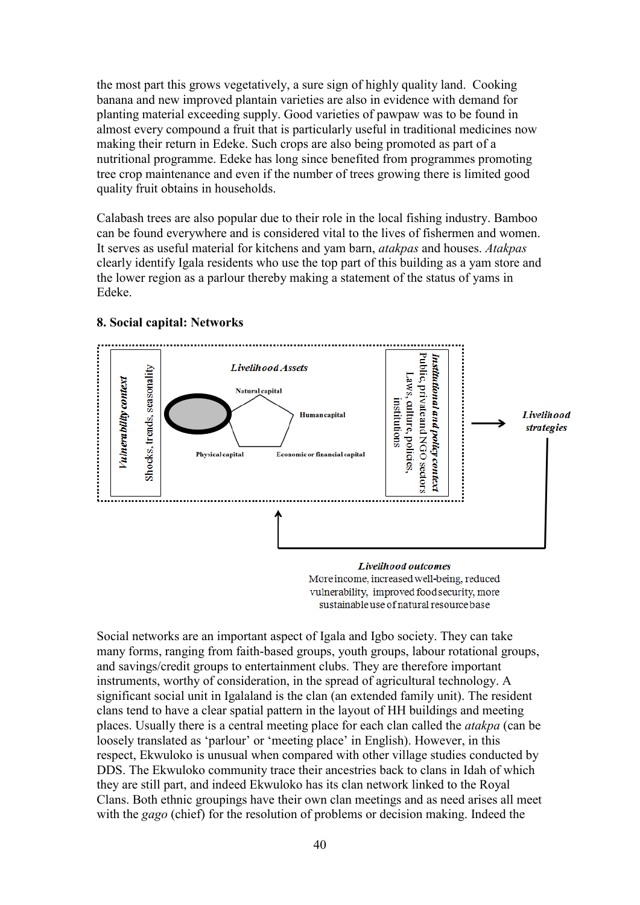the most part this grows vegetatively, a sure sign of highly quality land. Cooking banana and new improved plantain varieties are also in evidence with demand for planting material exceeding supply. Good varieties of pawpaw was to be found in almost every compound a fruit that is particularly useful in traditional medicines now making their return in Edeke. Such crops are also being promoted as part of a nutritional programme. Edeke has long since benefited from programmes promoting tree crop maintenance and even if the number of trees growing there is limited good quality fruit obtains in households.

Calabash trees are also popular due to their role in the local fishing industry. Bamboo can be found everywhere and is considered vital to the lives of fishermen and women. It serves as useful material for kitchens and yam barn, *atakpas* and houses. *Atakpas* clearly identify Igala residents who use the top part of this building as a yam store and the lower region as a parlour thereby making a statement of the status of yams in Edeke.

## 8. Social capital: Networks

*Vulnerability context*
Shocks, trends, seasonality

*Livelihood Assets*
Natural capital
Human capital
Physical capital
Economic or financial capital

*Institutional and policy context*
Public, private and NGO sectors
Laws, culture, policies, institutions

*Livelihood strategies*

*Livelihood outcomes*
More income, increased well-being, reduced vulnerability, improved food security, more sustainable use of natural resource base

Social networks are an important aspect of Igala and Igbo society. They can take many forms, ranging from faith-based groups, youth groups, labour rotational groups, and savings/credit groups to entertainment clubs. They are therefore important instruments, worthy of consideration, in the spread of agricultural technology. A significant social unit in Igalaland is the clan (an extended family unit). The resident clans tend to have a clear spatial pattern in the layout of HH buildings and meeting places. Usually there is a central meeting place for each clan called the *atakpa* (can be loosely translated as 'parlour' or 'meeting place' in English). However, in this respect, Ekwuloko is unusual when compared with other village studies conducted by DDS. The Ekwuloko community trace their ancestries back to clans in Idah of which they are still part, and indeed Ekwuloko has its clan network linked to the Royal Clans. Both ethnic groupings have their own clan meetings and as need arises all meet with the *gago* (chief) for the resolution of problems or decision making. Indeed the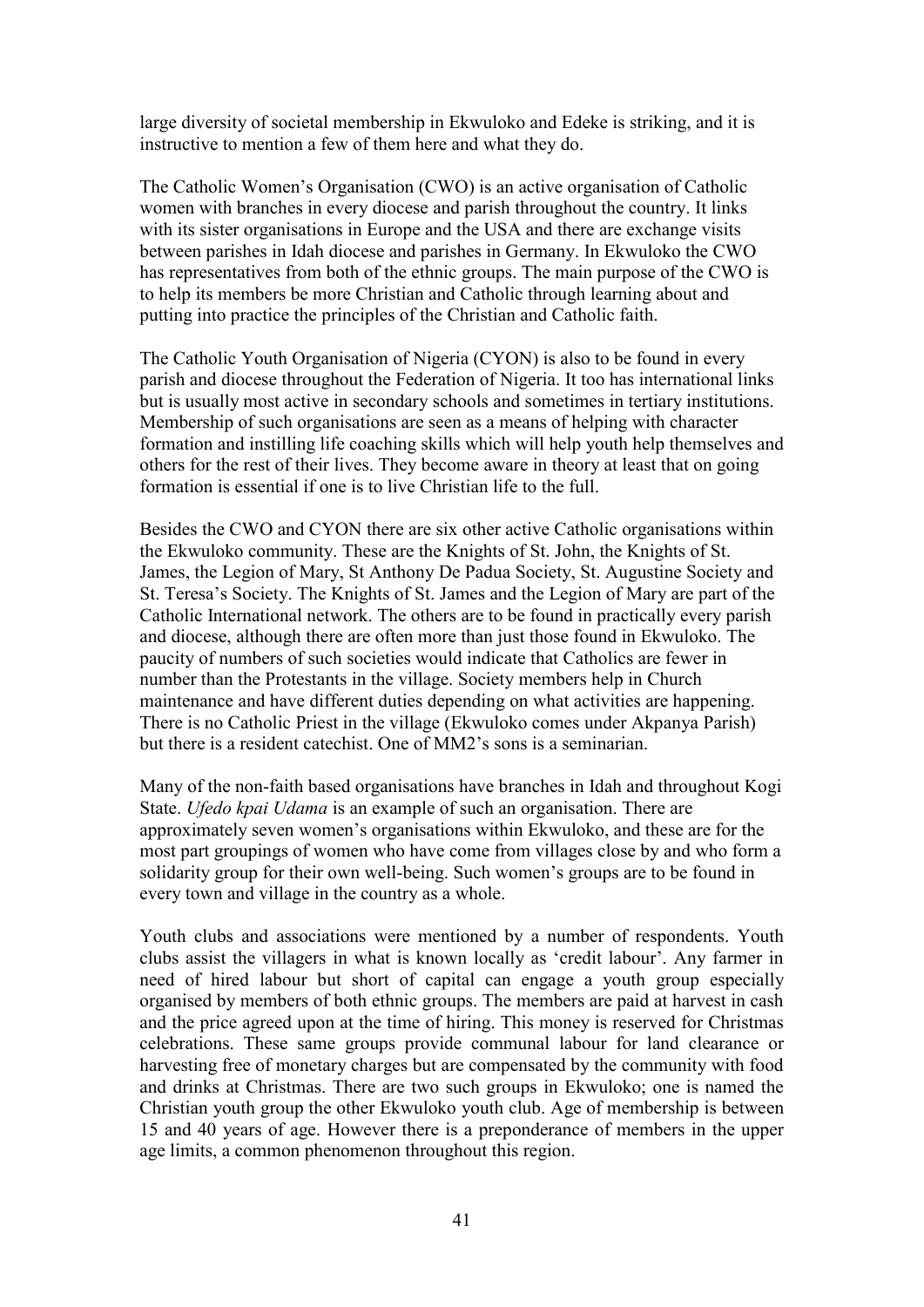large diversity of societal membership in Ekwuloko and Edeke is striking, and it is instructive to mention a few of them here and what they do.

The Catholic Women's Organisation (CWO) is an active organisation of Catholic women with branches in every diocese and parish throughout the country. It links with its sister organisations in Europe and the USA and there are exchange visits between parishes in Idah diocese and parishes in Germany. In Ekwuloko the CWO has representatives from both of the ethnic groups. The main purpose of the CWO is to help its members be more Christian and Catholic through learning about and putting into practice the principles of the Christian and Catholic faith.

The Catholic Youth Organisation of Nigeria (CYON) is also to be found in every parish and diocese throughout the Federation of Nigeria. It too has international links but is usually most active in secondary schools and sometimes in tertiary institutions. Membership of such organisations are seen as a means of helping with character formation and instilling life coaching skills which will help youth help themselves and others for the rest of their lives. They become aware in theory at least that on going formation is essential if one is to live Christian life to the full.

Besides the CWO and CYON there are six other active Catholic organisations within the Ekwuloko community. These are the Knights of St. John, the Knights of St. James, the Legion of Mary, St Anthony De Padua Society, St. Augustine Society and St. Teresa's Society. The Knights of St. James and the Legion of Mary are part of the Catholic International network. The others are to be found in practically every parish and diocese, although there are often more than just those found in Ekwuloko. The paucity of numbers of such societies would indicate that Catholics are fewer in number than the Protestants in the village. Society members help in Church maintenance and have different duties depending on what activities are happening. There is no Catholic Priest in the village (Ekwuloko comes under Akpanya Parish) but there is a resident catechist. One of MM2's sons is a seminarian.

Many of the non-faith based organisations have branches in Idah and throughout Kogi State. *Ufedo kpai Udama* is an example of such an organisation. There are approximately seven women's organisations within Ekwuloko, and these are for the most part groupings of women who have come from villages close by and who form a solidarity group for their own well-being. Such women's groups are to be found in every town and village in the country as a whole.

Youth clubs and associations were mentioned by a number of respondents. Youth clubs assist the villagers in what is known locally as 'credit labour'. Any farmer in need of hired labour but short of capital can engage a youth group especially organised by members of both ethnic groups. The members are paid at harvest in cash and the price agreed upon at the time of hiring. This money is reserved for Christmas celebrations. These same groups provide communal labour for land clearance or harvesting free of monetary charges but are compensated by the community with food and drinks at Christmas. There are two such groups in Ekwuloko; one is named the Christian youth group the other Ekwuloko youth club. Age of membership is between 15 and 40 years of age. However there is a preponderance of members in the upper age limits, a common phenomenon throughout this region.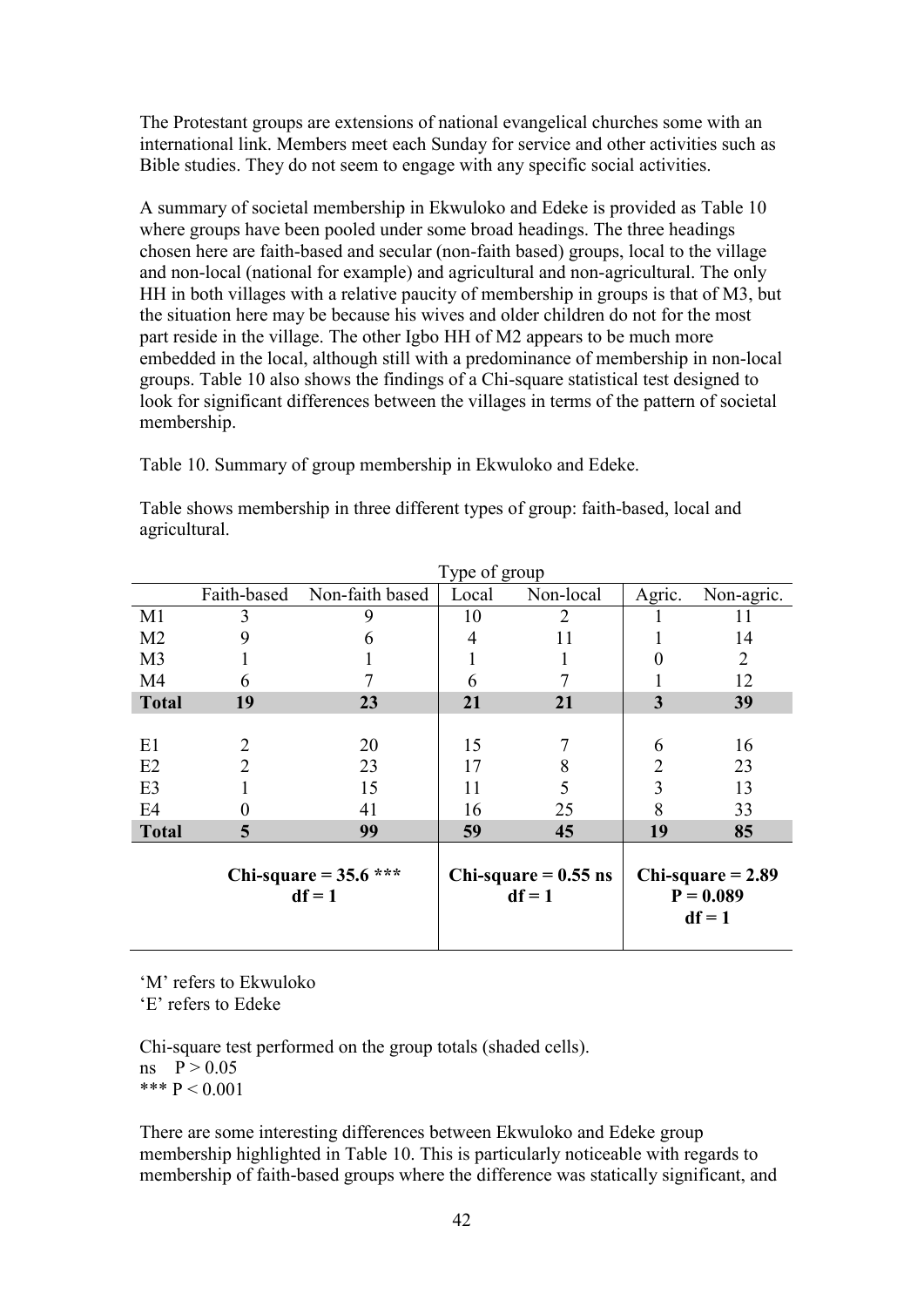The Protestant groups are extensions of national evangelical churches some with an international link. Members meet each Sunday for service and other activities such as Bible studies. They do not seem to engage with any specific social activities.

A summary of societal membership in Ekwuloko and Edeke is provided as Table 10 where groups have been pooled under some broad headings. The three headings chosen here are faith-based and secular (non-faith based) groups, local to the village and non-local (national for example) and agricultural and non-agricultural. The only HH in both villages with a relative paucity of membership in groups is that of M3, but the situation here may be because his wives and older children do not for the most part reside in the village. The other Igbo HH of M2 appears to be much more embedded in the local, although still with a predominance of membership in non-local groups. Table 10 also shows the findings of a Chi-square statistical test designed to look for significant differences between the villages in terms of the pattern of societal membership.

Table 10. Summary of group membership in Ekwuloko and Edeke.

Table shows membership in three different types of group: faith-based, local and agricultural.

| | Type of group | | | | | |
|---|---|---|---|---|---|---|
| | Faith-based | Non-faith based | Local | Non-local | Agric. | Non-agric. |
| M1 | 3 | 9 | 10 | 2 | 1 | 11 |
| M2 | 9 | 6 | 4 | 11 | 1 | 14 |
| M3 | 1 | 1 | 1 | 1 | 0 | 2 |
| M4 | 6 | 7 | 6 | 7 | 1 | 12 |
| **Total** | **19** | **23** | **21** | **21** | **3** | **39** |
| E1 | 2 | 20 | 15 | 7 | 6 | 16 |
| E2 | 2 | 23 | 17 | 8 | 2 | 23 |
| E3 | 1 | 15 | 11 | 5 | 3 | 13 |
| E4 | 0 | 41 | 16 | 25 | 8 | 33 |
| **Total** | **5** | **99** | **59** | **45** | **19** | **85** |
| | **Chi-square = 35.6 \*\*\* df = 1** | | **Chi-square = 0.55 ns df = 1** | | **Chi-square = 2.89 P = 0.089 df = 1** | |

'M' refers to Ekwuloko
'E' refers to Edeke

Chi-square test performed on the group totals (shaded cells).
ns $P > 0.05$
*** $P < 0.001$

There are some interesting differences between Ekwuloko and Edeke group membership highlighted in Table 10. This is particularly noticeable with regards to membership of faith-based groups where the difference was statically significant, and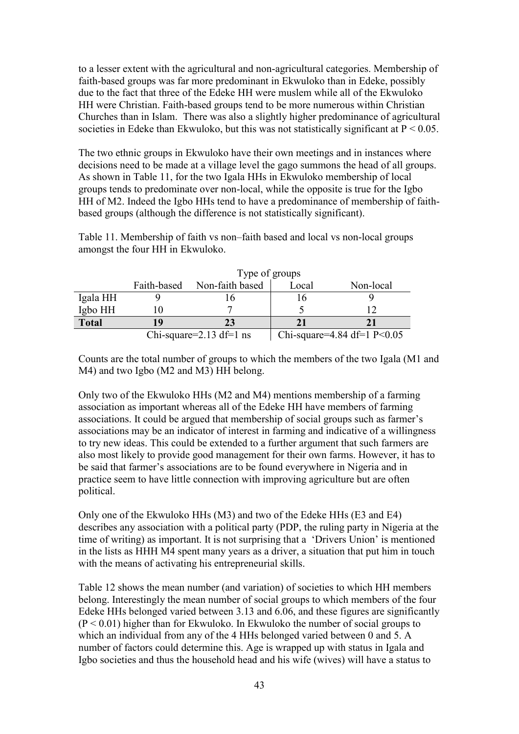to a lesser extent with the agricultural and non-agricultural categories. Membership of faith-based groups was far more predominant in Ekwuloko than in Edeke, possibly due to the fact that three of the Edeke HH were muslem while all of the Ekwuloko HH were Christian. Faith-based groups tend to be more numerous within Christian Churches than in Islam. There was also a slightly higher predominance of agricultural societies in Edeke than Ekwuloko, but this was not statistically significant at $P < 0.05$.

The two ethnic groups in Ekwuloko have their own meetings and in instances where decisions need to be made at a village level the gago summons the head of all groups. As shown in Table 11, for the two Igala HHs in Ekwuloko membership of local groups tends to predominate over non-local, while the opposite is true for the Igbo HH of M2. Indeed the Igbo HHs tend to have a predominance of membership of faith-based groups (although the difference is not statistically significant).

Table 11. Membership of faith vs non–faith based and local vs non-local groups amongst the four HH in Ekwuloko.

| | Type of groups | | | |
|---|---|---|---|---|
| | Faith-based | Non-faith based | Local | Non-local |
| Igala HH | 9 | 16 | 16 | 9 |
| Igbo HH | 10 | 7 | 5 | 12 |
| **Total** | **19** | **23** | **21** | **21** |
| | Chi-square=2.13 df=1 ns | | Chi-square=4.84 df=1 $P<0.05$ | |

Counts are the total number of groups to which the members of the two Igala (M1 and M4) and two Igbo (M2 and M3) HH belong.

Only two of the Ekwuloko HHs (M2 and M4) mentions membership of a farming association as important whereas all of the Edeke HH have members of farming associations. It could be argued that membership of social groups such as farmer's associations may be an indicator of interest in farming and indicative of a willingness to try new ideas. This could be extended to a further argument that such farmers are also most likely to provide good management for their own farms. However, it has to be said that farmer's associations are to be found everywhere in Nigeria and in practice seem to have little connection with improving agriculture but are often political.

Only one of the Ekwuloko HHs (M3) and two of the Edeke HHs (E3 and E4) describes any association with a political party (PDP, the ruling party in Nigeria at the time of writing) as important. It is not surprising that a 'Drivers Union' is mentioned in the lists as HHH M4 spent many years as a driver, a situation that put him in touch with the means of activating his entrepreneurial skills.

Table 12 shows the mean number (and variation) of societies to which HH members belong. Interestingly the mean number of social groups to which members of the four Edeke HHs belonged varied between 3.13 and 6.06, and these figures are significantly ($P < 0.01$) higher than for Ekwuloko. In Ekwuloko the number of social groups to which an individual from any of the 4 HHs belonged varied between 0 and 5. A number of factors could determine this. Age is wrapped up with status in Igala and Igbo societies and thus the household head and his wife (wives) will have a status to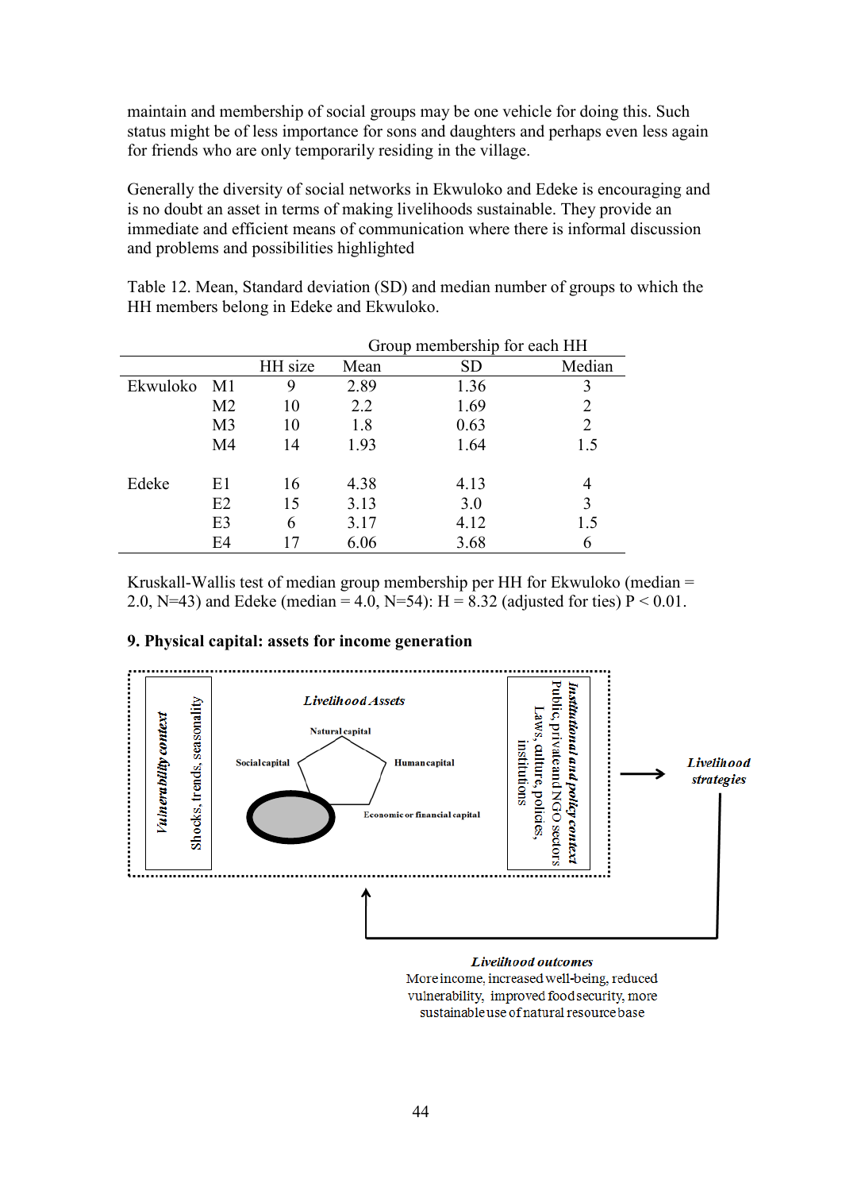maintain and membership of social groups may be one vehicle for doing this. Such status might be of less importance for sons and daughters and perhaps even less again for friends who are only temporarily residing in the village.

Generally the diversity of social networks in Ekwuloko and Edeke is encouraging and is no doubt an asset in terms of making livelihoods sustainable. They provide an immediate and efficient means of communication where there is informal discussion and problems and possibilities highlighted

Table 12. Mean, Standard deviation (SD) and median number of groups to which the HH members belong in Edeke and Ekwuloko.

| | | | Group membership for each HH | | |
|---|---|---|---|---|---|
| | | HH size | Mean | SD | Median |
| Ekwuloko | M1 | 9 | 2.89 | 1.36 | 3 |
| | M2 | 10 | 2.2 | 1.69 | 2 |
| | M3 | 10 | 1.8 | 0.63 | 2 |
| | M4 | 14 | 1.93 | 1.64 | 1.5 |
| Edeke | E1 | 16 | 4.38 | 4.13 | 4 |
| | E2 | 15 | 3.13 | 3.0 | 3 |
| | E3 | 6 | 3.17 | 4.12 | 1.5 |
| | E4 | 17 | 6.06 | 3.68 | 6 |

Kruskall-Wallis test of median group membership per HH for Ekwuloko (median = 2.0, N=43) and Edeke (median = 4.0, N=54): H = 8.32 (adjusted for ties) $P < 0.01$.

### 9. Physical capital: assets for income generation

*Vulnerability context*
Shocks, trends, seasonality

*Livelihood Assets*
Natural capital
Social capital
Human capital
Economic or financial capital

*Institutional and policy context*
Public, private and NGO sectors
Laws, culture, policies, institutions

*Livelihood strategies*

*Livelihood outcomes*
More income, increased well-being, reduced vulnerability, improved food security, more sustainable use of natural resource base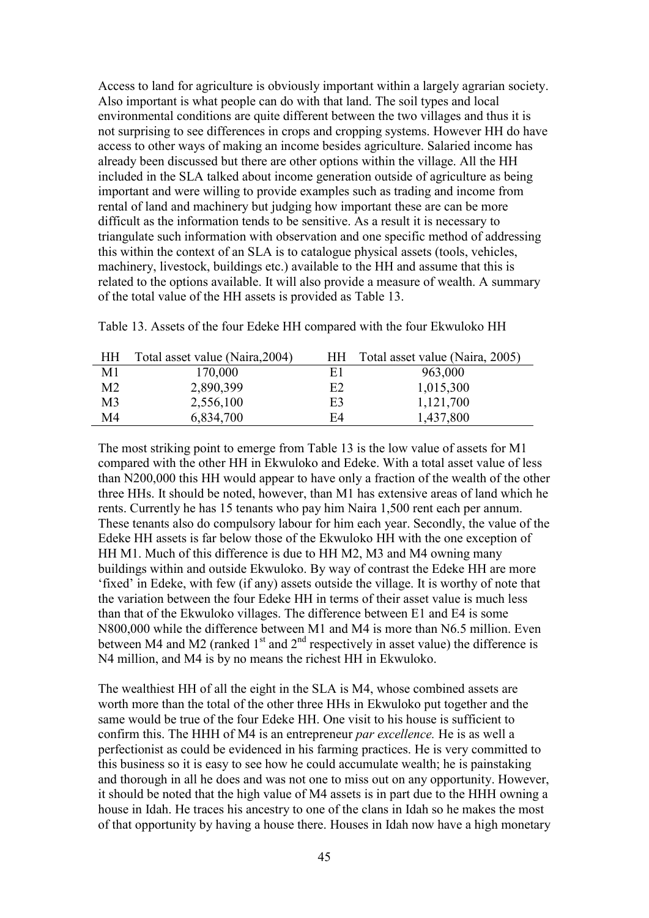Access to land for agriculture is obviously important within a largely agrarian society. Also important is what people can do with that land. The soil types and local environmental conditions are quite different between the two villages and thus it is not surprising to see differences in crops and cropping systems. However HH do have access to other ways of making an income besides agriculture. Salaried income has already been discussed but there are other options within the village. All the HH included in the SLA talked about income generation outside of agriculture as being important and were willing to provide examples such as trading and income from rental of land and machinery but judging how important these are can be more difficult as the information tends to be sensitive. As a result it is necessary to triangulate such information with observation and one specific method of addressing this within the context of an SLA is to catalogue physical assets (tools, vehicles, machinery, livestock, buildings etc.) available to the HH and assume that this is related to the options available. It will also provide a measure of wealth. A summary of the total value of the HH assets is provided as Table 13.

Table 13. Assets of the four Edeke HH compared with the four Ekwuloko HH

| HH | Total asset value (Naira,2004) | HH | Total asset value (Naira, 2005) |
|---|---|---|---|
| M1 | 170,000 | E1 | 963,000 |
| M2 | 2,890,399 | E2 | 1,015,300 |
| M3 | 2,556,100 | E3 | 1,121,700 |
| M4 | 6,834,700 | E4 | 1,437,800 |

The most striking point to emerge from Table 13 is the low value of assets for M1 compared with the other HH in Ekwuloko and Edeke. With a total asset value of less than N200,000 this HH would appear to have only a fraction of the wealth of the other three HHs. It should be noted, however, than M1 has extensive areas of land which he rents. Currently he has 15 tenants who pay him Naira 1,500 rent each per annum. These tenants also do compulsory labour for him each year. Secondly, the value of the Edeke HH assets is far below those of the Ekwuloko HH with the one exception of HH M1. Much of this difference is due to HH M2, M3 and M4 owning many buildings within and outside Ekwuloko. By way of contrast the Edeke HH are more 'fixed' in Edeke, with few (if any) assets outside the village. It is worthy of note that the variation between the four Edeke HH in terms of their asset value is much less than that of the Ekwuloko villages. The difference between E1 and E4 is some N800,000 while the difference between M1 and M4 is more than N6.5 million. Even between M4 and M2 (ranked 1st and 2nd respectively in asset value) the difference is N4 million, and M4 is by no means the richest HH in Ekwuloko.

The wealthiest HH of all the eight in the SLA is M4, whose combined assets are worth more than the total of the other three HHs in Ekwuloko put together and the same would be true of the four Edeke HH. One visit to his house is sufficient to confirm this. The HHH of M4 is an entrepreneur *par excellence.* He is as well a perfectionist as could be evidenced in his farming practices. He is very committed to this business so it is easy to see how he could accumulate wealth; he is painstaking and thorough in all he does and was not one to miss out on any opportunity. However, it should be noted that the high value of M4 assets is in part due to the HHH owning a house in Idah. He traces his ancestry to one of the clans in Idah so he makes the most of that opportunity by having a house there. Houses in Idah now have a high monetary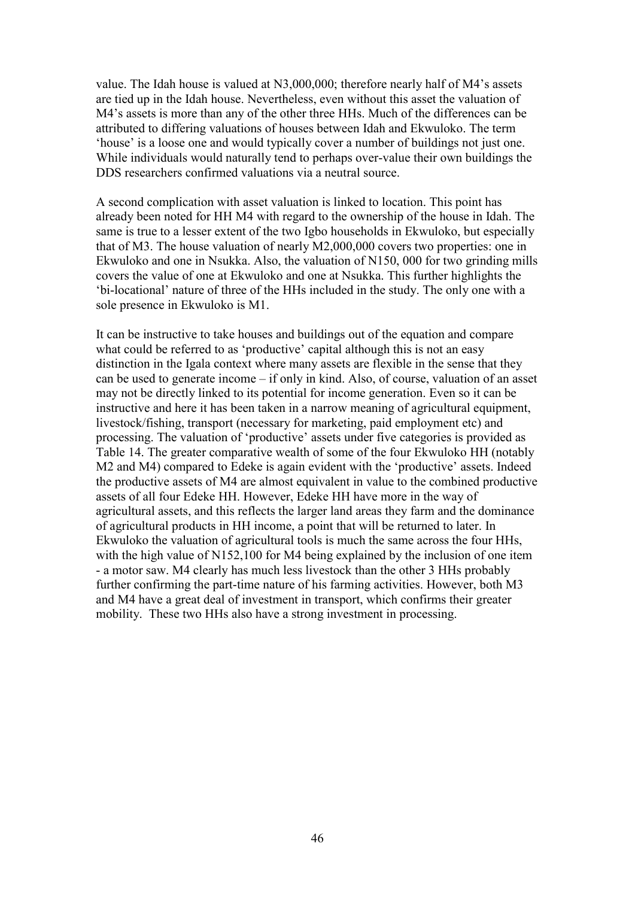value. The Idah house is valued at N3,000,000; therefore nearly half of M4's assets are tied up in the Idah house. Nevertheless, even without this asset the valuation of M4's assets is more than any of the other three HHs. Much of the differences can be attributed to differing valuations of houses between Idah and Ekwuloko. The term 'house' is a loose one and would typically cover a number of buildings not just one. While individuals would naturally tend to perhaps over-value their own buildings the DDS researchers confirmed valuations via a neutral source.

A second complication with asset valuation is linked to location. This point has already been noted for HH M4 with regard to the ownership of the house in Idah. The same is true to a lesser extent of the two Igbo households in Ekwuloko, but especially that of M3. The house valuation of nearly M2,000,000 covers two properties: one in Ekwuloko and one in Nsukka. Also, the valuation of N150, 000 for two grinding mills covers the value of one at Ekwuloko and one at Nsukka. This further highlights the 'bi-locational' nature of three of the HHs included in the study. The only one with a sole presence in Ekwuloko is M1.

It can be instructive to take houses and buildings out of the equation and compare what could be referred to as 'productive' capital although this is not an easy distinction in the Igala context where many assets are flexible in the sense that they can be used to generate income – if only in kind. Also, of course, valuation of an asset may not be directly linked to its potential for income generation. Even so it can be instructive and here it has been taken in a narrow meaning of agricultural equipment, livestock/fishing, transport (necessary for marketing, paid employment etc) and processing. The valuation of 'productive' assets under five categories is provided as Table 14. The greater comparative wealth of some of the four Ekwuloko HH (notably M2 and M4) compared to Edeke is again evident with the 'productive' assets. Indeed the productive assets of M4 are almost equivalent in value to the combined productive assets of all four Edeke HH. However, Edeke HH have more in the way of agricultural assets, and this reflects the larger land areas they farm and the dominance of agricultural products in HH income, a point that will be returned to later. In Ekwuloko the valuation of agricultural tools is much the same across the four HHs, with the high value of N152,100 for M4 being explained by the inclusion of one item - a motor saw. M4 clearly has much less livestock than the other 3 HHs probably further confirming the part-time nature of his farming activities. However, both M3 and M4 have a great deal of investment in transport, which confirms their greater mobility. These two HHs also have a strong investment in processing.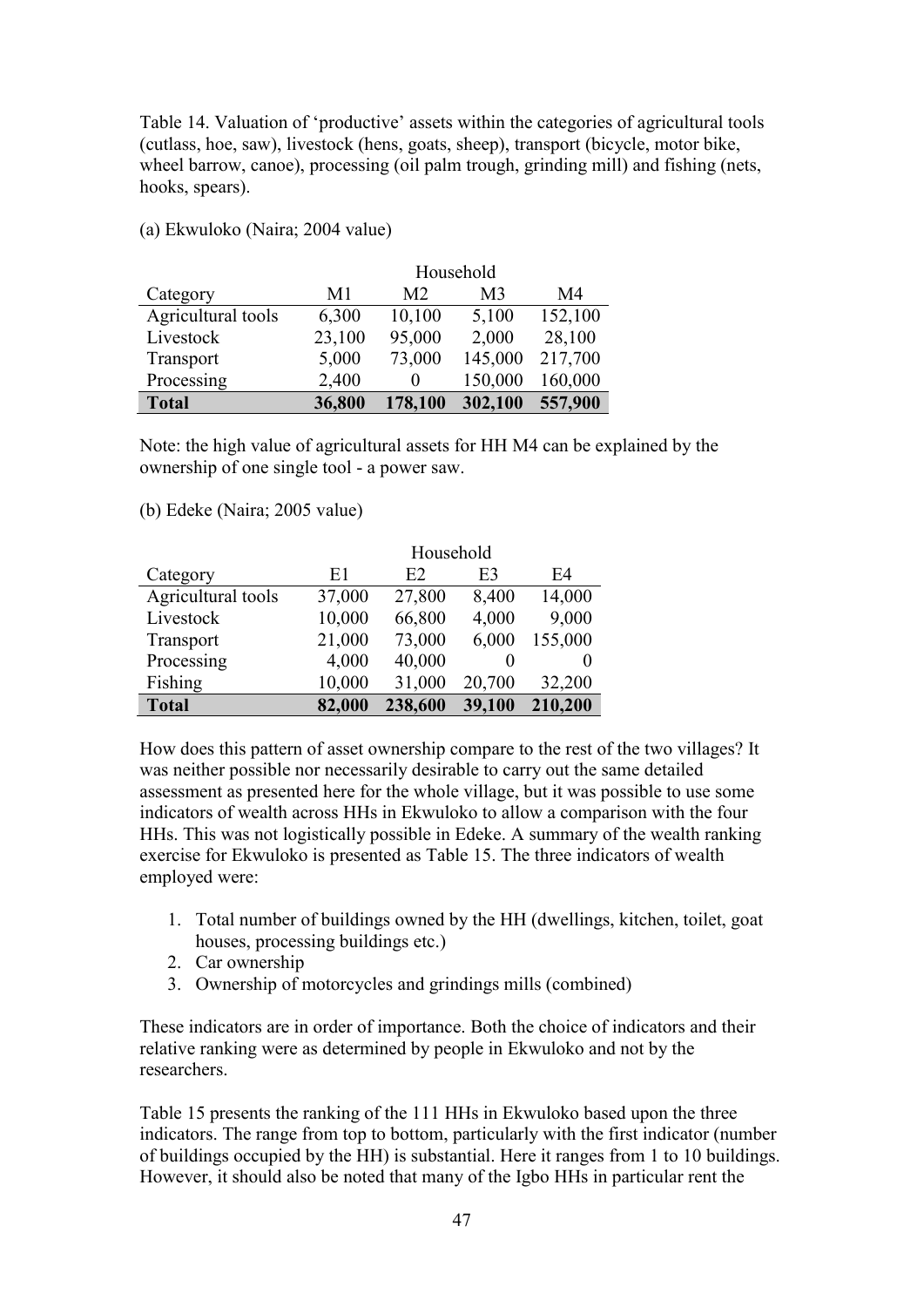Table 14. Valuation of 'productive' assets within the categories of agricultural tools (cutlass, hoe, saw), livestock (hens, goats, sheep), transport (bicycle, motor bike, wheel barrow, canoe), processing (oil palm trough, grinding mill) and fishing (nets, hooks, spears).

(a) Ekwuloko (Naira; 2004 value)

| | Household | | | |
|---|---|---|---|---|
| Category | M1 | M2 | M3 | M4 |
| Agricultural tools | 6,300 | 10,100 | 5,100 | 152,100 |
| Livestock | 23,100 | 95,000 | 2,000 | 28,100 |
| Transport | 5,000 | 73,000 | 145,000 | 217,700 |
| Processing | 2,400 | 0 | 150,000 | 160,000 |
| **Total** | **36,800** | **178,100** | **302,100** | **557,900** |

Note: the high value of agricultural assets for HH M4 can be explained by the ownership of one single tool - a power saw.

(b) Edeke (Naira; 2005 value)

| | Household | | | |
|---|---|---|---|---|
| Category | E1 | E2 | E3 | E4 |
| Agricultural tools | 37,000 | 27,800 | 8,400 | 14,000 |
| Livestock | 10,000 | 66,800 | 4,000 | 9,000 |
| Transport | 21,000 | 73,000 | 6,000 | 155,000 |
| Processing | 4,000 | 40,000 | 0 | 0 |
| Fishing | 10,000 | 31,000 | 20,700 | 32,200 |
| **Total** | **82,000** | **238,600** | **39,100** | **210,200** |

How does this pattern of asset ownership compare to the rest of the two villages? It was neither possible nor necessarily desirable to carry out the same detailed assessment as presented here for the whole village, but it was possible to use some indicators of wealth across HHs in Ekwuloko to allow a comparison with the four HHs. This was not logistically possible in Edeke. A summary of the wealth ranking exercise for Ekwuloko is presented as Table 15. The three indicators of wealth employed were:

1. Total number of buildings owned by the HH (dwellings, kitchen, toilet, goat houses, processing buildings etc.)
2. Car ownership
3. Ownership of motorcycles and grindings mills (combined)

These indicators are in order of importance. Both the choice of indicators and their relative ranking were as determined by people in Ekwuloko and not by the researchers.

Table 15 presents the ranking of the 111 HHs in Ekwuloko based upon the three indicators. The range from top to bottom, particularly with the first indicator (number of buildings occupied by the HH) is substantial. Here it ranges from 1 to 10 buildings. However, it should also be noted that many of the Igbo HHs in particular rent the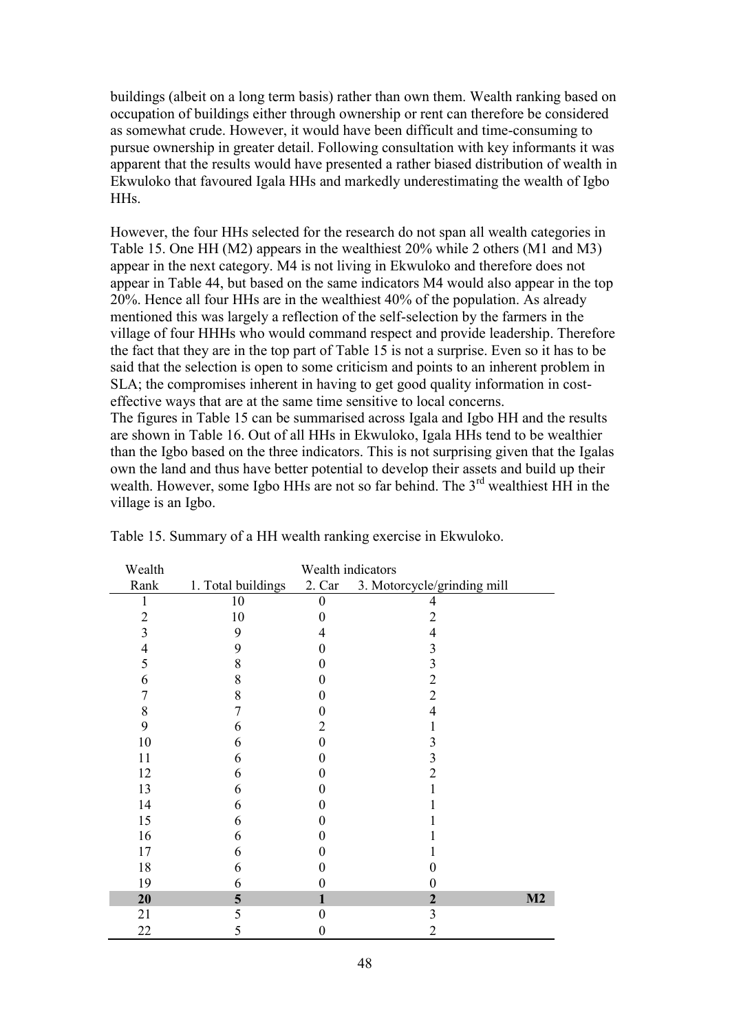buildings (albeit on a long term basis) rather than own them. Wealth ranking based on occupation of buildings either through ownership or rent can therefore be considered as somewhat crude. However, it would have been difficult and time-consuming to pursue ownership in greater detail. Following consultation with key informants it was apparent that the results would have presented a rather biased distribution of wealth in Ekwuloko that favoured Igala HHs and markedly underestimating the wealth of Igbo HHs.

However, the four HHs selected for the research do not span all wealth categories in Table 15. One HH (M2) appears in the wealthiest 20% while 2 others (M1 and M3) appear in the next category. M4 is not living in Ekwuloko and therefore does not appear in Table 44, but based on the same indicators M4 would also appear in the top 20%. Hence all four HHs are in the wealthiest 40% of the population. As already mentioned this was largely a reflection of the self-selection by the farmers in the village of four HHHs who would command respect and provide leadership. Therefore the fact that they are in the top part of Table 15 is not a surprise. Even so it has to be said that the selection is open to some criticism and points to an inherent problem in SLA; the compromises inherent in having to get good quality information in cost-effective ways that are at the same time sensitive to local concerns.

The figures in Table 15 can be summarised across Igala and Igbo HH and the results are shown in Table 16. Out of all HHs in Ekwuloko, Igala HHs tend to be wealthier than the Igbo based on the three indicators. This is not surprising given that the Igalas own the land and thus have better potential to develop their assets and build up their wealth. However, some Igbo HHs are not so far behind. The 3rd wealthiest HH in the village is an Igbo.

Table 15. Summary of a HH wealth ranking exercise in Ekwuloko.

| Wealth Rank | Wealth indicators | | | |
|---|---|---|---|---|
| | 1. Total buildings | 2. Car | 3. Motorcycle/grinding mill | |
| 1 | 10 | 0 | 4 | |
| 2 | 10 | 0 | 2 | |
| 3 | 9 | 4 | 4 | |
| 4 | 9 | 0 | 3 | |
| 5 | 8 | 0 | 3 | |
| 6 | 8 | 0 | 2 | |
| 7 | 8 | 0 | 2 | |
| 8 | 7 | 0 | 4 | |
| 9 | 6 | 2 | 1 | |
| 10 | 6 | 0 | 3 | |
| 11 | 6 | 0 | 3 | |
| 12 | 6 | 0 | 2 | |
| 13 | 6 | 0 | 1 | |
| 14 | 6 | 0 | 1 | |
| 15 | 6 | 0 | 1 | |
| 16 | 6 | 0 | 1 | |
| 17 | 6 | 0 | 1 | |
| 18 | 6 | 0 | 0 | |
| 19 | 6 | 0 | 0 | |
| **20** | **5** | **1** | **2** | **M2** |
| 21 | 5 | 0 | 3 | |
| 22 | 5 | 0 | 2 | |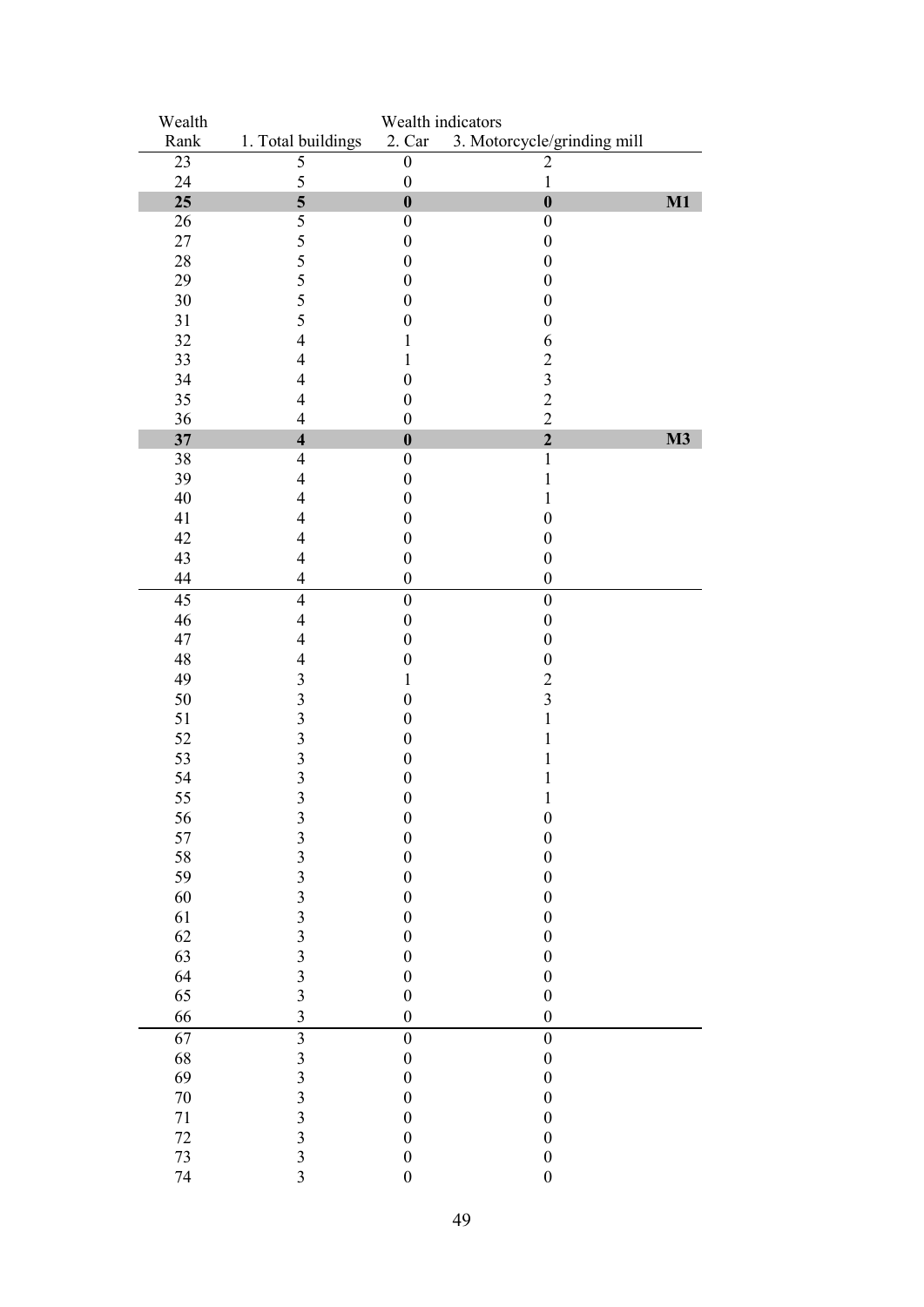| Wealth Rank | Wealth indicators 1. Total buildings | 2. Car | 3. Motorcycle/grinding mill | |
|---|---|---|---|---|
| 23 | 5 | 0 | 2 | |
| 24 | 5 | 0 | 1 | |
| **25** | **5** | **0** | **0** | **M1** |
| 26 | 5 | 0 | 0 | |
| 27 | 5 | 0 | 0 | |
| 28 | 5 | 0 | 0 | |
| 29 | 5 | 0 | 0 | |
| 30 | 5 | 0 | 0 | |
| 31 | 5 | 0 | 0 | |
| 32 | 4 | 1 | 6 | |
| 33 | 4 | 1 | 2 | |
| 34 | 4 | 0 | 3 | |
| 35 | 4 | 0 | 2 | |
| 36 | 4 | 0 | 2 | |
| **37** | **4** | **0** | **2** | **M3** |
| 38 | 4 | 0 | 1 | |
| 39 | 4 | 0 | 1 | |
| 40 | 4 | 0 | 1 | |
| 41 | 4 | 0 | 0 | |
| 42 | 4 | 0 | 0 | |
| 43 | 4 | 0 | 0 | |
| 44 | 4 | 0 | 0 | |
| 45 | 4 | 0 | 0 | |
| 46 | 4 | 0 | 0 | |
| 47 | 4 | 0 | 0 | |
| 48 | 4 | 0 | 0 | |
| 49 | 3 | 1 | 2 | |
| 50 | 3 | 0 | 3 | |
| 51 | 3 | 0 | 1 | |
| 52 | 3 | 0 | 1 | |
| 53 | 3 | 0 | 1 | |
| 54 | 3 | 0 | 1 | |
| 55 | 3 | 0 | 1 | |
| 56 | 3 | 0 | 0 | |
| 57 | 3 | 0 | 0 | |
| 58 | 3 | 0 | 0 | |
| 59 | 3 | 0 | 0 | |
| 60 | 3 | 0 | 0 | |
| 61 | 3 | 0 | 0 | |
| 62 | 3 | 0 | 0 | |
| 63 | 3 | 0 | 0 | |
| 64 | 3 | 0 | 0 | |
| 65 | 3 | 0 | 0 | |
| 66 | 3 | 0 | 0 | |
| 67 | 3 | 0 | 0 | |
| 68 | 3 | 0 | 0 | |
| 69 | 3 | 0 | 0 | |
| 70 | 3 | 0 | 0 | |
| 71 | 3 | 0 | 0 | |
| 72 | 3 | 0 | 0 | |
| 73 | 3 | 0 | 0 | |
| 74 | 3 | 0 | 0 | |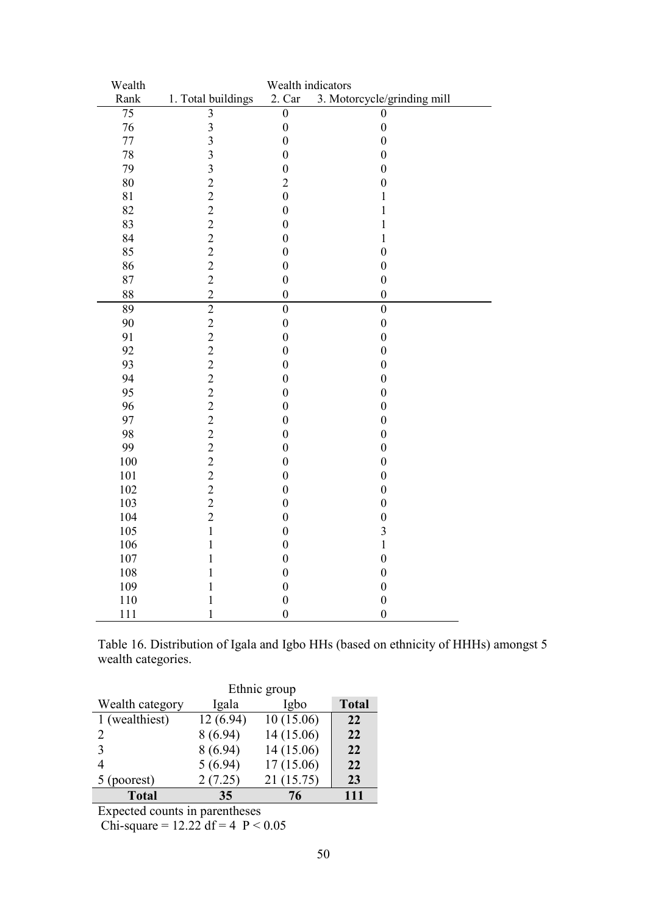| Wealth Rank | Wealth indicators 1. Total buildings | 2. Car | 3. Motorcycle/grinding mill |
|---|---|---|---|
| 75 | 3 | 0 | 0 |
| 76 | 3 | 0 | 0 |
| 77 | 3 | 0 | 0 |
| 78 | 3 | 0 | 0 |
| 79 | 3 | 0 | 0 |
| 80 | 2 | 2 | 0 |
| 81 | 2 | 0 | 1 |
| 82 | 2 | 0 | 1 |
| 83 | 2 | 0 | 1 |
| 84 | 2 | 0 | 1 |
| 85 | 2 | 0 | 0 |
| 86 | 2 | 0 | 0 |
| 87 | 2 | 0 | 0 |
| 88 | 2 | 0 | 0 |
| 89 | 2 | 0 | 0 |
| 90 | 2 | 0 | 0 |
| 91 | 2 | 0 | 0 |
| 92 | 2 | 0 | 0 |
| 93 | 2 | 0 | 0 |
| 94 | 2 | 0 | 0 |
| 95 | 2 | 0 | 0 |
| 96 | 2 | 0 | 0 |
| 97 | 2 | 0 | 0 |
| 98 | 2 | 0 | 0 |
| 99 | 2 | 0 | 0 |
| 100 | 2 | 0 | 0 |
| 101 | 2 | 0 | 0 |
| 102 | 2 | 0 | 0 |
| 103 | 2 | 0 | 0 |
| 104 | 2 | 0 | 0 |
| 105 | 1 | 0 | 3 |
| 106 | 1 | 0 | 1 |
| 107 | 1 | 0 | 0 |
| 108 | 1 | 0 | 0 |
| 109 | 1 | 0 | 0 |
| 110 | 1 | 0 | 0 |
| 111 | 1 | 0 | 0 |

Table 16. Distribution of Igala and Igbo HHs (based on ethnicity of HHHs) amongst 5 wealth categories.

| Wealth category | Ethnic group Igala | Igbo | **Total** |
|---|---|---|---|
| 1 (wealthiest) | 12 (6.94) | 10 (15.06) | **22** |
| 2 | 8 (6.94) | 14 (15.06) | **22** |
| 3 | 8 (6.94) | 14 (15.06) | **22** |
| 4 | 5 (6.94) | 17 (15.06) | **22** |
| 5 (poorest) | 2 (7.25) | 21 (15.75) | **23** |
| **Total** | **35** | **76** | **111** |

Expected counts in parentheses

Chi-square = 12.22 df = 4 $P < 0.05$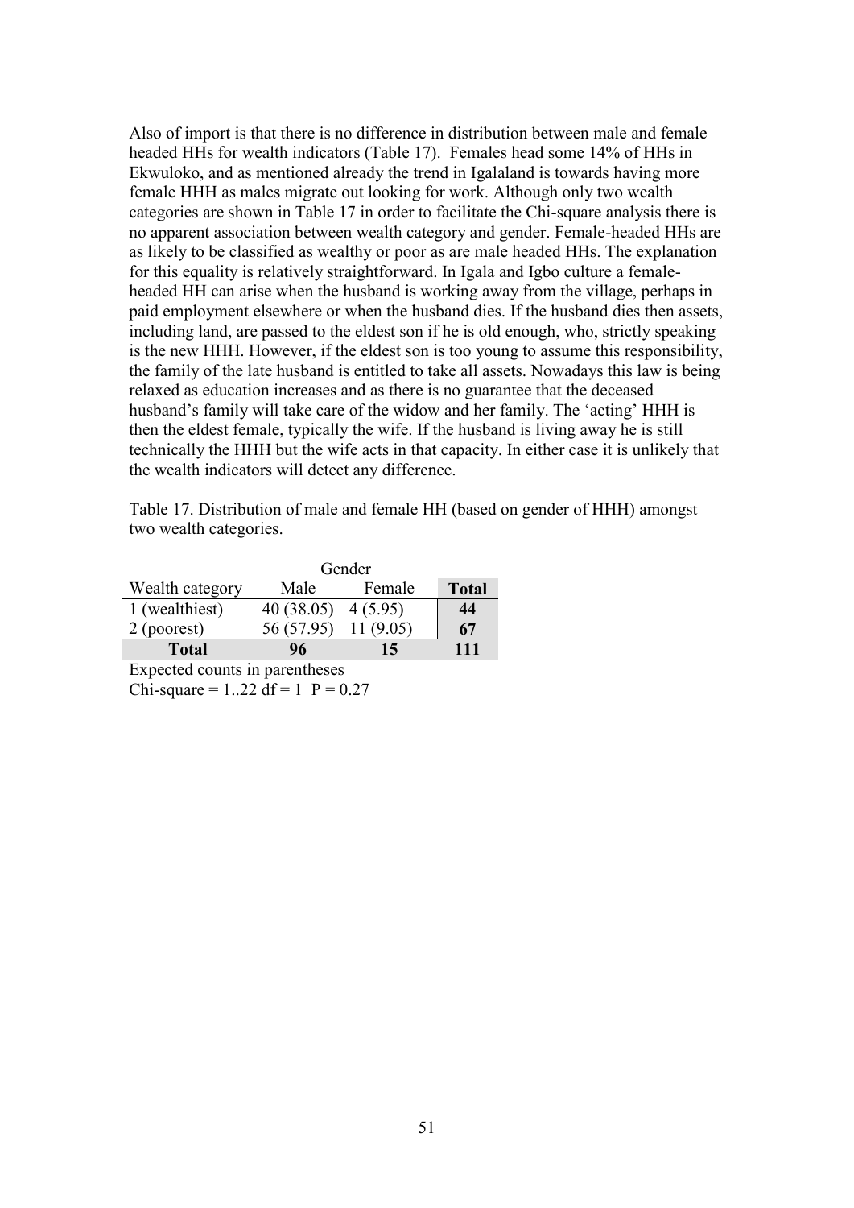Also of import is that there is no difference in distribution between male and female headed HHs for wealth indicators (Table 17). Females head some 14% of HHs in Ekwuloko, and as mentioned already the trend in Igalaland is towards having more female HHH as males migrate out looking for work. Although only two wealth categories are shown in Table 17 in order to facilitate the Chi-square analysis there is no apparent association between wealth category and gender. Female-headed HHs are as likely to be classified as wealthy or poor as are male headed HHs. The explanation for this equality is relatively straightforward. In Igala and Igbo culture a female-headed HH can arise when the husband is working away from the village, perhaps in paid employment elsewhere or when the husband dies. If the husband dies then assets, including land, are passed to the eldest son if he is old enough, who, strictly speaking is the new HHH. However, if the eldest son is too young to assume this responsibility, the family of the late husband is entitled to take all assets. Nowadays this law is being relaxed as education increases and as there is no guarantee that the deceased husband's family will take care of the widow and her family. The 'acting' HHH is then the eldest female, typically the wife. If the husband is living away he is still technically the HHH but the wife acts in that capacity. In either case it is unlikely that the wealth indicators will detect any difference.

Table 17. Distribution of male and female HH (based on gender of HHH) amongst two wealth categories.

| | Gender | | |
|---|---|---|---|
| Wealth category | Male | Female | **Total** |
| 1 (wealthiest) | 40 (38.05) | 4 (5.95) | **44** |
| 2 (poorest) | 56 (57.95) | 11 (9.05) | **67** |
| **Total** | **96** | **15** | **111** |

Expected counts in parentheses

Chi-square = 1..22 df = 1 P = 0.27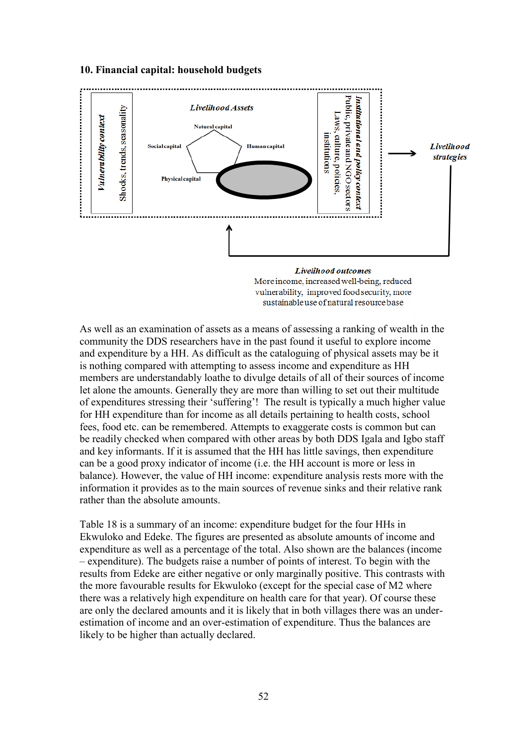## 10. Financial capital: household budgets

As well as an examination of assets as a means of assessing a ranking of wealth in the community the DDS researchers have in the past found it useful to explore income and expenditure by a HH. As difficult as the cataloguing of physical assets may be it is nothing compared with attempting to assess income and expenditure as HH members are understandably loathe to divulge details of all of their sources of income let alone the amounts. Generally they are more than willing to set out their multitude of expenditures stressing their 'suffering'! The result is typically a much higher value for HH expenditure than for income as all details pertaining to health costs, school fees, food etc. can be remembered. Attempts to exaggerate costs is common but can be readily checked when compared with other areas by both DDS Igala and Igbo staff and key informants. If it is assumed that the HH has little savings, then expenditure can be a good proxy indicator of income (i.e. the HH account is more or less in balance). However, the value of HH income: expenditure analysis rests more with the information it provides as to the main sources of revenue sinks and their relative rank rather than the absolute amounts.

Table 18 is a summary of an income: expenditure budget for the four HHs in Ekwuloko and Edeke. The figures are presented as absolute amounts of income and expenditure as well as a percentage of the total. Also shown are the balances (income – expenditure). The budgets raise a number of points of interest. To begin with the results from Edeke are either negative or only marginally positive. This contrasts with the more favourable results for Ekwuloko (except for the special case of M2 where there was a relatively high expenditure on health care for that year). Of course these are only the declared amounts and it is likely that in both villages there was an under-estimation of income and an over-estimation of expenditure. Thus the balances are likely to be higher than actually declared.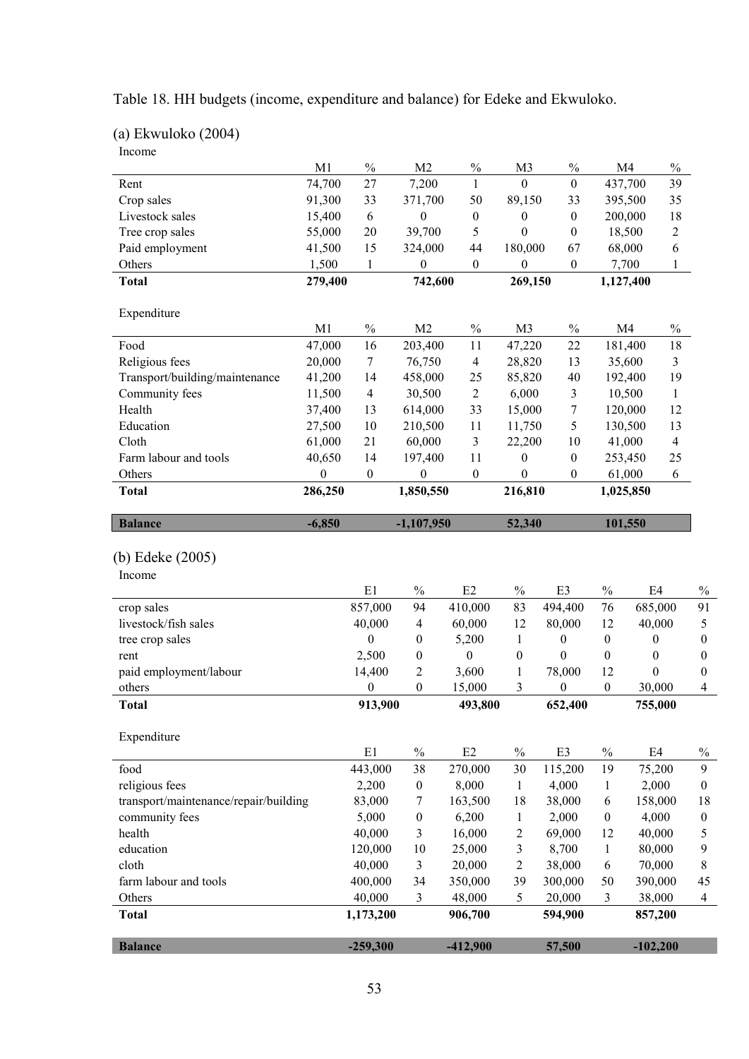Table 18. HH budgets (income, expenditure and balance) for Edeke and Ekwuloko.

(a) Ekwuloko (2004)

Income

| | M1 | % | M2 | % | M3 | % | M4 | % |
|---|---|---|---|---|---|---|---|---|
| Rent | 74,700 | 27 | 7,200 | 1 | 0 | 0 | 437,700 | 39 |
| Crop sales | 91,300 | 33 | 371,700 | 50 | 89,150 | 33 | 395,500 | 35 |
| Livestock sales | 15,400 | 6 | 0 | 0 | 0 | 0 | 200,000 | 18 |
| Tree crop sales | 55,000 | 20 | 39,700 | 5 | 0 | 0 | 18,500 | 2 |
| Paid employment | 41,500 | 15 | 324,000 | 44 | 180,000 | 67 | 68,000 | 6 |
| Others | 1,500 | 1 | 0 | 0 | 0 | 0 | 7,700 | 1 |
| **Total** | **279,400** | | **742,600** | | **269,150** | | **1,127,400** | |

Expenditure

| | M1 | % | M2 | % | M3 | % | M4 | % |
|---|---|---|---|---|---|---|---|---|
| Food | 47,000 | 16 | 203,400 | 11 | 47,220 | 22 | 181,400 | 18 |
| Religious fees | 20,000 | 7 | 76,750 | 4 | 28,820 | 13 | 35,600 | 3 |
| Transport/building/maintenance | 41,200 | 14 | 458,000 | 25 | 85,820 | 40 | 192,400 | 19 |
| Community fees | 11,500 | 4 | 30,500 | 2 | 6,000 | 3 | 10,500 | 1 |
| Health | 37,400 | 13 | 614,000 | 33 | 15,000 | 7 | 120,000 | 12 |
| Education | 27,500 | 10 | 210,500 | 11 | 11,750 | 5 | 130,500 | 13 |
| Cloth | 61,000 | 21 | 60,000 | 3 | 22,200 | 10 | 41,000 | 4 |
| Farm labour and tools | 40,650 | 14 | 197,400 | 11 | 0 | 0 | 253,450 | 25 |
| Others | 0 | 0 | 0 | 0 | 0 | 0 | 61,000 | 6 |
| **Total** | **286,250** | | **1,850,550** | | **216,810** | | **1,025,850** | |
| **Balance** | **-6,850** | | **-1,107,950** | | **52,340** | | **101,550** | |

(b) Edeke (2005)

Income

| | E1 | % | E2 | % | E3 | % | E4 | % |
|---|---|---|---|---|---|---|---|---|
| crop sales | 857,000 | 94 | 410,000 | 83 | 494,400 | 76 | 685,000 | 91 |
| livestock/fish sales | 40,000 | 4 | 60,000 | 12 | 80,000 | 12 | 40,000 | 5 |
| tree crop sales | 0 | 0 | 5,200 | 1 | 0 | 0 | 0 | 0 |
| rent | 2,500 | 0 | 0 | 0 | 0 | 0 | 0 | 0 |
| paid employment/labour | 14,400 | 2 | 3,600 | 1 | 78,000 | 12 | 0 | 0 |
| others | 0 | 0 | 15,000 | 3 | 0 | 0 | 30,000 | 4 |
| **Total** | **913,900** | | **493,800** | | **652,400** | | **755,000** | |

Expenditure

| | E1 | % | E2 | % | E3 | % | E4 | % |
|---|---|---|---|---|---|---|---|---|
| food | 443,000 | 38 | 270,000 | 30 | 115,200 | 19 | 75,200 | 9 |
| religious fees | 2,200 | 0 | 8,000 | 1 | 4,000 | 1 | 2,000 | 0 |
| transport/maintenance/repair/building | 83,000 | 7 | 163,500 | 18 | 38,000 | 6 | 158,000 | 18 |
| community fees | 5,000 | 0 | 6,200 | 1 | 2,000 | 0 | 4,000 | 0 |
| health | 40,000 | 3 | 16,000 | 2 | 69,000 | 12 | 40,000 | 5 |
| education | 120,000 | 10 | 25,000 | 3 | 8,700 | 1 | 80,000 | 9 |
| cloth | 40,000 | 3 | 20,000 | 2 | 38,000 | 6 | 70,000 | 8 |
| farm labour and tools | 400,000 | 34 | 350,000 | 39 | 300,000 | 50 | 390,000 | 45 |
| Others | 40,000 | 3 | 48,000 | 5 | 20,000 | 3 | 38,000 | 4 |
| **Total** | **1,173,200** | | **906,700** | | **594,900** | | **857,200** | |
| **Balance** | **-259,300** | | **-412,900** | | **57,500** | | **-102,200** | |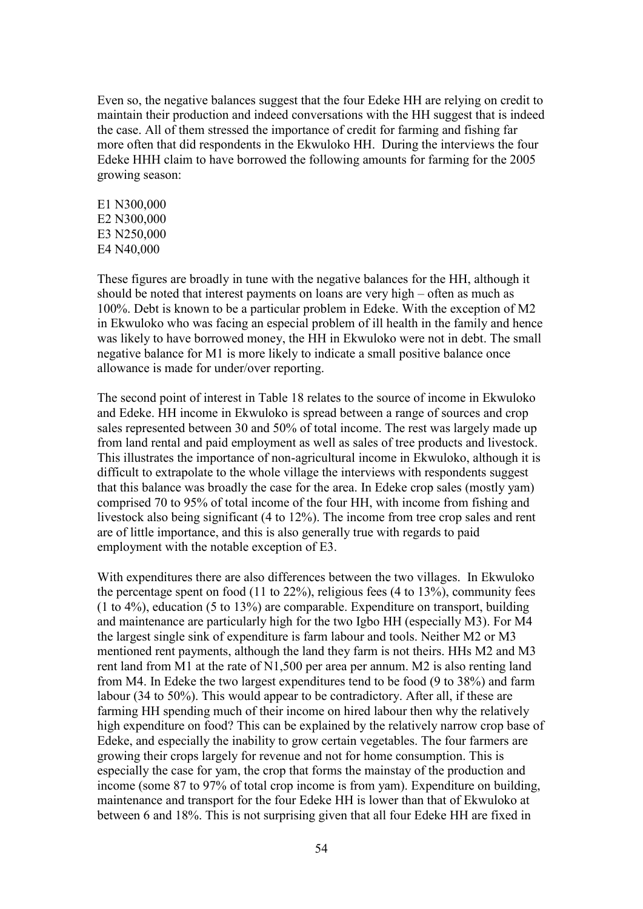Even so, the negative balances suggest that the four Edeke HH are relying on credit to maintain their production and indeed conversations with the HH suggest that is indeed the case. All of them stressed the importance of credit for farming and fishing far more often that did respondents in the Ekwuloko HH. During the interviews the four Edeke HHH claim to have borrowed the following amounts for farming for the 2005 growing season:

E1 N300,000
E2 N300,000
E3 N250,000
E4 N40,000

These figures are broadly in tune with the negative balances for the HH, although it should be noted that interest payments on loans are very high – often as much as 100%. Debt is known to be a particular problem in Edeke. With the exception of M2 in Ekwuloko who was facing an especial problem of ill health in the family and hence was likely to have borrowed money, the HH in Ekwuloko were not in debt. The small negative balance for M1 is more likely to indicate a small positive balance once allowance is made for under/over reporting.

The second point of interest in Table 18 relates to the source of income in Ekwuloko and Edeke. HH income in Ekwuloko is spread between a range of sources and crop sales represented between 30 and 50% of total income. The rest was largely made up from land rental and paid employment as well as sales of tree products and livestock. This illustrates the importance of non-agricultural income in Ekwuloko, although it is difficult to extrapolate to the whole village the interviews with respondents suggest that this balance was broadly the case for the area. In Edeke crop sales (mostly yam) comprised 70 to 95% of total income of the four HH, with income from fishing and livestock also being significant (4 to 12%). The income from tree crop sales and rent are of little importance, and this is also generally true with regards to paid employment with the notable exception of E3.

With expenditures there are also differences between the two villages. In Ekwuloko the percentage spent on food (11 to 22%), religious fees (4 to 13%), community fees (1 to 4%), education (5 to 13%) are comparable. Expenditure on transport, building and maintenance are particularly high for the two Igbo HH (especially M3). For M4 the largest single sink of expenditure is farm labour and tools. Neither M2 or M3 mentioned rent payments, although the land they farm is not theirs. HHs M2 and M3 rent land from M1 at the rate of N1,500 per area per annum. M2 is also renting land from M4. In Edeke the two largest expenditures tend to be food (9 to 38%) and farm labour (34 to 50%). This would appear to be contradictory. After all, if these are farming HH spending much of their income on hired labour then why the relatively high expenditure on food? This can be explained by the relatively narrow crop base of Edeke, and especially the inability to grow certain vegetables. The four farmers are growing their crops largely for revenue and not for home consumption. This is especially the case for yam, the crop that forms the mainstay of the production and income (some 87 to 97% of total crop income is from yam). Expenditure on building, maintenance and transport for the four Edeke HH is lower than that of Ekwuloko at between 6 and 18%. This is not surprising given that all four Edeke HH are fixed in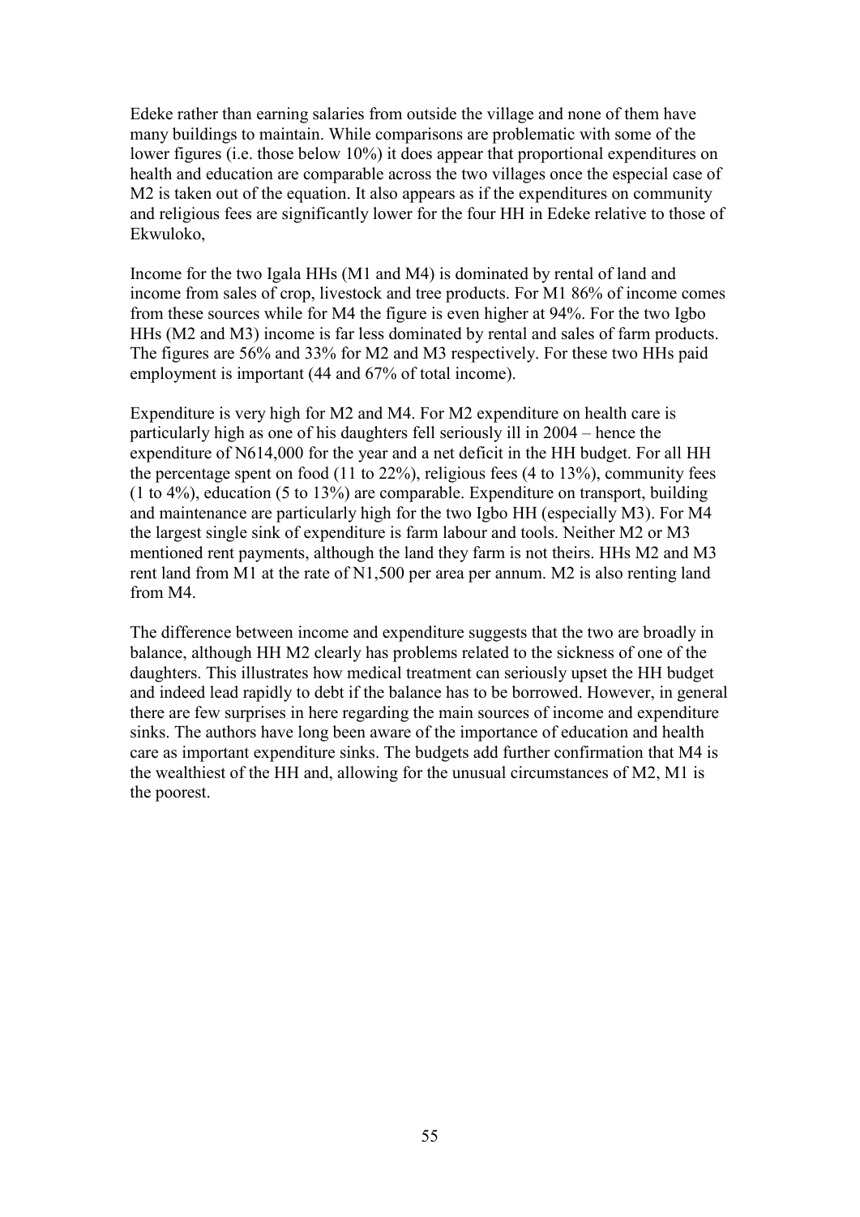Edeke rather than earning salaries from outside the village and none of them have many buildings to maintain. While comparisons are problematic with some of the lower figures (i.e. those below 10%) it does appear that proportional expenditures on health and education are comparable across the two villages once the especial case of M2 is taken out of the equation. It also appears as if the expenditures on community and religious fees are significantly lower for the four HH in Edeke relative to those of Ekwuloko,

Income for the two Igala HHs (M1 and M4) is dominated by rental of land and income from sales of crop, livestock and tree products. For M1 86% of income comes from these sources while for M4 the figure is even higher at 94%. For the two Igbo HHs (M2 and M3) income is far less dominated by rental and sales of farm products. The figures are 56% and 33% for M2 and M3 respectively. For these two HHs paid employment is important (44 and 67% of total income).

Expenditure is very high for M2 and M4. For M2 expenditure on health care is particularly high as one of his daughters fell seriously ill in 2004 – hence the expenditure of N614,000 for the year and a net deficit in the HH budget. For all HH the percentage spent on food (11 to 22%), religious fees (4 to 13%), community fees (1 to 4%), education (5 to 13%) are comparable. Expenditure on transport, building and maintenance are particularly high for the two Igbo HH (especially M3). For M4 the largest single sink of expenditure is farm labour and tools. Neither M2 or M3 mentioned rent payments, although the land they farm is not theirs. HHs M2 and M3 rent land from M1 at the rate of N1,500 per area per annum. M2 is also renting land from M4.

The difference between income and expenditure suggests that the two are broadly in balance, although HH M2 clearly has problems related to the sickness of one of the daughters. This illustrates how medical treatment can seriously upset the HH budget and indeed lead rapidly to debt if the balance has to be borrowed. However, in general there are few surprises in here regarding the main sources of income and expenditure sinks. The authors have long been aware of the importance of education and health care as important expenditure sinks. The budgets add further confirmation that M4 is the wealthiest of the HH and, allowing for the unusual circumstances of M2, M1 is the poorest.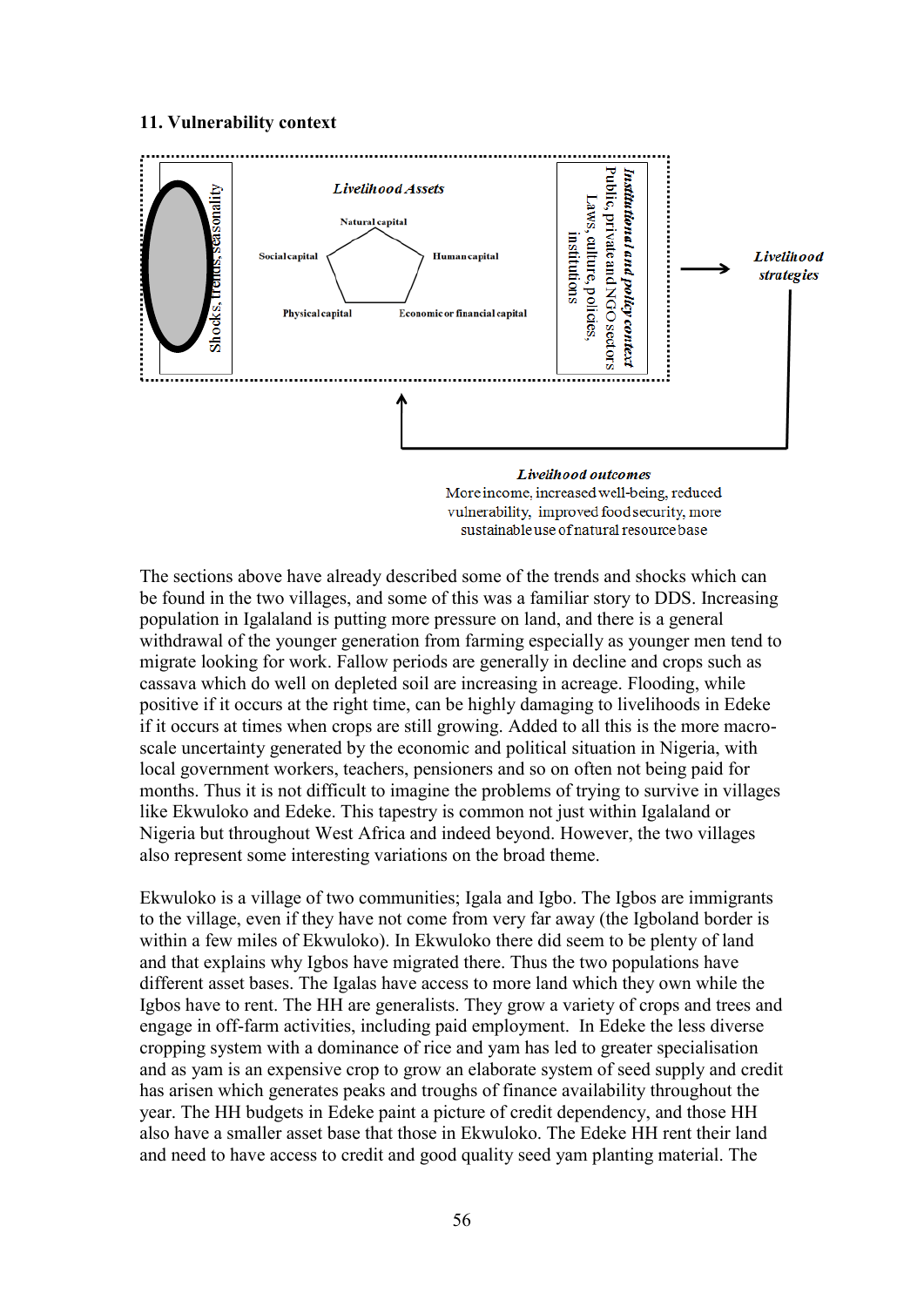## 11. Vulnerability context

Shocks, trends, seasonality

*Livelihood Assets*

Natural capital

Social capital

Human capital

Physical capital

Economic or financial capital

*Institutional and policy context*
Public, private and NGO sectors
Laws, culture, policies, institutions

*Livelihood strategies*

*Livelihood outcomes*
More income, increased well-being, reduced vulnerability, improved food security, more sustainable use of natural resource base

The sections above have already described some of the trends and shocks which can be found in the two villages, and some of this was a familiar story to DDS. Increasing population in Igalaland is putting more pressure on land, and there is a general withdrawal of the younger generation from farming especially as younger men tend to migrate looking for work. Fallow periods are generally in decline and crops such as cassava which do well on depleted soil are increasing in acreage. Flooding, while positive if it occurs at the right time, can be highly damaging to livelihoods in Edeke if it occurs at times when crops are still growing. Added to all this is the more macro-scale uncertainty generated by the economic and political situation in Nigeria, with local government workers, teachers, pensioners and so on often not being paid for months. Thus it is not difficult to imagine the problems of trying to survive in villages like Ekwuloko and Edeke. This tapestry is common not just within Igalaland or Nigeria but throughout West Africa and indeed beyond. However, the two villages also represent some interesting variations on the broad theme.

Ekwuloko is a village of two communities; Igala and Igbo. The Igbos are immigrants to the village, even if they have not come from very far away (the Igboland border is within a few miles of Ekwuloko). In Ekwuloko there did seem to be plenty of land and that explains why Igbos have migrated there. Thus the two populations have different asset bases. The Igalas have access to more land which they own while the Igbos have to rent. The HH are generalists. They grow a variety of crops and trees and engage in off-farm activities, including paid employment. In Edeke the less diverse cropping system with a dominance of rice and yam has led to greater specialisation and as yam is an expensive crop to grow an elaborate system of seed supply and credit has arisen which generates peaks and troughs of finance availability throughout the year. The HH budgets in Edeke paint a picture of credit dependency, and those HH also have a smaller asset base that those in Ekwuloko. The Edeke HH rent their land and need to have access to credit and good quality seed yam planting material. The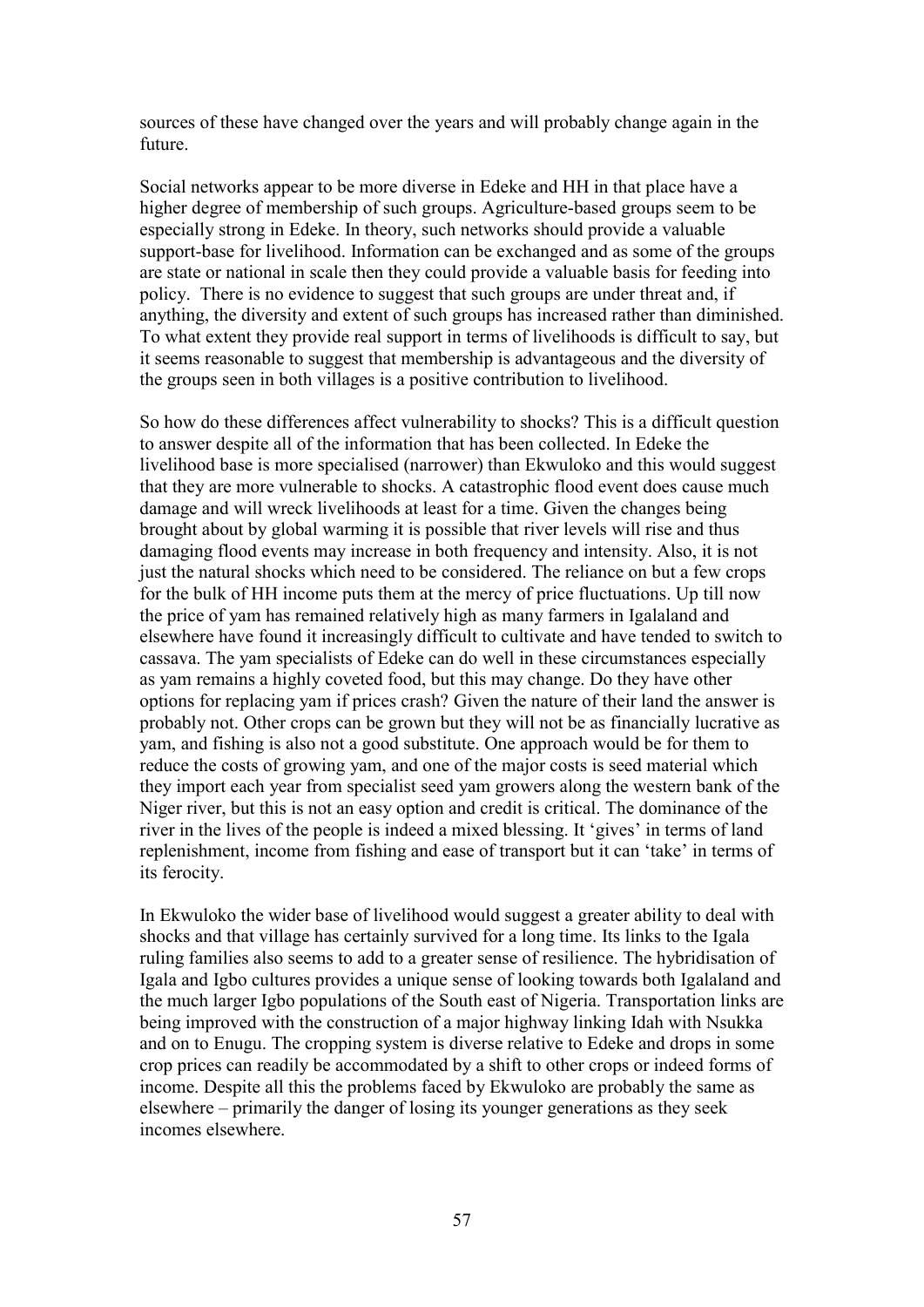sources of these have changed over the years and will probably change again in the future.

Social networks appear to be more diverse in Edeke and HH in that place have a higher degree of membership of such groups. Agriculture-based groups seem to be especially strong in Edeke. In theory, such networks should provide a valuable support-base for livelihood. Information can be exchanged and as some of the groups are state or national in scale then they could provide a valuable basis for feeding into policy. There is no evidence to suggest that such groups are under threat and, if anything, the diversity and extent of such groups has increased rather than diminished. To what extent they provide real support in terms of livelihoods is difficult to say, but it seems reasonable to suggest that membership is advantageous and the diversity of the groups seen in both villages is a positive contribution to livelihood.

So how do these differences affect vulnerability to shocks? This is a difficult question to answer despite all of the information that has been collected. In Edeke the livelihood base is more specialised (narrower) than Ekwuloko and this would suggest that they are more vulnerable to shocks. A catastrophic flood event does cause much damage and will wreck livelihoods at least for a time. Given the changes being brought about by global warming it is possible that river levels will rise and thus damaging flood events may increase in both frequency and intensity. Also, it is not just the natural shocks which need to be considered. The reliance on but a few crops for the bulk of HH income puts them at the mercy of price fluctuations. Up till now the price of yam has remained relatively high as many farmers in Igalaland and elsewhere have found it increasingly difficult to cultivate and have tended to switch to cassava. The yam specialists of Edeke can do well in these circumstances especially as yam remains a highly coveted food, but this may change. Do they have other options for replacing yam if prices crash? Given the nature of their land the answer is probably not. Other crops can be grown but they will not be as financially lucrative as yam, and fishing is also not a good substitute. One approach would be for them to reduce the costs of growing yam, and one of the major costs is seed material which they import each year from specialist seed yam growers along the western bank of the Niger river, but this is not an easy option and credit is critical. The dominance of the river in the lives of the people is indeed a mixed blessing. It 'gives' in terms of land replenishment, income from fishing and ease of transport but it can 'take' in terms of its ferocity.

In Ekwuloko the wider base of livelihood would suggest a greater ability to deal with shocks and that village has certainly survived for a long time. Its links to the Igala ruling families also seems to add to a greater sense of resilience. The hybridisation of Igala and Igbo cultures provides a unique sense of looking towards both Igalaland and the much larger Igbo populations of the South east of Nigeria. Transportation links are being improved with the construction of a major highway linking Idah with Nsukka and on to Enugu. The cropping system is diverse relative to Edeke and drops in some crop prices can readily be accommodated by a shift to other crops or indeed forms of income. Despite all this the problems faced by Ekwuloko are probably the same as elsewhere – primarily the danger of losing its younger generations as they seek incomes elsewhere.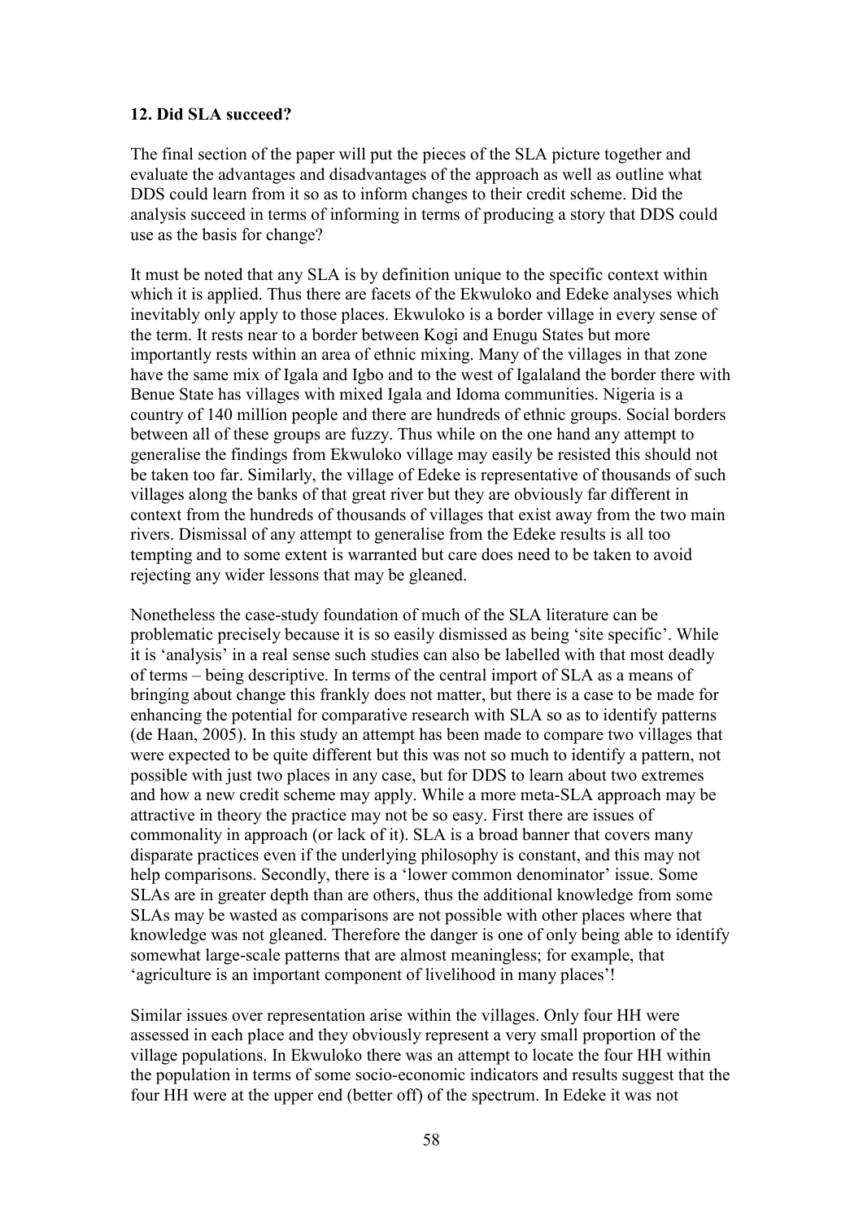## 12. Did SLA succeed?

The final section of the paper will put the pieces of the SLA picture together and evaluate the advantages and disadvantages of the approach as well as outline what DDS could learn from it so as to inform changes to their credit scheme. Did the analysis succeed in terms of informing in terms of producing a story that DDS could use as the basis for change?

It must be noted that any SLA is by definition unique to the specific context within which it is applied. Thus there are facets of the Ekwuloko and Edeke analyses which inevitably only apply to those places. Ekwuloko is a border village in every sense of the term. It rests near to a border between Kogi and Enugu States but more importantly rests within an area of ethnic mixing. Many of the villages in that zone have the same mix of Igala and Igbo and to the west of Igalaland the border there with Benue State has villages with mixed Igala and Idoma communities. Nigeria is a country of 140 million people and there are hundreds of ethnic groups. Social borders between all of these groups are fuzzy. Thus while on the one hand any attempt to generalise the findings from Ekwuloko village may easily be resisted this should not be taken too far. Similarly, the village of Edeke is representative of thousands of such villages along the banks of that great river but they are obviously far different in context from the hundreds of thousands of villages that exist away from the two main rivers. Dismissal of any attempt to generalise from the Edeke results is all too tempting and to some extent is warranted but care does need to be taken to avoid rejecting any wider lessons that may be gleaned.

Nonetheless the case-study foundation of much of the SLA literature can be problematic precisely because it is so easily dismissed as being 'site specific'. While it is 'analysis' in a real sense such studies can also be labelled with that most deadly of terms – being descriptive. In terms of the central import of SLA as a means of bringing about change this frankly does not matter, but there is a case to be made for enhancing the potential for comparative research with SLA so as to identify patterns (de Haan, 2005). In this study an attempt has been made to compare two villages that were expected to be quite different but this was not so much to identify a pattern, not possible with just two places in any case, but for DDS to learn about two extremes and how a new credit scheme may apply. While a more meta-SLA approach may be attractive in theory the practice may not be so easy. First there are issues of commonality in approach (or lack of it). SLA is a broad banner that covers many disparate practices even if the underlying philosophy is constant, and this may not help comparisons. Secondly, there is a 'lower common denominator' issue. Some SLAs are in greater depth than are others, thus the additional knowledge from some SLAs may be wasted as comparisons are not possible with other places where that knowledge was not gleaned. Therefore the danger is one of only being able to identify somewhat large-scale patterns that are almost meaningless; for example, that 'agriculture is an important component of livelihood in many places'!

Similar issues over representation arise within the villages. Only four HH were assessed in each place and they obviously represent a very small proportion of the village populations. In Ekwuloko there was an attempt to locate the four HH within the population in terms of some socio-economic indicators and results suggest that the four HH were at the upper end (better off) of the spectrum. In Edeke it was not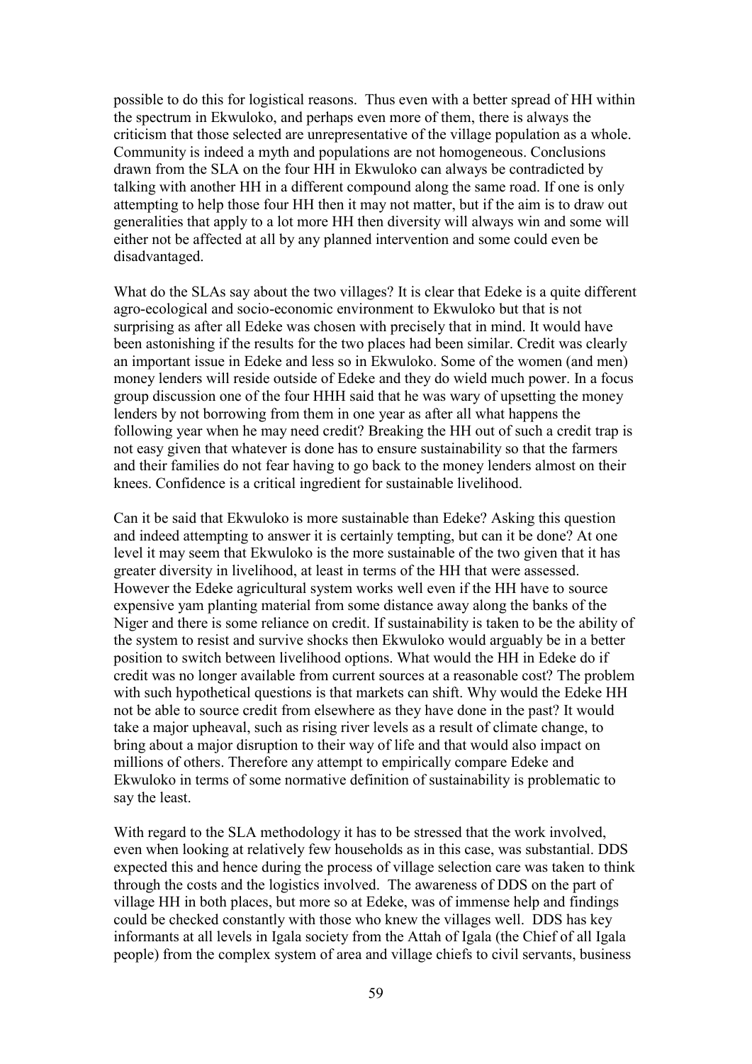possible to do this for logistical reasons. Thus even with a better spread of HH within the spectrum in Ekwuloko, and perhaps even more of them, there is always the criticism that those selected are unrepresentative of the village population as a whole. Community is indeed a myth and populations are not homogeneous. Conclusions drawn from the SLA on the four HH in Ekwuloko can always be contradicted by talking with another HH in a different compound along the same road. If one is only attempting to help those four HH then it may not matter, but if the aim is to draw out generalities that apply to a lot more HH then diversity will always win and some will either not be affected at all by any planned intervention and some could even be disadvantaged.

What do the SLAs say about the two villages? It is clear that Edeke is a quite different agro-ecological and socio-economic environment to Ekwuloko but that is not surprising as after all Edeke was chosen with precisely that in mind. It would have been astonishing if the results for the two places had been similar. Credit was clearly an important issue in Edeke and less so in Ekwuloko. Some of the women (and men) money lenders will reside outside of Edeke and they do wield much power. In a focus group discussion one of the four HHH said that he was wary of upsetting the money lenders by not borrowing from them in one year as after all what happens the following year when he may need credit? Breaking the HH out of such a credit trap is not easy given that whatever is done has to ensure sustainability so that the farmers and their families do not fear having to go back to the money lenders almost on their knees. Confidence is a critical ingredient for sustainable livelihood.

Can it be said that Ekwuloko is more sustainable than Edeke? Asking this question and indeed attempting to answer it is certainly tempting, but can it be done? At one level it may seem that Ekwuloko is the more sustainable of the two given that it has greater diversity in livelihood, at least in terms of the HH that were assessed. However the Edeke agricultural system works well even if the HH have to source expensive yam planting material from some distance away along the banks of the Niger and there is some reliance on credit. If sustainability is taken to be the ability of the system to resist and survive shocks then Ekwuloko would arguably be in a better position to switch between livelihood options. What would the HH in Edeke do if credit was no longer available from current sources at a reasonable cost? The problem with such hypothetical questions is that markets can shift. Why would the Edeke HH not be able to source credit from elsewhere as they have done in the past? It would take a major upheaval, such as rising river levels as a result of climate change, to bring about a major disruption to their way of life and that would also impact on millions of others. Therefore any attempt to empirically compare Edeke and Ekwuloko in terms of some normative definition of sustainability is problematic to say the least.

With regard to the SLA methodology it has to be stressed that the work involved, even when looking at relatively few households as in this case, was substantial. DDS expected this and hence during the process of village selection care was taken to think through the costs and the logistics involved. The awareness of DDS on the part of village HH in both places, but more so at Edeke, was of immense help and findings could be checked constantly with those who knew the villages well. DDS has key informants at all levels in Igala society from the Attah of Igala (the Chief of all Igala people) from the complex system of area and village chiefs to civil servants, business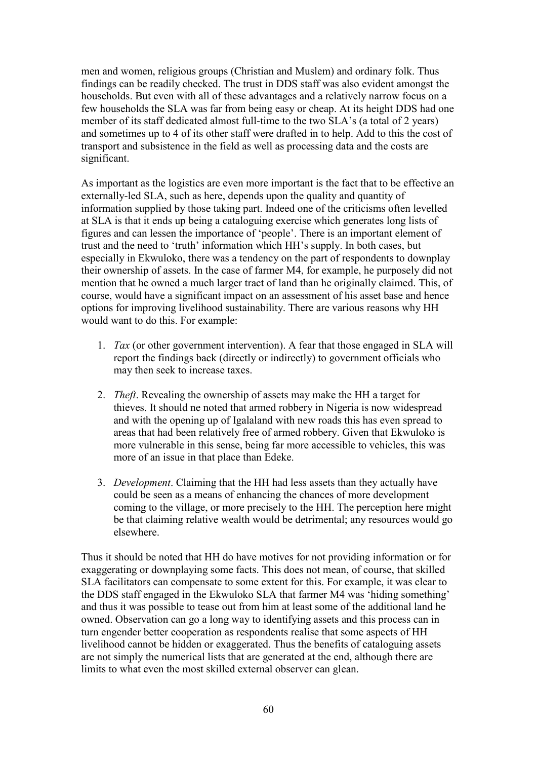men and women, religious groups (Christian and Muslem) and ordinary folk. Thus findings can be readily checked. The trust in DDS staff was also evident amongst the households. But even with all of these advantages and a relatively narrow focus on a few households the SLA was far from being easy or cheap. At its height DDS had one member of its staff dedicated almost full-time to the two SLA's (a total of 2 years) and sometimes up to 4 of its other staff were drafted in to help. Add to this the cost of transport and subsistence in the field as well as processing data and the costs are significant.

As important as the logistics are even more important is the fact that to be effective an externally-led SLA, such as here, depends upon the quality and quantity of information supplied by those taking part. Indeed one of the criticisms often levelled at SLA is that it ends up being a cataloguing exercise which generates long lists of figures and can lessen the importance of 'people'. There is an important element of trust and the need to 'truth' information which HH's supply. In both cases, but especially in Ekwuloko, there was a tendency on the part of respondents to downplay their ownership of assets. In the case of farmer M4, for example, he purposely did not mention that he owned a much larger tract of land than he originally claimed. This, of course, would have a significant impact on an assessment of his asset base and hence options for improving livelihood sustainability. There are various reasons why HH would want to do this. For example:

1. *Tax* (or other government intervention). A fear that those engaged in SLA will report the findings back (directly or indirectly) to government officials who may then seek to increase taxes.

2. *Theft*. Revealing the ownership of assets may make the HH a target for thieves. It should ne noted that armed robbery in Nigeria is now widespread and with the opening up of Igalaland with new roads this has even spread to areas that had been relatively free of armed robbery. Given that Ekwuloko is more vulnerable in this sense, being far more accessible to vehicles, this was more of an issue in that place than Edeke.

3. *Development*. Claiming that the HH had less assets than they actually have could be seen as a means of enhancing the chances of more development coming to the village, or more precisely to the HH. The perception here might be that claiming relative wealth would be detrimental; any resources would go elsewhere.

Thus it should be noted that HH do have motives for not providing information or for exaggerating or downplaying some facts. This does not mean, of course, that skilled SLA facilitators can compensate to some extent for this. For example, it was clear to the DDS staff engaged in the Ekwuloko SLA that farmer M4 was 'hiding something' and thus it was possible to tease out from him at least some of the additional land he owned. Observation can go a long way to identifying assets and this process can in turn engender better cooperation as respondents realise that some aspects of HH livelihood cannot be hidden or exaggerated. Thus the benefits of cataloguing assets are not simply the numerical lists that are generated at the end, although there are limits to what even the most skilled external observer can glean.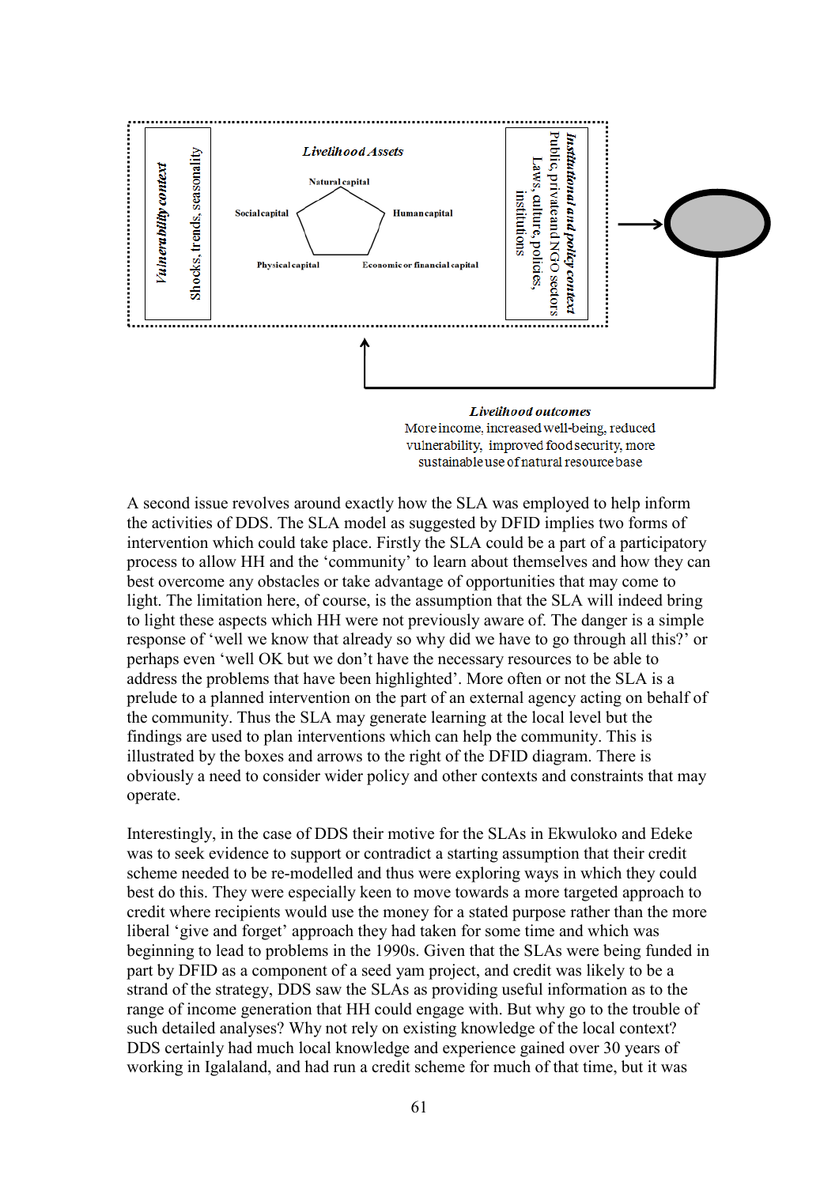*Vulnerability context*

Shocks, trends, seasonality

*Livelihood Assets*

Natural capital

Social capital

Human capital

Physical capital

Economic or financial capital

*Institutional and policy context*

Public, private and NGO sectors

Laws, culture, policies, institutions

*Livelihood outcomes*

More income, increased well-being, reduced vulnerability, improved food security, more sustainable use of natural resource base

A second issue revolves around exactly how the SLA was employed to help inform the activities of DDS. The SLA model as suggested by DFID implies two forms of intervention which could take place. Firstly the SLA could be a part of a participatory process to allow HH and the 'community' to learn about themselves and how they can best overcome any obstacles or take advantage of opportunities that may come to light. The limitation here, of course, is the assumption that the SLA will indeed bring to light these aspects which HH were not previously aware of. The danger is a simple response of 'well we know that already so why did we have to go through all this?' or perhaps even 'well OK but we don't have the necessary resources to be able to address the problems that have been highlighted'. More often or not the SLA is a prelude to a planned intervention on the part of an external agency acting on behalf of the community. Thus the SLA may generate learning at the local level but the findings are used to plan interventions which can help the community. This is illustrated by the boxes and arrows to the right of the DFID diagram. There is obviously a need to consider wider policy and other contexts and constraints that may operate.

Interestingly, in the case of DDS their motive for the SLAs in Ekwuloko and Edeke was to seek evidence to support or contradict a starting assumption that their credit scheme needed to be re-modelled and thus were exploring ways in which they could best do this. They were especially keen to move towards a more targeted approach to credit where recipients would use the money for a stated purpose rather than the more liberal 'give and forget' approach they had taken for some time and which was beginning to lead to problems in the 1990s. Given that the SLAs were being funded in part by DFID as a component of a seed yam project, and credit was likely to be a strand of the strategy, DDS saw the SLAs as providing useful information as to the range of income generation that HH could engage with. But why go to the trouble of such detailed analyses? Why not rely on existing knowledge of the local context? DDS certainly had much local knowledge and experience gained over 30 years of working in Igalaland, and had run a credit scheme for much of that time, but it was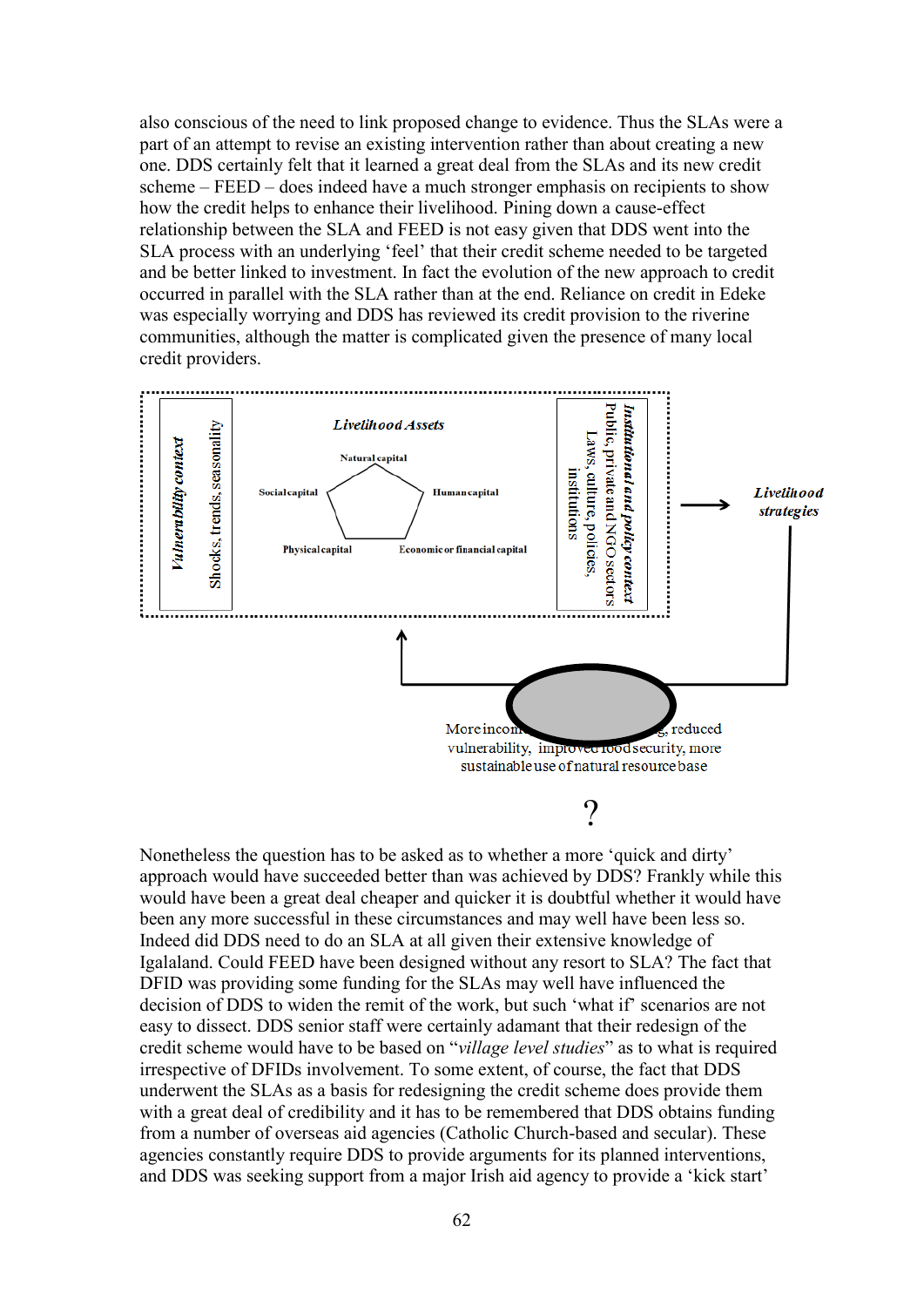also conscious of the need to link proposed change to evidence. Thus the SLAs were a part of an attempt to revise an existing intervention rather than about creating a new one. DDS certainly felt that it learned a great deal from the SLAs and its new credit scheme – FEED – does indeed have a much stronger emphasis on recipients to show how the credit helps to enhance their livelihood. Pining down a cause-effect relationship between the SLA and FEED is not easy given that DDS went into the SLA process with an underlying 'feel' that their credit scheme needed to be targeted and be better linked to investment. In fact the evolution of the new approach to credit occurred in parallel with the SLA rather than at the end. Reliance on credit in Edeke was especially worrying and DDS has reviewed its credit provision to the riverine communities, although the matter is complicated given the presence of many local credit providers.

*Vulnerability context*

Shocks, trends, seasonality

*Livelihood Assets*

Natural capital

Social capital

Human capital

Physical capital

Economic or financial capital

*Institutional and policy context*

Public, private and NGO sectors

Laws, culture, policies, institutions

*Livelihood strategies*

More incom... , reduced vulnerability, improved food security, more sustainable use of natural resource base

?

Nonetheless the question has to be asked as to whether a more 'quick and dirty' approach would have succeeded better than was achieved by DDS? Frankly while this would have been a great deal cheaper and quicker it is doubtful whether it would have been any more successful in these circumstances and may well have been less so. Indeed did DDS need to do an SLA at all given their extensive knowledge of Igalaland. Could FEED have been designed without any resort to SLA? The fact that DFID was providing some funding for the SLAs may well have influenced the decision of DDS to widen the remit of the work, but such 'what if' scenarios are not easy to dissect. DDS senior staff were certainly adamant that their redesign of the credit scheme would have to be based on "*village level studies*" as to what is required irrespective of DFIDs involvement. To some extent, of course, the fact that DDS underwent the SLAs as a basis for redesigning the credit scheme does provide them with a great deal of credibility and it has to be remembered that DDS obtains funding from a number of overseas aid agencies (Catholic Church-based and secular). These agencies constantly require DDS to provide arguments for its planned interventions, and DDS was seeking support from a major Irish aid agency to provide a 'kick start'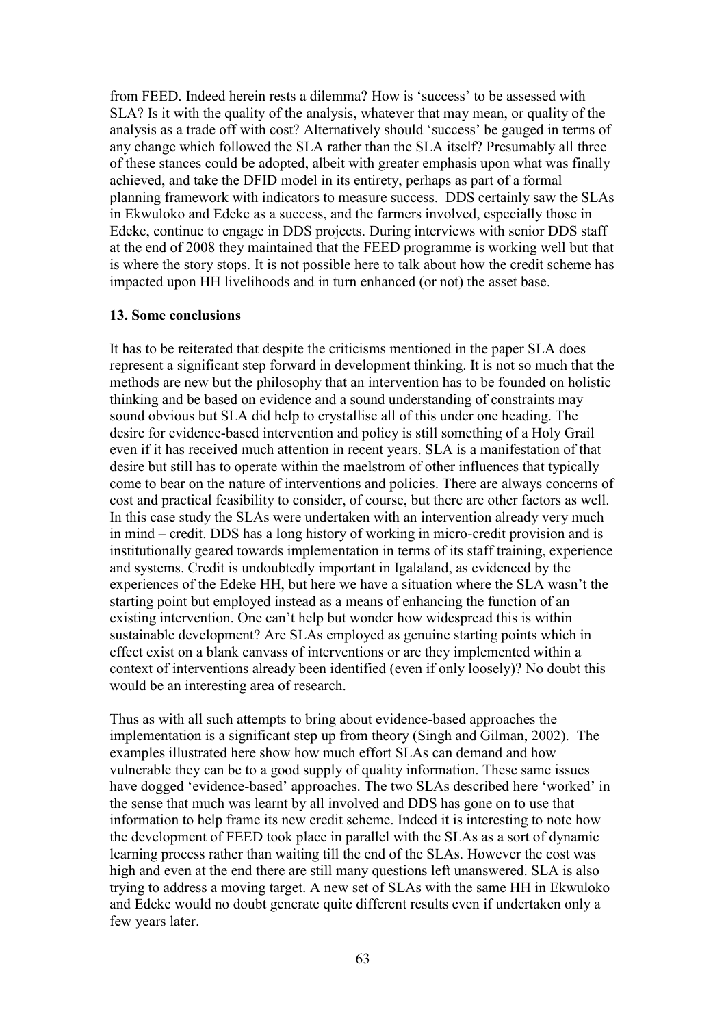from FEED. Indeed herein rests a dilemma? How is 'success' to be assessed with SLA? Is it with the quality of the analysis, whatever that may mean, or quality of the analysis as a trade off with cost? Alternatively should 'success' be gauged in terms of any change which followed the SLA rather than the SLA itself? Presumably all three of these stances could be adopted, albeit with greater emphasis upon what was finally achieved, and take the DFID model in its entirety, perhaps as part of a formal planning framework with indicators to measure success. DDS certainly saw the SLAs in Ekwuloko and Edeke as a success, and the farmers involved, especially those in Edeke, continue to engage in DDS projects. During interviews with senior DDS staff at the end of 2008 they maintained that the FEED programme is working well but that is where the story stops. It is not possible here to talk about how the credit scheme has impacted upon HH livelihoods and in turn enhanced (or not) the asset base.

## 13. Some conclusions

It has to be reiterated that despite the criticisms mentioned in the paper SLA does represent a significant step forward in development thinking. It is not so much that the methods are new but the philosophy that an intervention has to be founded on holistic thinking and be based on evidence and a sound understanding of constraints may sound obvious but SLA did help to crystallise all of this under one heading. The desire for evidence-based intervention and policy is still something of a Holy Grail even if it has received much attention in recent years. SLA is a manifestation of that desire but still has to operate within the maelstrom of other influences that typically come to bear on the nature of interventions and policies. There are always concerns of cost and practical feasibility to consider, of course, but there are other factors as well. In this case study the SLAs were undertaken with an intervention already very much in mind – credit. DDS has a long history of working in micro-credit provision and is institutionally geared towards implementation in terms of its staff training, experience and systems. Credit is undoubtedly important in Igalaland, as evidenced by the experiences of the Edeke HH, but here we have a situation where the SLA wasn't the starting point but employed instead as a means of enhancing the function of an existing intervention. One can't help but wonder how widespread this is within sustainable development? Are SLAs employed as genuine starting points which in effect exist on a blank canvass of interventions or are they implemented within a context of interventions already been identified (even if only loosely)? No doubt this would be an interesting area of research.

Thus as with all such attempts to bring about evidence-based approaches the implementation is a significant step up from theory (Singh and Gilman, 2002). The examples illustrated here show how much effort SLAs can demand and how vulnerable they can be to a good supply of quality information. These same issues have dogged 'evidence-based' approaches. The two SLAs described here 'worked' in the sense that much was learnt by all involved and DDS has gone on to use that information to help frame its new credit scheme. Indeed it is interesting to note how the development of FEED took place in parallel with the SLAs as a sort of dynamic learning process rather than waiting till the end of the SLAs. However the cost was high and even at the end there are still many questions left unanswered. SLA is also trying to address a moving target. A new set of SLAs with the same HH in Ekwuloko and Edeke would no doubt generate quite different results even if undertaken only a few years later.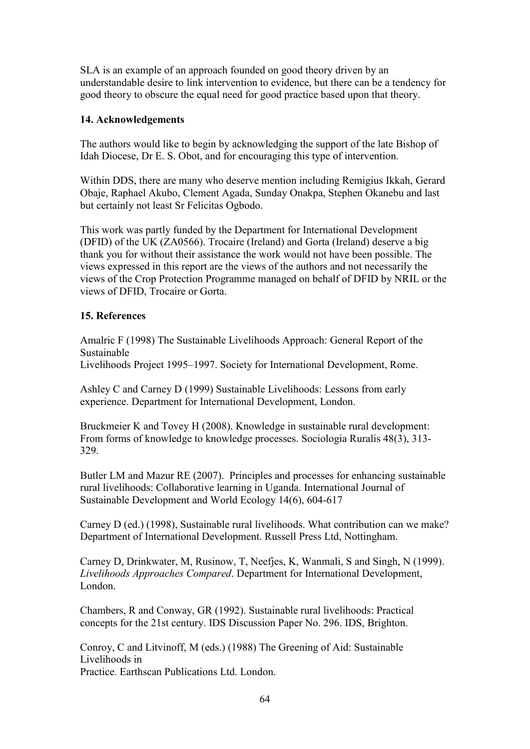SLA is an example of an approach founded on good theory driven by an understandable desire to link intervention to evidence, but there can be a tendency for good theory to obscure the equal need for good practice based upon that theory.

## 14. Acknowledgements

The authors would like to begin by acknowledging the support of the late Bishop of Idah Diocese, Dr E. S. Obot, and for encouraging this type of intervention.

Within DDS, there are many who deserve mention including Remigius Ikkah, Gerard Obaje, Raphael Akubo, Clement Agada, Sunday Onakpa, Stephen Okanebu and last but certainly not least Sr Felicitas Ogbodo.

This work was partly funded by the Department for International Development (DFID) of the UK (ZA0566). Trocaire (Ireland) and Gorta (Ireland) deserve a big thank you for without their assistance the work would not have been possible. The views expressed in this report are the views of the authors and not necessarily the views of the Crop Protection Programme managed on behalf of DFID by NRIL or the views of DFID, Trocaire or Gorta.

## 15. References

Amalric F (1998) The Sustainable Livelihoods Approach: General Report of the Sustainable
Livelihoods Project 1995–1997. Society for International Development, Rome.

Ashley C and Carney D (1999) Sustainable Livelihoods: Lessons from early experience. Department for International Development, London.

Bruckmeier K and Tovey H (2008). Knowledge in sustainable rural development: From forms of knowledge to knowledge processes. Sociologia Ruralis 48(3), 313-329.

Butler LM and Mazur RE (2007). Principles and processes for enhancing sustainable rural livelihoods: Collaborative learning in Uganda. International Journal of Sustainable Development and World Ecology 14(6), 604-617

Carney D (ed.) (1998), Sustainable rural livelihoods. What contribution can we make? Department of International Development. Russell Press Ltd, Nottingham.

Carney D, Drinkwater, M, Rusinow, T, Neefjes, K, Wanmali, S and Singh, N (1999). *Livelihoods Approaches Compared*. Department for International Development, London.

Chambers, R and Conway, GR (1992). Sustainable rural livelihoods: Practical concepts for the 21st century. IDS Discussion Paper No. 296. IDS, Brighton.

Conroy, C and Litvinoff, M (eds.) (1988) The Greening of Aid: Sustainable Livelihoods in
Practice. Earthscan Publications Ltd. London.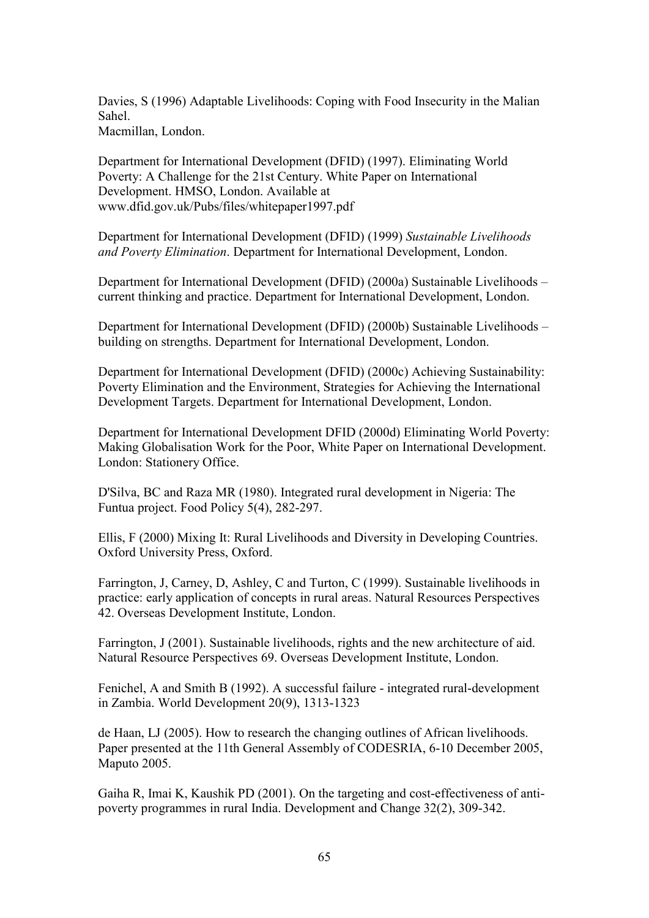Davies, S (1996) Adaptable Livelihoods: Coping with Food Insecurity in the Malian Sahel.
Macmillan, London.

Department for International Development (DFID) (1997). Eliminating World Poverty: A Challenge for the 21st Century. White Paper on International Development. HMSO, London. Available at www.dfid.gov.uk/Pubs/files/whitepaper1997.pdf

Department for International Development (DFID) (1999) *Sustainable Livelihoods and Poverty Elimination*. Department for International Development, London.

Department for International Development (DFID) (2000a) Sustainable Livelihoods – current thinking and practice. Department for International Development, London.

Department for International Development (DFID) (2000b) Sustainable Livelihoods – building on strengths. Department for International Development, London.

Department for International Development (DFID) (2000c) Achieving Sustainability: Poverty Elimination and the Environment, Strategies for Achieving the International Development Targets. Department for International Development, London.

Department for International Development DFID (2000d) Eliminating World Poverty: Making Globalisation Work for the Poor, White Paper on International Development. London: Stationery Office.

D'Silva, BC and Raza MR (1980). Integrated rural development in Nigeria: The Funtua project. Food Policy 5(4), 282-297.

Ellis, F (2000) Mixing It: Rural Livelihoods and Diversity in Developing Countries. Oxford University Press, Oxford.

Farrington, J, Carney, D, Ashley, C and Turton, C (1999). Sustainable livelihoods in practice: early application of concepts in rural areas. Natural Resources Perspectives 42. Overseas Development Institute, London.

Farrington, J (2001). Sustainable livelihoods, rights and the new architecture of aid. Natural Resource Perspectives 69. Overseas Development Institute, London.

Fenichel, A and Smith B (1992). A successful failure - integrated rural-development in Zambia. World Development 20(9), 1313-1323

de Haan, LJ (2005). How to research the changing outlines of African livelihoods. Paper presented at the 11th General Assembly of CODESRIA, 6-10 December 2005, Maputo 2005.

Gaiha R, Imai K, Kaushik PD (2001). On the targeting and cost-effectiveness of anti-poverty programmes in rural India. Development and Change 32(2), 309-342.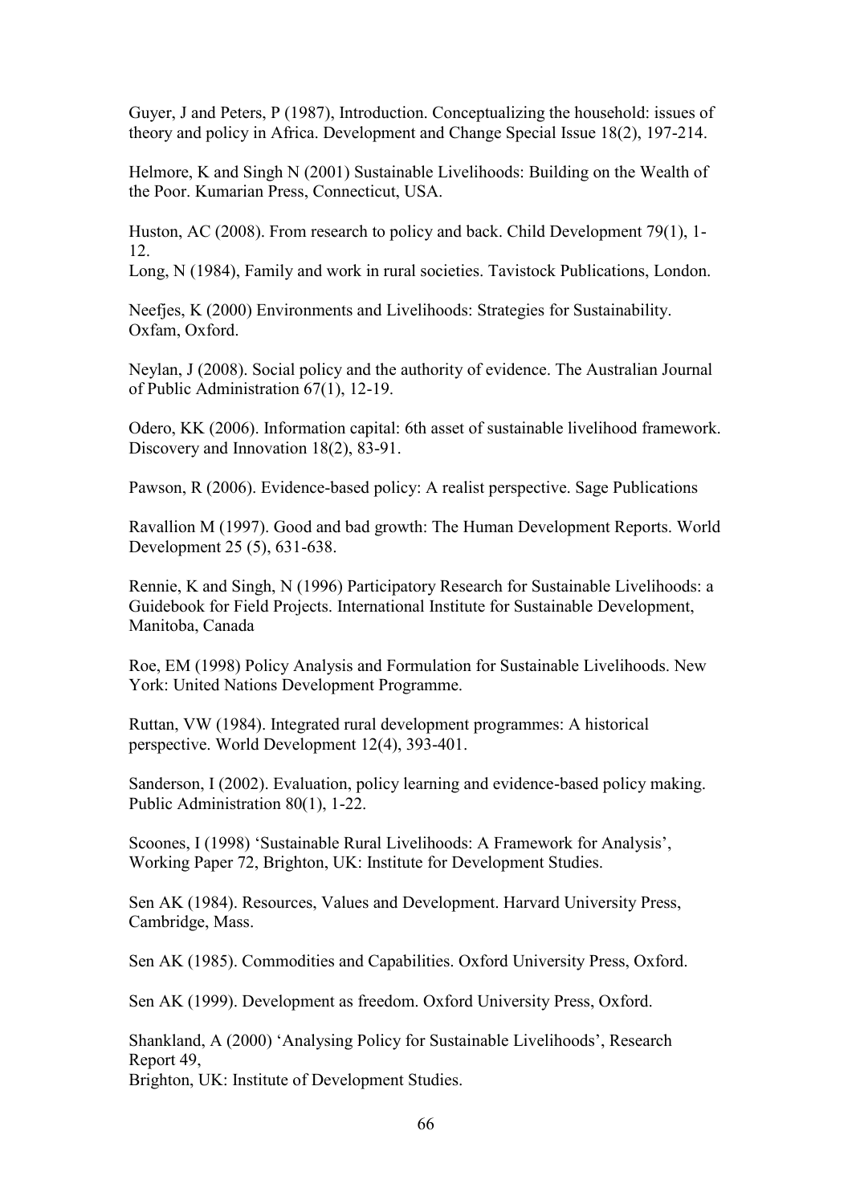Guyer, J and Peters, P (1987), Introduction. Conceptualizing the household: issues of theory and policy in Africa. Development and Change Special Issue 18(2), 197-214.

Helmore, K and Singh N (2001) Sustainable Livelihoods: Building on the Wealth of the Poor. Kumarian Press, Connecticut, USA.

Huston, AC (2008). From research to policy and back. Child Development 79(1), 1-12.

Long, N (1984), Family and work in rural societies. Tavistock Publications, London.

Neefjes, K (2000) Environments and Livelihoods: Strategies for Sustainability. Oxfam, Oxford.

Neylan, J (2008). Social policy and the authority of evidence. The Australian Journal of Public Administration 67(1), 12-19.

Odero, KK (2006). Information capital: 6th asset of sustainable livelihood framework. Discovery and Innovation 18(2), 83-91.

Pawson, R (2006). Evidence-based policy: A realist perspective. Sage Publications

Ravallion M (1997). Good and bad growth: The Human Development Reports. World Development 25 (5), 631-638.

Rennie, K and Singh, N (1996) Participatory Research for Sustainable Livelihoods: a Guidebook for Field Projects. International Institute for Sustainable Development, Manitoba, Canada

Roe, EM (1998) Policy Analysis and Formulation for Sustainable Livelihoods. New York: United Nations Development Programme.

Ruttan, VW (1984). Integrated rural development programmes: A historical perspective. World Development 12(4), 393-401.

Sanderson, I (2002). Evaluation, policy learning and evidence-based policy making. Public Administration 80(1), 1-22.

Scoones, I (1998) 'Sustainable Rural Livelihoods: A Framework for Analysis', Working Paper 72, Brighton, UK: Institute for Development Studies.

Sen AK (1984). Resources, Values and Development. Harvard University Press, Cambridge, Mass.

Sen AK (1985). Commodities and Capabilities. Oxford University Press, Oxford.

Sen AK (1999). Development as freedom. Oxford University Press, Oxford.

Shankland, A (2000) 'Analysing Policy for Sustainable Livelihoods', Research Report 49,
Brighton, UK: Institute of Development Studies.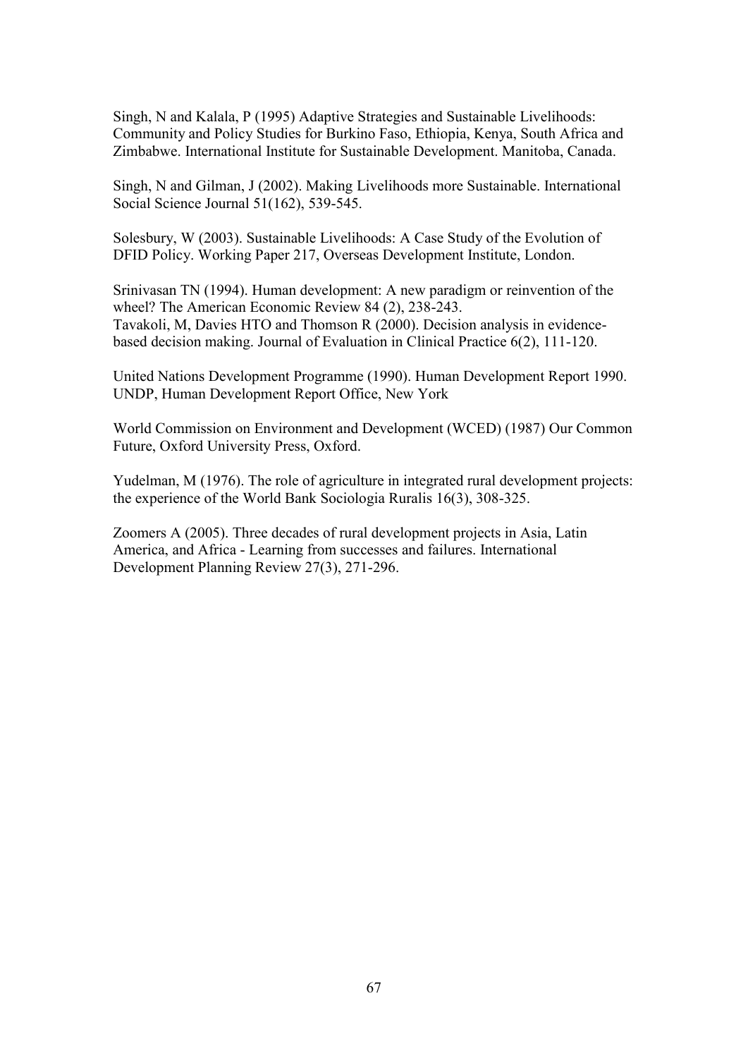Singh, N and Kalala, P (1995) Adaptive Strategies and Sustainable Livelihoods: Community and Policy Studies for Burkino Faso, Ethiopia, Kenya, South Africa and Zimbabwe. International Institute for Sustainable Development. Manitoba, Canada.

Singh, N and Gilman, J (2002). Making Livelihoods more Sustainable. International Social Science Journal 51(162), 539-545.

Solesbury, W (2003). Sustainable Livelihoods: A Case Study of the Evolution of DFID Policy. Working Paper 217, Overseas Development Institute, London.

Srinivasan TN (1994). Human development: A new paradigm or reinvention of the wheel? The American Economic Review 84 (2), 238-243.
Tavakoli, M, Davies HTO and Thomson R (2000). Decision analysis in evidence-based decision making. Journal of Evaluation in Clinical Practice 6(2), 111-120.

United Nations Development Programme (1990). Human Development Report 1990. UNDP, Human Development Report Office, New York

World Commission on Environment and Development (WCED) (1987) Our Common Future, Oxford University Press, Oxford.

Yudelman, M (1976). The role of agriculture in integrated rural development projects: the experience of the World Bank Sociologia Ruralis 16(3), 308-325.

Zoomers A (2005). Three decades of rural development projects in Asia, Latin America, and Africa - Learning from successes and failures. International Development Planning Review 27(3), 271-296.